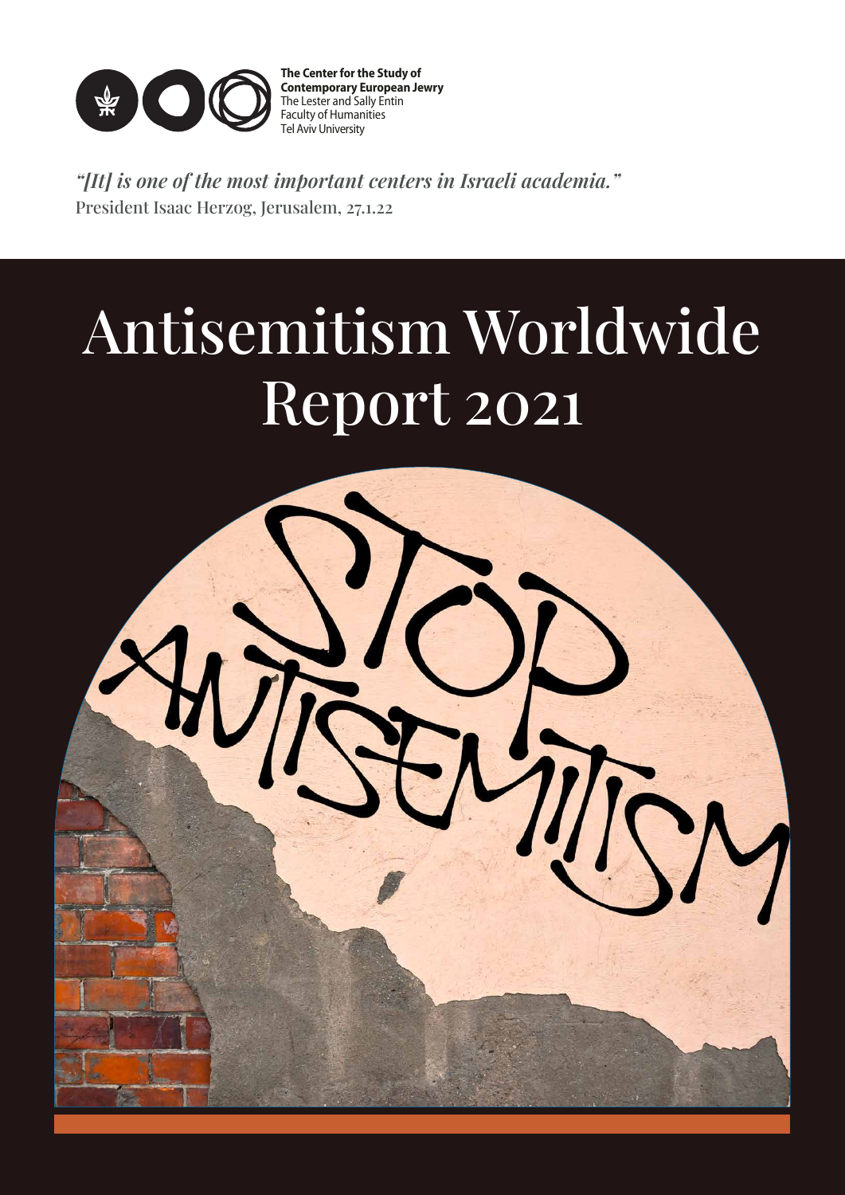**The Center for the Study of Contemporary European Jewry**
The Lester and Sally Entin
Faculty of Humanities
Tel Aviv University

*"[It] is one of the most important centers in Israeli academia."*
President Isaac Herzog, Jerusalem, 27.1.22

# Antisemitism Worldwide Report 2021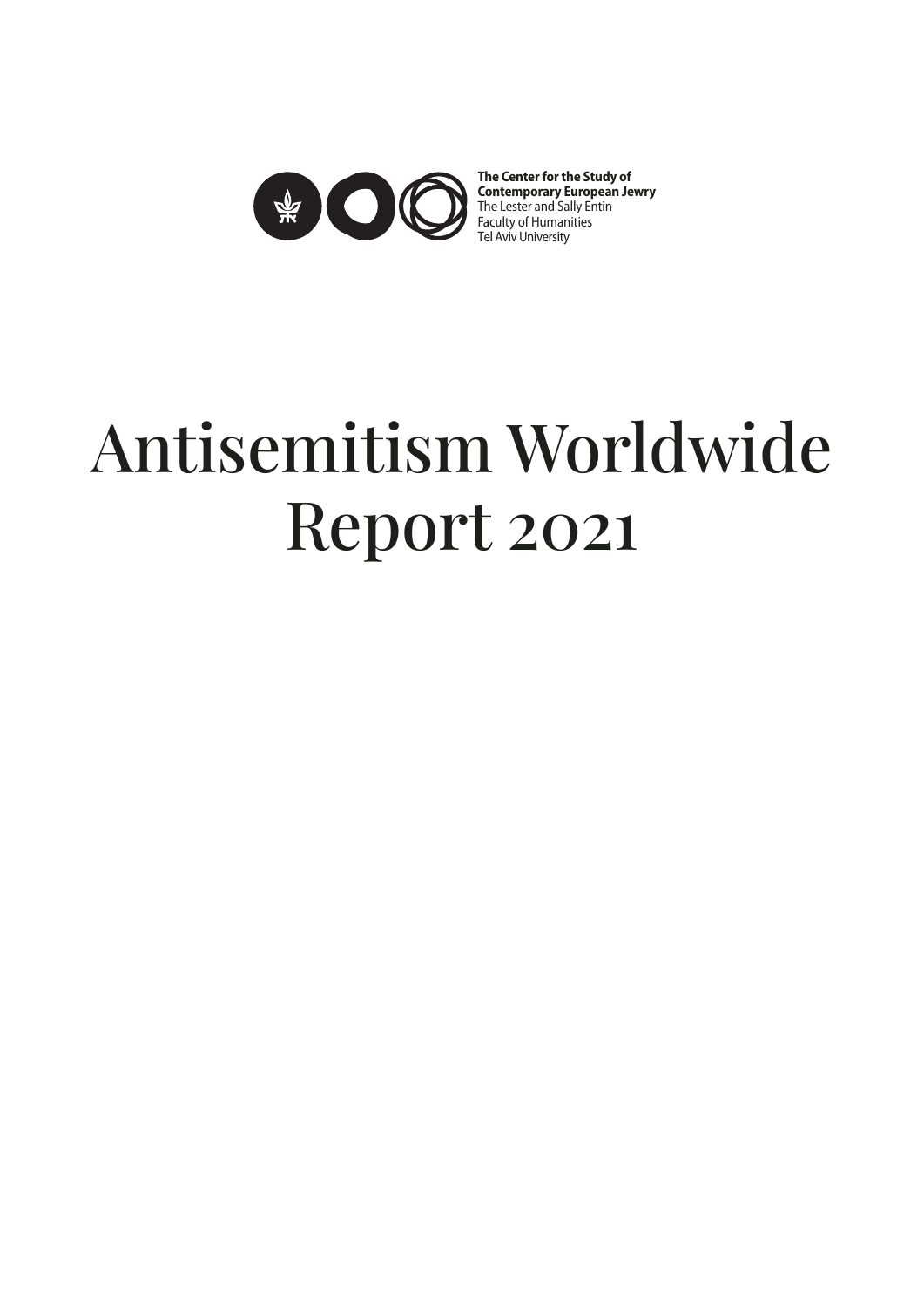**The Center for the Study of Contemporary European Jewry**
The Lester and Sally Entin
Faculty of Humanities
Tel Aviv University

# Antisemitism Worldwide Report 2021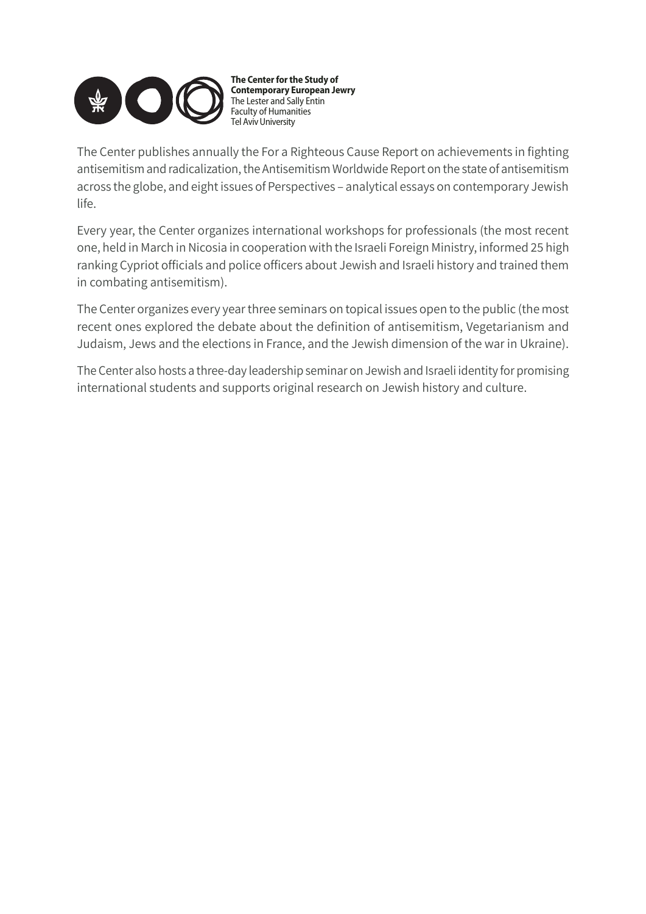**The Center for the Study of Contemporary European Jewry**
The Lester and Sally Entin
Faculty of Humanities
Tel Aviv University

The Center publishes annually the For a Righteous Cause Report on achievements in fighting antisemitism and radicalization, the Antisemitism Worldwide Report on the state of antisemitism across the globe, and eight issues of Perspectives – analytical essays on contemporary Jewish life.

Every year, the Center organizes international workshops for professionals (the most recent one, held in March in Nicosia in cooperation with the Israeli Foreign Ministry, informed 25 high ranking Cypriot officials and police officers about Jewish and Israeli history and trained them in combating antisemitism).

The Center organizes every year three seminars on topical issues open to the public (the most recent ones explored the debate about the definition of antisemitism, Vegetarianism and Judaism, Jews and the elections in France, and the Jewish dimension of the war in Ukraine).

The Center also hosts a three-day leadership seminar on Jewish and Israeli identity for promising international students and supports original research on Jewish history and culture.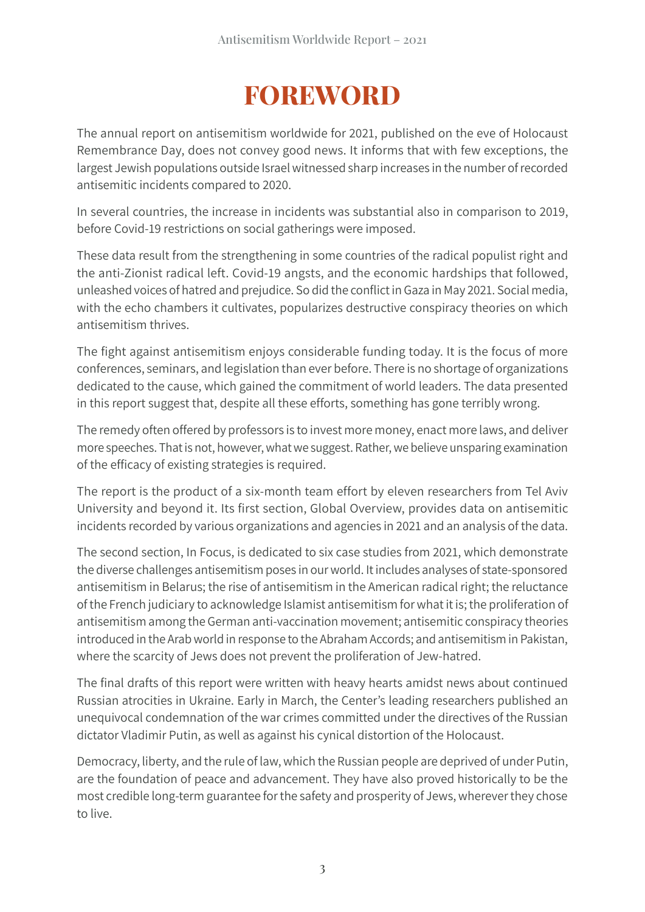# FOREWORD

The annual report on antisemitism worldwide for 2021, published on the eve of Holocaust Remembrance Day, does not convey good news. It informs that with few exceptions, the largest Jewish populations outside Israel witnessed sharp increases in the number of recorded antisemitic incidents compared to 2020.

In several countries, the increase in incidents was substantial also in comparison to 2019, before Covid-19 restrictions on social gatherings were imposed.

These data result from the strengthening in some countries of the radical populist right and the anti-Zionist radical left. Covid-19 angsts, and the economic hardships that followed, unleashed voices of hatred and prejudice. So did the conflict in Gaza in May 2021. Social media, with the echo chambers it cultivates, popularizes destructive conspiracy theories on which antisemitism thrives.

The fight against antisemitism enjoys considerable funding today. It is the focus of more conferences, seminars, and legislation than ever before. There is no shortage of organizations dedicated to the cause, which gained the commitment of world leaders. The data presented in this report suggest that, despite all these efforts, something has gone terribly wrong.

The remedy often offered by professors is to invest more money, enact more laws, and deliver more speeches. That is not, however, what we suggest. Rather, we believe unsparing examination of the efficacy of existing strategies is required.

The report is the product of a six-month team effort by eleven researchers from Tel Aviv University and beyond it. Its first section, Global Overview, provides data on antisemitic incidents recorded by various organizations and agencies in 2021 and an analysis of the data.

The second section, In Focus, is dedicated to six case studies from 2021, which demonstrate the diverse challenges antisemitism poses in our world. It includes analyses of state-sponsored antisemitism in Belarus; the rise of antisemitism in the American radical right; the reluctance of the French judiciary to acknowledge Islamist antisemitism for what it is; the proliferation of antisemitism among the German anti-vaccination movement; antisemitic conspiracy theories introduced in the Arab world in response to the Abraham Accords; and antisemitism in Pakistan, where the scarcity of Jews does not prevent the proliferation of Jew-hatred.

The final drafts of this report were written with heavy hearts amidst news about continued Russian atrocities in Ukraine. Early in March, the Center's leading researchers published an unequivocal condemnation of the war crimes committed under the directives of the Russian dictator Vladimir Putin, as well as against his cynical distortion of the Holocaust.

Democracy, liberty, and the rule of law, which the Russian people are deprived of under Putin, are the foundation of peace and advancement. They have also proved historically to be the most credible long-term guarantee for the safety and prosperity of Jews, wherever they chose to live.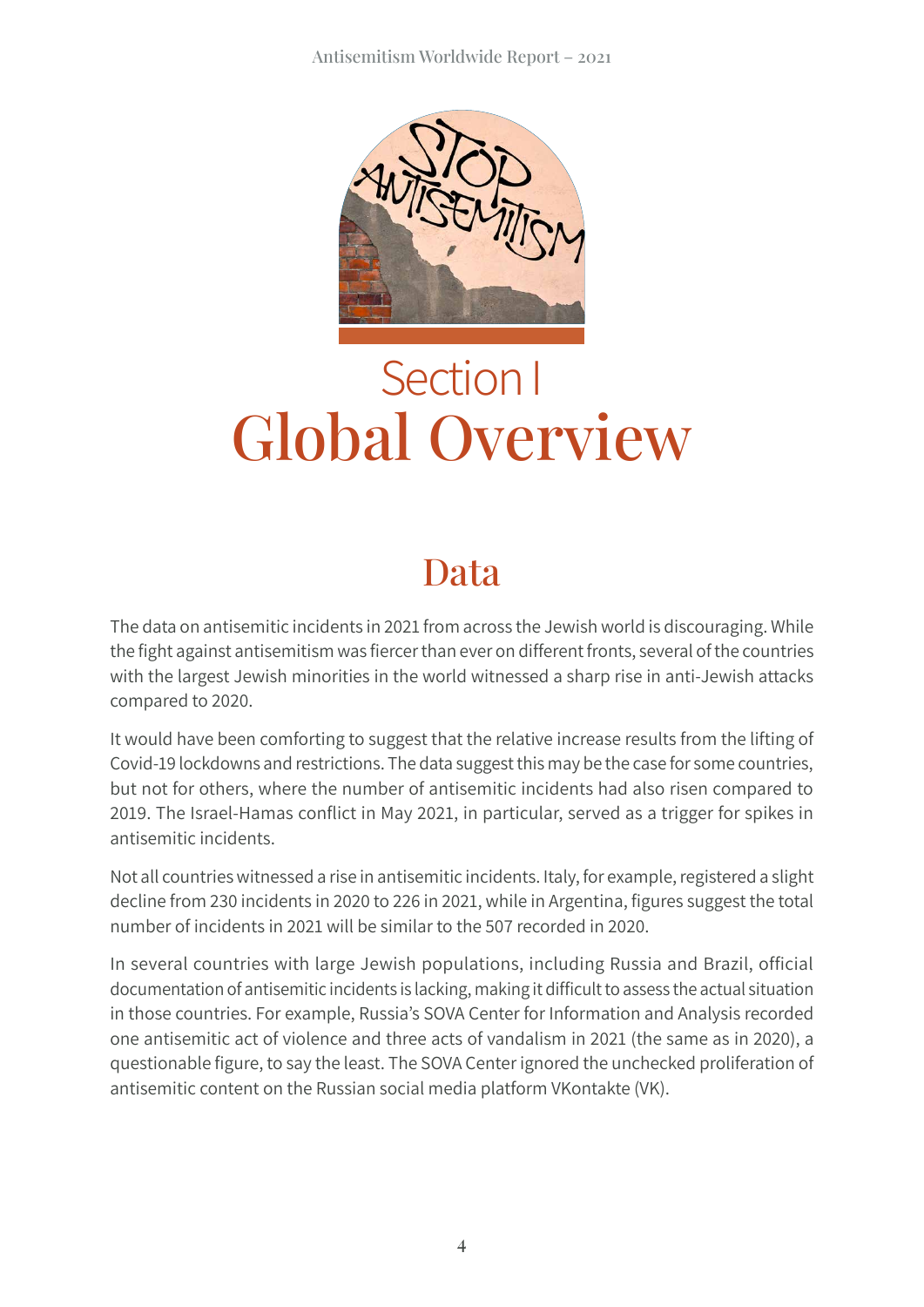# Section I
# Global Overview

## Data

The data on antisemitic incidents in 2021 from across the Jewish world is discouraging. While the fight against antisemitism was fiercer than ever on different fronts, several of the countries with the largest Jewish minorities in the world witnessed a sharp rise in anti-Jewish attacks compared to 2020.

It would have been comforting to suggest that the relative increase results from the lifting of Covid-19 lockdowns and restrictions. The data suggest this may be the case for some countries, but not for others, where the number of antisemitic incidents had also risen compared to 2019. The Israel-Hamas conflict in May 2021, in particular, served as a trigger for spikes in antisemitic incidents.

Not all countries witnessed a rise in antisemitic incidents. Italy, for example, registered a slight decline from 230 incidents in 2020 to 226 in 2021, while in Argentina, figures suggest the total number of incidents in 2021 will be similar to the 507 recorded in 2020.

In several countries with large Jewish populations, including Russia and Brazil, official documentation of antisemitic incidents is lacking, making it difficult to assess the actual situation in those countries. For example, Russia's SOVA Center for Information and Analysis recorded one antisemitic act of violence and three acts of vandalism in 2021 (the same as in 2020), a questionable figure, to say the least. The SOVA Center ignored the unchecked proliferation of antisemitic content on the Russian social media platform VKontakte (VK).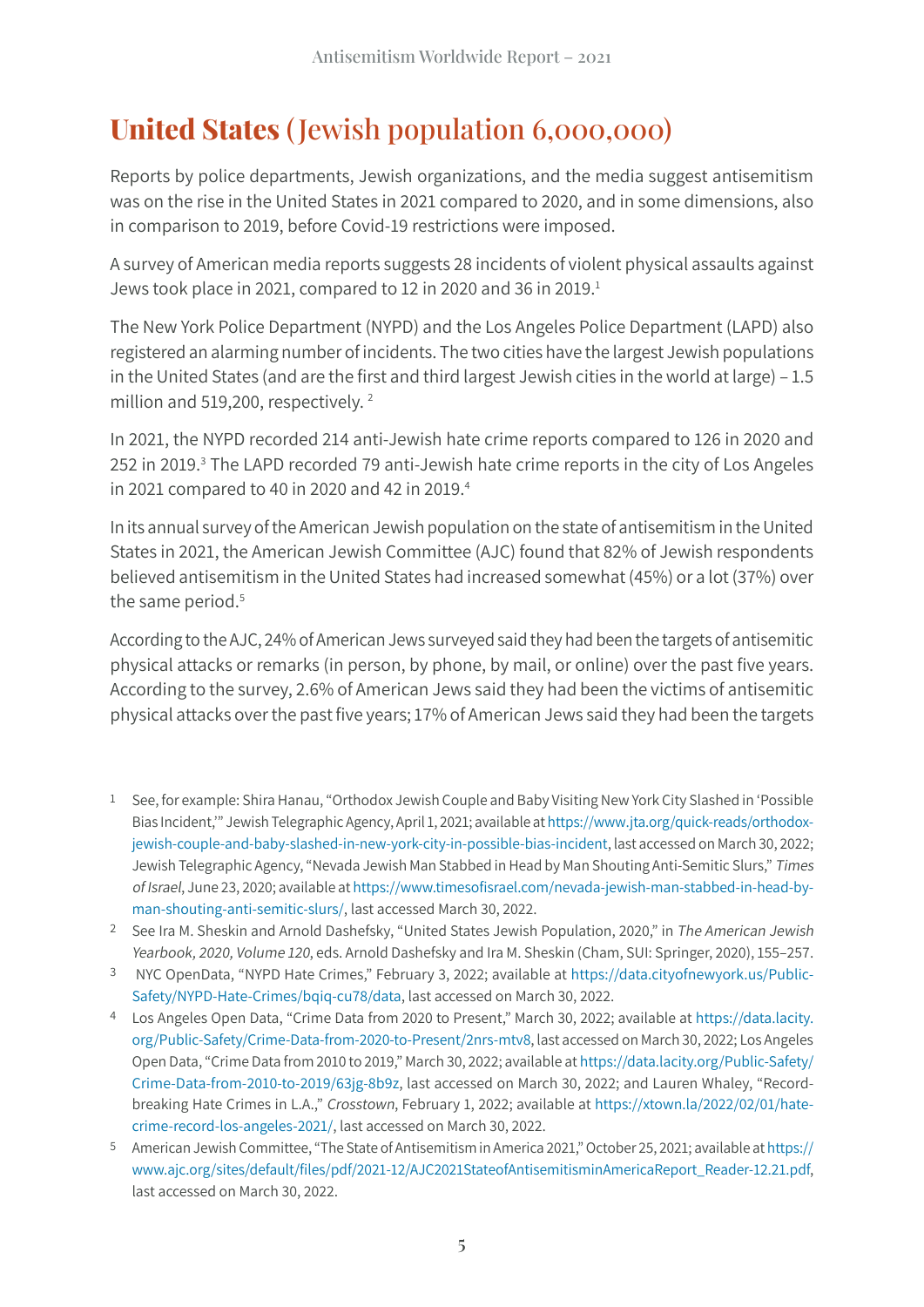# **United States** (Jewish population 6,000,000)

Reports by police departments, Jewish organizations, and the media suggest antisemitism was on the rise in the United States in 2021 compared to 2020, and in some dimensions, also in comparison to 2019, before Covid-19 restrictions were imposed.

A survey of American media reports suggests 28 incidents of violent physical assaults against Jews took place in 2021, compared to 12 in 2020 and 36 in 2019.[1]

The New York Police Department (NYPD) and the Los Angeles Police Department (LAPD) also registered an alarming number of incidents. The two cities have the largest Jewish populations in the United States (and are the first and third largest Jewish cities in the world at large) – 1.5 million and 519,200, respectively.[2]

In 2021, the NYPD recorded 214 anti-Jewish hate crime reports compared to 126 in 2020 and 252 in 2019.[3] The LAPD recorded 79 anti-Jewish hate crime reports in the city of Los Angeles in 2021 compared to 40 in 2020 and 42 in 2019.[4]

In its annual survey of the American Jewish population on the state of antisemitism in the United States in 2021, the American Jewish Committee (AJC) found that 82% of Jewish respondents believed antisemitism in the United States had increased somewhat (45%) or a lot (37%) over the same period.[5]

According to the AJC, 24% of American Jews surveyed said they had been the targets of antisemitic physical attacks or remarks (in person, by phone, by mail, or online) over the past five years. According to the survey, 2.6% of American Jews said they had been the victims of antisemitic physical attacks over the past five years; 17% of American Jews said they had been the targets

---

1 See, for example: Shira Hanau, "Orthodox Jewish Couple and Baby Visiting New York City Slashed in 'Possible Bias Incident,'" Jewish Telegraphic Agency, April 1, 2021; available at https://www.jta.org/quick-reads/orthodox-jewish-couple-and-baby-slashed-in-new-york-city-in-possible-bias-incident, last accessed on March 30, 2022; Jewish Telegraphic Agency, "Nevada Jewish Man Stabbed in Head by Man Shouting Anti-Semitic Slurs," *Times of Israel*, June 23, 2020; available at https://www.timesofisrael.com/nevada-jewish-man-stabbed-in-head-by-man-shouting-anti-semitic-slurs/, last accessed March 30, 2022.

2 See Ira M. Sheskin and Arnold Dashefsky, "United States Jewish Population, 2020," in *The American Jewish Yearbook, 2020, Volume 120*, eds. Arnold Dashefsky and Ira M. Sheskin (Cham, SUI: Springer, 2020), 155–257.

3 NYC OpenData, "NYPD Hate Crimes," February 3, 2022; available at https://data.cityofnewyork.us/Public-Safety/NYPD-Hate-Crimes/bqiq-cu78/data, last accessed on March 30, 2022.

4 Los Angeles Open Data, "Crime Data from 2020 to Present," March 30, 2022; available at https://data.lacity.org/Public-Safety/Crime-Data-from-2020-to-Present/2nrs-mtv8, last accessed on March 30, 2022; Los Angeles Open Data, "Crime Data from 2010 to 2019," March 30, 2022; available at https://data.lacity.org/Public-Safety/Crime-Data-from-2010-to-2019/63jg-8b9z, last accessed on March 30, 2022; and Lauren Whaley, "Record-breaking Hate Crimes in L.A.," *Crosstown*, February 1, 2022; available at https://xtown.la/2022/02/01/hate-crime-record-los-angeles-2021/, last accessed on March 30, 2022.

5 American Jewish Committee, "The State of Antisemitism in America 2021," October 25, 2021; available at https://www.ajc.org/sites/default/files/pdf/2021-12/AJC2021StateofAntisemitisminAmericaReport_Reader-12.21.pdf, last accessed on March 30, 2022.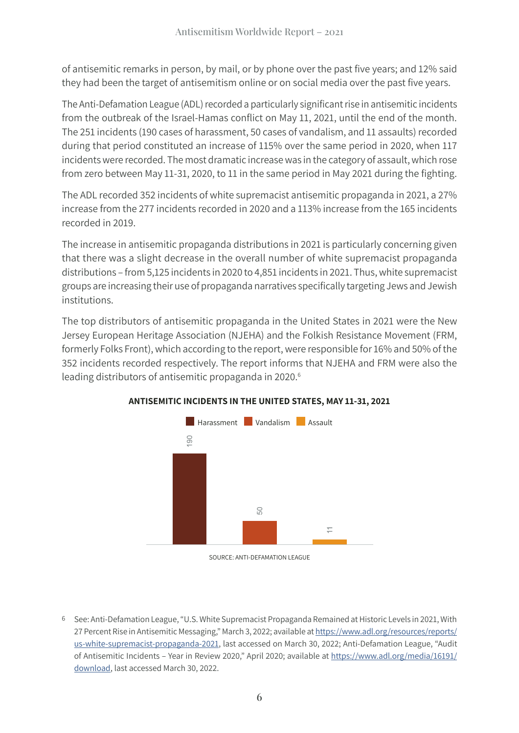of antisemitic remarks in person, by mail, or by phone over the past five years; and 12% said they had been the target of antisemitism online or on social media over the past five years.

The Anti-Defamation League (ADL) recorded a particularly significant rise in antisemitic incidents from the outbreak of the Israel-Hamas conflict on May 11, 2021, until the end of the month. The 251 incidents (190 cases of harassment, 50 cases of vandalism, and 11 assaults) recorded during that period constituted an increase of 115% over the same period in 2020, when 117 incidents were recorded. The most dramatic increase was in the category of assault, which rose from zero between May 11-31, 2020, to 11 in the same period in May 2021 during the fighting.

The ADL recorded 352 incidents of white supremacist antisemitic propaganda in 2021, a 27% increase from the 277 incidents recorded in 2020 and a 113% increase from the 165 incidents recorded in 2019.

The increase in antisemitic propaganda distributions in 2021 is particularly concerning given that there was a slight decrease in the overall number of white supremacist propaganda distributions – from 5,125 incidents in 2020 to 4,851 incidents in 2021. Thus, white supremacist groups are increasing their use of propaganda narratives specifically targeting Jews and Jewish institutions.

The top distributors of antisemitic propaganda in the United States in 2021 were the New Jersey European Heritage Association (NJEHA) and the Folkish Resistance Movement (FRM, formerly Folks Front), which according to the report, were responsible for 16% and 50% of the 352 incidents recorded respectively. The report informs that NJEHA and FRM were also the leading distributors of antisemitic propaganda in 2020.[6]

**ANTISEMITIC INCIDENTS IN THE UNITED STATES, MAY 11-31, 2021**

| Harassment | Vandalism | Assault |
|---|---|---|
| 190 | 50 | 11 |

SOURCE: ANTI-DEFAMATION LEAGUE

[6] See: Anti-Defamation League, "U.S. White Supremacist Propaganda Remained at Historic Levels in 2021, With 27 Percent Rise in Antisemitic Messaging," March 3, 2022; available at https://www.adl.org/resources/reports/us-white-supremacist-propaganda-2021, last accessed on March 30, 2022; Anti-Defamation League, "Audit of Antisemitic Incidents – Year in Review 2020," April 2020; available at https://www.adl.org/media/16191/download, last accessed March 30, 2022.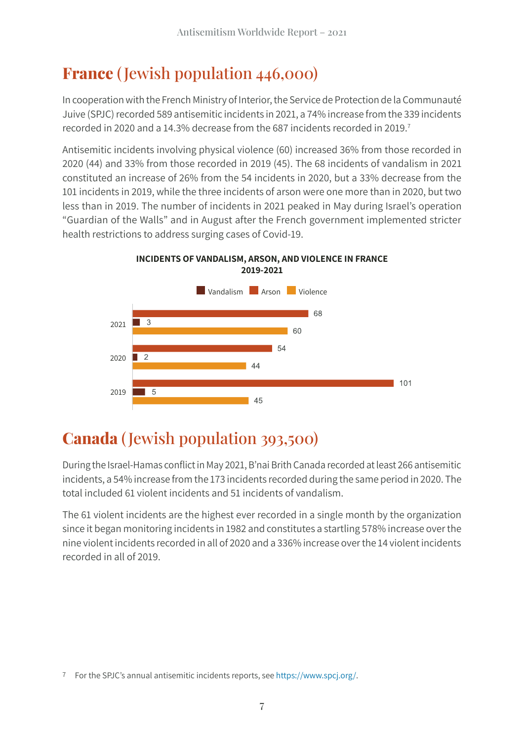## France (Jewish population 446,000)

In cooperation with the French Ministry of Interior, the Service de Protection de la Communauté Juive (SPJC) recorded 589 antisemitic incidents in 2021, a 74% increase from the 339 incidents recorded in 2020 and a 14.3% decrease from the 687 incidents recorded in 2019.[7]

Antisemitic incidents involving physical violence (60) increased 36% from those recorded in 2020 (44) and 33% from those recorded in 2019 (45). The 68 incidents of vandalism in 2021 constituted an increase of 26% from the 54 incidents in 2020, but a 33% decrease from the 101 incidents in 2019, while the three incidents of arson were one more than in 2020, but two less than in 2019. The number of incidents in 2021 peaked in May during Israel's operation "Guardian of the Walls" and in August after the French government implemented stricter health restrictions to address surging cases of Covid-19.

**INCIDENTS OF VANDALISM, ARSON, AND VIOLENCE IN FRANCE 2019-2021**

| Year | Vandalism | Arson | Violence |
|---|---|---|---|
| 2021 | 68 | 3 | 60 |
| 2020 | 54 | 2 | 44 |
| 2019 | 101 | 5 | 45 |

## Canada (Jewish population 393,500)

During the Israel-Hamas conflict in May 2021, B'nai Brith Canada recorded at least 266 antisemitic incidents, a 54% increase from the 173 incidents recorded during the same period in 2020. The total included 61 violent incidents and 51 incidents of vandalism.

The 61 violent incidents are the highest ever recorded in a single month by the organization since it began monitoring incidents in 1982 and constitutes a startling 578% increase over the nine violent incidents recorded in all of 2020 and a 336% increase over the 14 violent incidents recorded in all of 2019.

[7] For the SPJC's annual antisemitic incidents reports, see https://www.spcj.org/.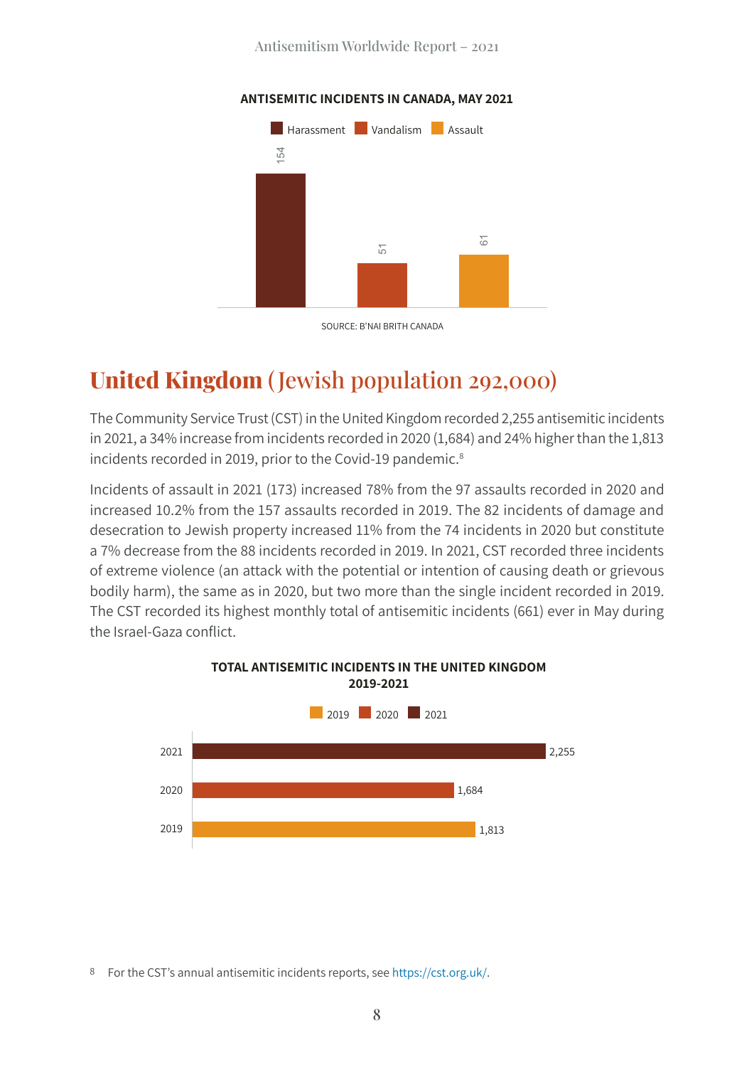**ANTISEMITIC INCIDENTS IN CANADA, MAY 2021**

| Harassment | Vandalism | Assault |
|---|---|---|
| 154 | 51 | 61 |

SOURCE: B'NAI BRITH CANADA

## United Kingdom (Jewish population 292,000)

The Community Service Trust (CST) in the United Kingdom recorded 2,255 antisemitic incidents in 2021, a 34% increase from incidents recorded in 2020 (1,684) and 24% higher than the 1,813 incidents recorded in 2019, prior to the Covid-19 pandemic.[8]

Incidents of assault in 2021 (173) increased 78% from the 97 assaults recorded in 2020 and increased 10.2% from the 157 assaults recorded in 2019. The 82 incidents of damage and desecration to Jewish property increased 11% from the 74 incidents in 2020 but constitute a 7% decrease from the 88 incidents recorded in 2019. In 2021, CST recorded three incidents of extreme violence (an attack with the potential or intention of causing death or grievous bodily harm), the same as in 2020, but two more than the single incident recorded in 2019. The CST recorded its highest monthly total of antisemitic incidents (661) ever in May during the Israel-Gaza conflict.

**TOTAL ANTISEMITIC INCIDENTS IN THE UNITED KINGDOM 2019-2021**

| Year | Incidents |
|---|---|
| 2021 | 2,255 |
| 2020 | 1,684 |
| 2019 | 1,813 |

[8] For the CST's annual antisemitic incidents reports, see https://cst.org.uk/.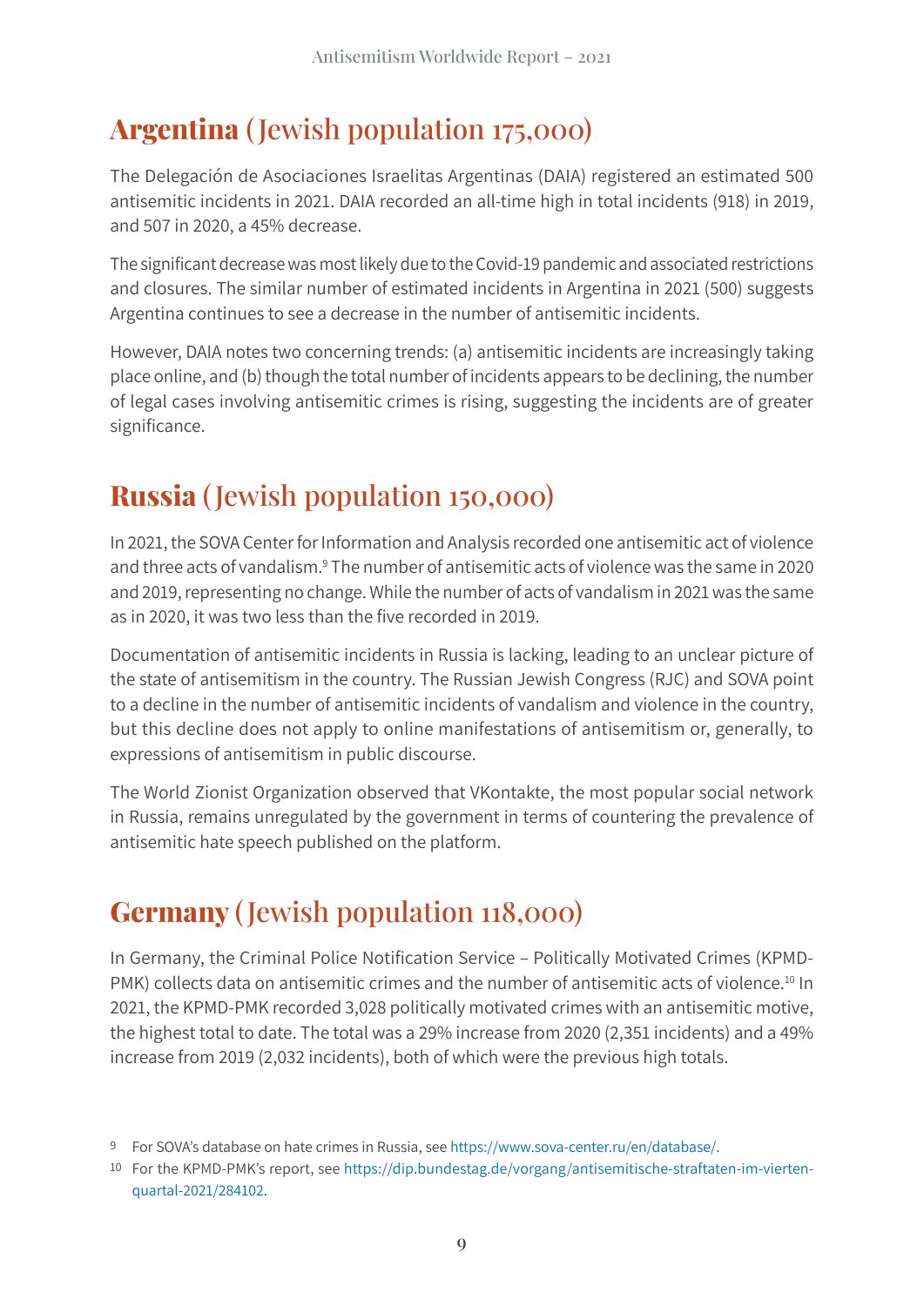## **Argentina** (Jewish population 175,000)

The Delegación de Asociaciones Israelitas Argentinas (DAIA) registered an estimated 500 antisemitic incidents in 2021. DAIA recorded an all-time high in total incidents (918) in 2019, and 507 in 2020, a 45% decrease.

The significant decrease was most likely due to the Covid-19 pandemic and associated restrictions and closures. The similar number of estimated incidents in Argentina in 2021 (500) suggests Argentina continues to see a decrease in the number of antisemitic incidents.

However, DAIA notes two concerning trends: (a) antisemitic incidents are increasingly taking place online, and (b) though the total number of incidents appears to be declining, the number of legal cases involving antisemitic crimes is rising, suggesting the incidents are of greater significance.

## **Russia** (Jewish population 150,000)

In 2021, the SOVA Center for Information and Analysis recorded one antisemitic act of violence and three acts of vandalism.[9] The number of antisemitic acts of violence was the same in 2020 and 2019, representing no change. While the number of acts of vandalism in 2021 was the same as in 2020, it was two less than the five recorded in 2019.

Documentation of antisemitic incidents in Russia is lacking, leading to an unclear picture of the state of antisemitism in the country. The Russian Jewish Congress (RJC) and SOVA point to a decline in the number of antisemitic incidents of vandalism and violence in the country, but this decline does not apply to online manifestations of antisemitism or, generally, to expressions of antisemitism in public discourse.

The World Zionist Organization observed that VKontakte, the most popular social network in Russia, remains unregulated by the government in terms of countering the prevalence of antisemitic hate speech published on the platform.

## **Germany** (Jewish population 118,000)

In Germany, the Criminal Police Notification Service – Politically Motivated Crimes (KPMD-PMK) collects data on antisemitic crimes and the number of antisemitic acts of violence.[10] In 2021, the KPMD-PMK recorded 3,028 politically motivated crimes with an antisemitic motive, the highest total to date. The total was a 29% increase from 2020 (2,351 incidents) and a 49% increase from 2019 (2,032 incidents), both of which were the previous high totals.

[9] For SOVA's database on hate crimes in Russia, see https://www.sova-center.ru/en/database/.

[10] For the KPMD-PMK's report, see https://dip.bundestag.de/vorgang/antisemitische-straftaten-im-vierten-quartal-2021/284102.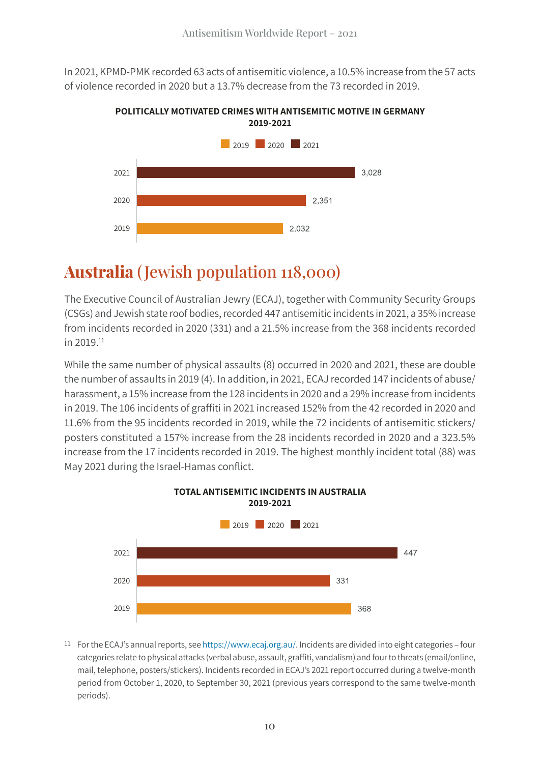In 2021, KPMD-PMK recorded 63 acts of antisemitic violence, a 10.5% increase from the 57 acts of violence recorded in 2020 but a 13.7% decrease from the 73 recorded in 2019.

**POLITICALLY MOTIVATED CRIMES WITH ANTISEMITIC MOTIVE IN GERMANY 2019-2021**

| Year | Crimes |
| --- | --- |
| 2021 | 3,028 |
| 2020 | 2,351 |
| 2019 | 2,032 |

## Australia (Jewish population 118,000)

The Executive Council of Australian Jewry (ECAJ), together with Community Security Groups (CSGs) and Jewish state roof bodies, recorded 447 antisemitic incidents in 2021, a 35% increase from incidents recorded in 2020 (331) and a 21.5% increase from the 368 incidents recorded in 2019.[11]

While the same number of physical assaults (8) occurred in 2020 and 2021, these are double the number of assaults in 2019 (4). In addition, in 2021, ECAJ recorded 147 incidents of abuse/harassment, a 15% increase from the 128 incidents in 2020 and a 29% increase from incidents in 2019. The 106 incidents of graffiti in 2021 increased 152% from the 42 recorded in 2020 and 11.6% from the 95 incidents recorded in 2019, while the 72 incidents of antisemitic stickers/posters constituted a 157% increase from the 28 incidents recorded in 2020 and a 323.5% increase from the 17 incidents recorded in 2019. The highest monthly incident total (88) was May 2021 during the Israel-Hamas conflict.

**TOTAL ANTISEMITIC INCIDENTS IN AUSTRALIA 2019-2021**

| Year | Incidents |
| --- | --- |
| 2021 | 447 |
| 2020 | 331 |
| 2019 | 368 |

[11] For the ECAJ's annual reports, see https://www.ecaj.org.au/. Incidents are divided into eight categories – four categories relate to physical attacks (verbal abuse, assault, graffiti, vandalism) and four to threats (email/online, mail, telephone, posters/stickers). Incidents recorded in ECAJ's 2021 report occurred during a twelve-month period from October 1, 2020, to September 30, 2021 (previous years correspond to the same twelve-month periods).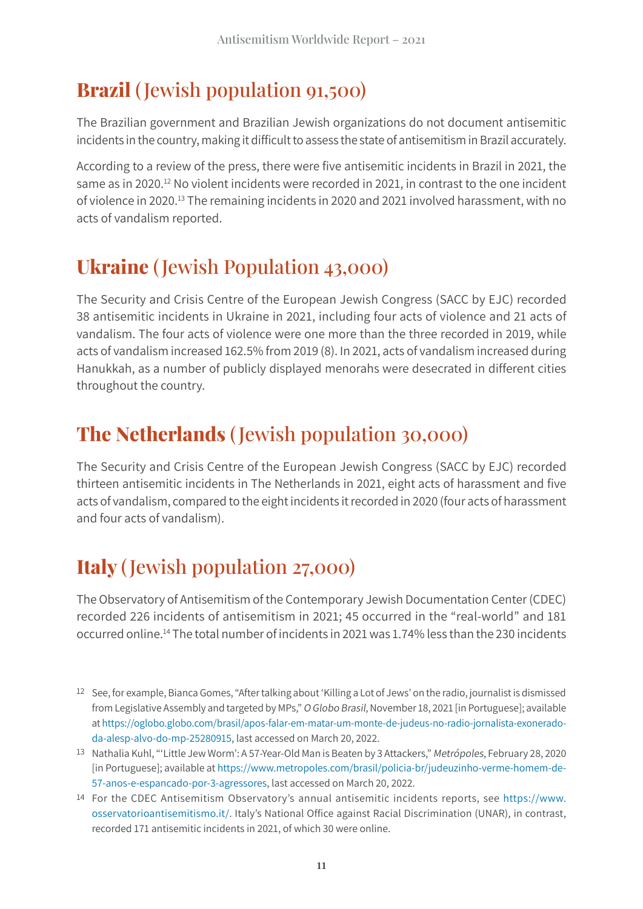## **Brazil** (Jewish population 91,500)

The Brazilian government and Brazilian Jewish organizations do not document antisemitic incidents in the country, making it difficult to assess the state of antisemitism in Brazil accurately.

According to a review of the press, there were five antisemitic incidents in Brazil in 2021, the same as in 2020.[12] No violent incidents were recorded in 2021, in contrast to the one incident of violence in 2020.[13] The remaining incidents in 2020 and 2021 involved harassment, with no acts of vandalism reported.

## **Ukraine** (Jewish Population 43,000)

The Security and Crisis Centre of the European Jewish Congress (SACC by EJC) recorded 38 antisemitic incidents in Ukraine in 2021, including four acts of violence and 21 acts of vandalism. The four acts of violence were one more than the three recorded in 2019, while acts of vandalism increased 162.5% from 2019 (8). In 2021, acts of vandalism increased during Hanukkah, as a number of publicly displayed menorahs were desecrated in different cities throughout the country.

## **The Netherlands** (Jewish population 30,000)

The Security and Crisis Centre of the European Jewish Congress (SACC by EJC) recorded thirteen antisemitic incidents in The Netherlands in 2021, eight acts of harassment and five acts of vandalism, compared to the eight incidents it recorded in 2020 (four acts of harassment and four acts of vandalism).

## **Italy** (Jewish population 27,000)

The Observatory of Antisemitism of the Contemporary Jewish Documentation Center (CDEC) recorded 226 incidents of antisemitism in 2021; 45 occurred in the "real-world" and 181 occurred online.[14] The total number of incidents in 2021 was 1.74% less than the 230 incidents

---

[12] See, for example, Bianca Gomes, "After talking about 'Killing a Lot of Jews' on the radio, journalist is dismissed from Legislative Assembly and targeted by MPs," *O Globo Brasil*, November 18, 2021 [in Portuguese]; available at https://oglobo.globo.com/brasil/apos-falar-em-matar-um-monte-de-judeus-no-radio-jornalista-exonerado-da-alesp-alvo-do-mp-25280915, last accessed on March 20, 2022.

[13] Nathalia Kuhl, "'Little Jew Worm': A 57-Year-Old Man is Beaten by 3 Attackers," *Metrópoles*, February 28, 2020 [in Portuguese]; available at https://www.metropoles.com/brasil/policia-br/judeuzinho-verme-homem-de-57-anos-e-espancado-por-3-agressores, last accessed on March 20, 2022.

[14] For the CDEC Antisemitism Observatory's annual antisemitic incidents reports, see https://www.osservatorioantisemitismo.it/. Italy's National Office against Racial Discrimination (UNAR), in contrast, recorded 171 antisemitic incidents in 2021, of which 30 were online.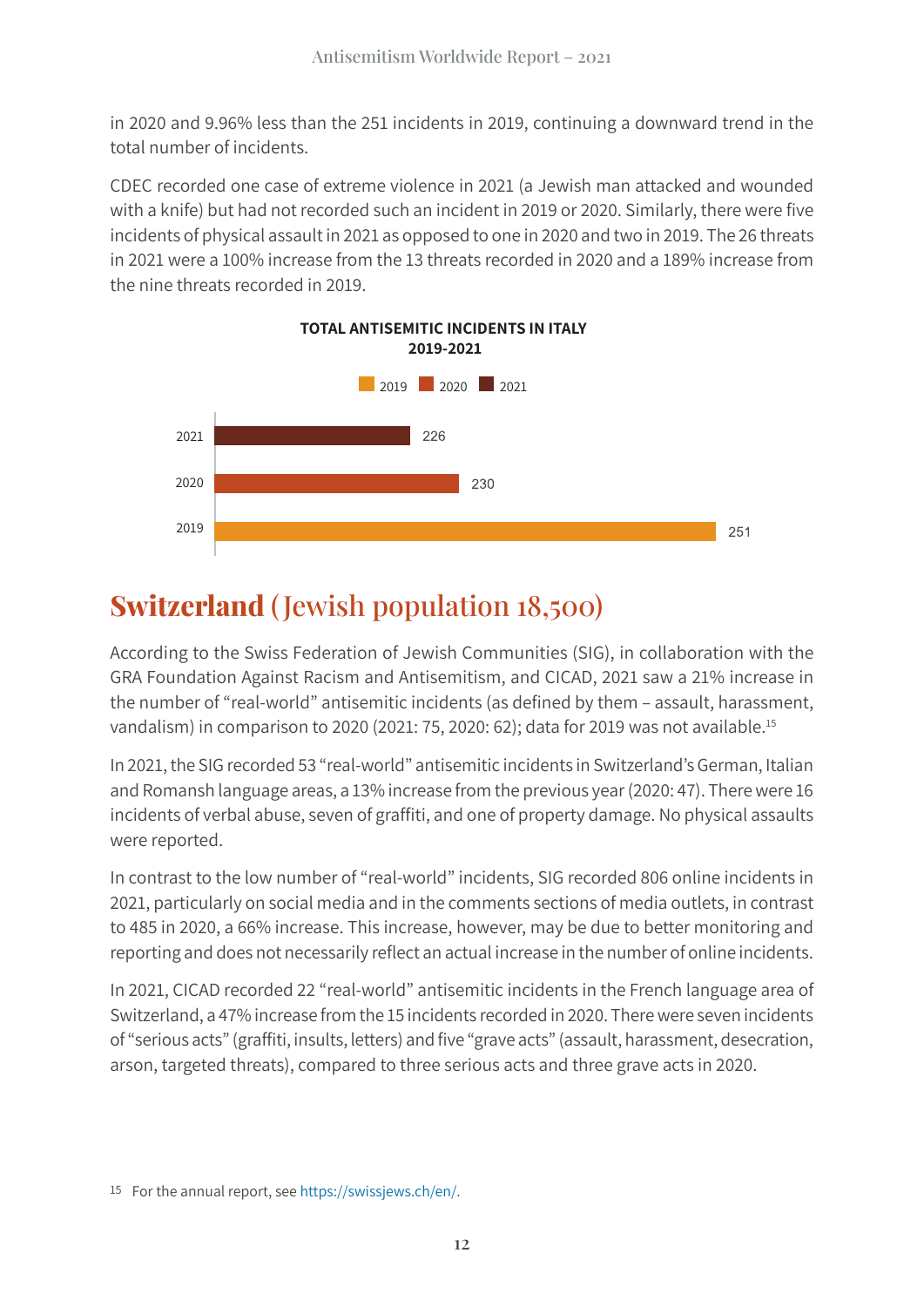in 2020 and 9.96% less than the 251 incidents in 2019, continuing a downward trend in the total number of incidents.

CDEC recorded one case of extreme violence in 2021 (a Jewish man attacked and wounded with a knife) but had not recorded such an incident in 2019 or 2020. Similarly, there were five incidents of physical assault in 2021 as opposed to one in 2020 and two in 2019. The 26 threats in 2021 were a 100% increase from the 13 threats recorded in 2020 and a 189% increase from the nine threats recorded in 2019.

**TOTAL ANTISEMITIC INCIDENTS IN ITALY 2019-2021**

| Year | Incidents |
|---|---|
| 2021 | 226 |
| 2020 | 230 |
| 2019 | 251 |

## Switzerland (Jewish population 18,500)

According to the Swiss Federation of Jewish Communities (SIG), in collaboration with the GRA Foundation Against Racism and Antisemitism, and CICAD, 2021 saw a 21% increase in the number of "real-world" antisemitic incidents (as defined by them – assault, harassment, vandalism) in comparison to 2020 (2021: 75, 2020: 62); data for 2019 was not available.[15]

In 2021, the SIG recorded 53 "real-world" antisemitic incidents in Switzerland's German, Italian and Romansh language areas, a 13% increase from the previous year (2020: 47). There were 16 incidents of verbal abuse, seven of graffiti, and one of property damage. No physical assaults were reported.

In contrast to the low number of "real-world" incidents, SIG recorded 806 online incidents in 2021, particularly on social media and in the comments sections of media outlets, in contrast to 485 in 2020, a 66% increase. This increase, however, may be due to better monitoring and reporting and does not necessarily reflect an actual increase in the number of online incidents.

In 2021, CICAD recorded 22 "real-world" antisemitic incidents in the French language area of Switzerland, a 47% increase from the 15 incidents recorded in 2020. There were seven incidents of "serious acts" (graffiti, insults, letters) and five "grave acts" (assault, harassment, desecration, arson, targeted threats), compared to three serious acts and three grave acts in 2020.

[15] For the annual report, see https://swissjews.ch/en/.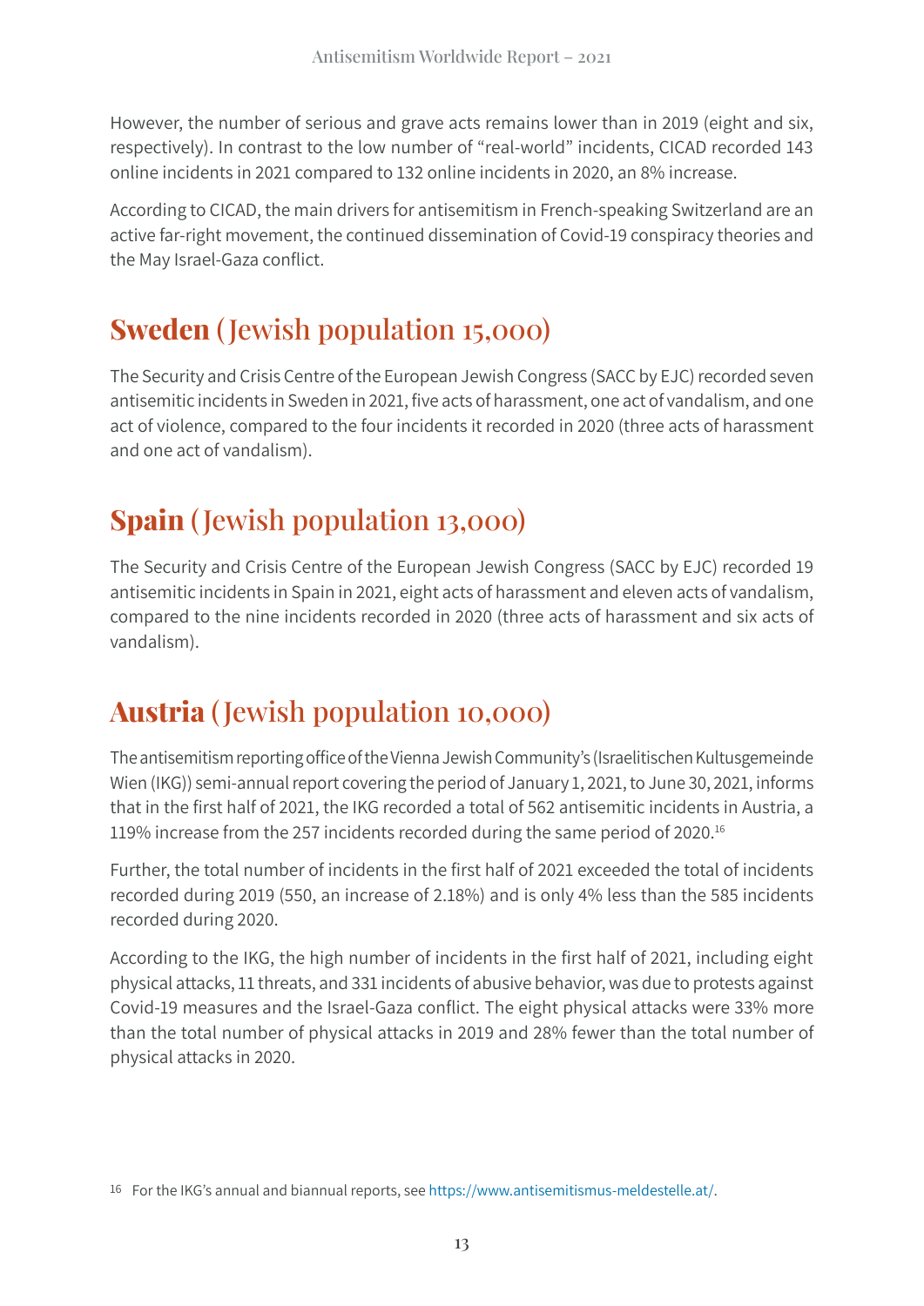However, the number of serious and grave acts remains lower than in 2019 (eight and six, respectively). In contrast to the low number of "real-world" incidents, CICAD recorded 143 online incidents in 2021 compared to 132 online incidents in 2020, an 8% increase.

According to CICAD, the main drivers for antisemitism in French-speaking Switzerland are an active far-right movement, the continued dissemination of Covid-19 conspiracy theories and the May Israel-Gaza conflict.

## **Sweden** (Jewish population 15,000)

The Security and Crisis Centre of the European Jewish Congress (SACC by EJC) recorded seven antisemitic incidents in Sweden in 2021, five acts of harassment, one act of vandalism, and one act of violence, compared to the four incidents it recorded in 2020 (three acts of harassment and one act of vandalism).

## **Spain** (Jewish population 13,000)

The Security and Crisis Centre of the European Jewish Congress (SACC by EJC) recorded 19 antisemitic incidents in Spain in 2021, eight acts of harassment and eleven acts of vandalism, compared to the nine incidents recorded in 2020 (three acts of harassment and six acts of vandalism).

## **Austria** (Jewish population 10,000)

The antisemitism reporting office of the Vienna Jewish Community's (Israelitischen Kultusgemeinde Wien (IKG)) semi-annual report covering the period of January 1, 2021, to June 30, 2021, informs that in the first half of 2021, the IKG recorded a total of 562 antisemitic incidents in Austria, a 119% increase from the 257 incidents recorded during the same period of 2020.[16]

Further, the total number of incidents in the first half of 2021 exceeded the total of incidents recorded during 2019 (550, an increase of 2.18%) and is only 4% less than the 585 incidents recorded during 2020.

According to the IKG, the high number of incidents in the first half of 2021, including eight physical attacks, 11 threats, and 331 incidents of abusive behavior, was due to protests against Covid-19 measures and the Israel-Gaza conflict. The eight physical attacks were 33% more than the total number of physical attacks in 2019 and 28% fewer than the total number of physical attacks in 2020.

[16] For the IKG's annual and biannual reports, see https://www.antisemitismus-meldestelle.at/.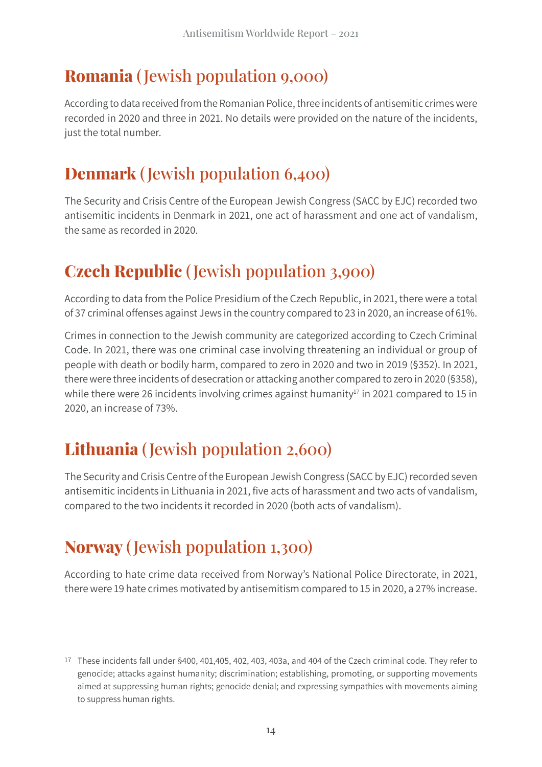## **Romania** (Jewish population 9,000)

According to data received from the Romanian Police, three incidents of antisemitic crimes were recorded in 2020 and three in 2021. No details were provided on the nature of the incidents, just the total number.

## **Denmark** (Jewish population 6,400)

The Security and Crisis Centre of the European Jewish Congress (SACC by EJC) recorded two antisemitic incidents in Denmark in 2021, one act of harassment and one act of vandalism, the same as recorded in 2020.

## **Czech Republic** (Jewish population 3,900)

According to data from the Police Presidium of the Czech Republic, in 2021, there were a total of 37 criminal offenses against Jews in the country compared to 23 in 2020, an increase of 61%.

Crimes in connection to the Jewish community are categorized according to Czech Criminal Code. In 2021, there was one criminal case involving threatening an individual or group of people with death or bodily harm, compared to zero in 2020 and two in 2019 (§352). In 2021, there were three incidents of desecration or attacking another compared to zero in 2020 (§358), while there were 26 incidents involving crimes against humanity[17] in 2021 compared to 15 in 2020, an increase of 73%.

## **Lithuania** (Jewish population 2,600)

The Security and Crisis Centre of the European Jewish Congress (SACC by EJC) recorded seven antisemitic incidents in Lithuania in 2021, five acts of harassment and two acts of vandalism, compared to the two incidents it recorded in 2020 (both acts of vandalism).

## **Norway** (Jewish population 1,300)

According to hate crime data received from Norway's National Police Directorate, in 2021, there were 19 hate crimes motivated by antisemitism compared to 15 in 2020, a 27% increase.

---

[17] These incidents fall under §400, 401,405, 402, 403, 403a, and 404 of the Czech criminal code. They refer to genocide; attacks against humanity; discrimination; establishing, promoting, or supporting movements aimed at suppressing human rights; genocide denial; and expressing sympathies with movements aiming to suppress human rights.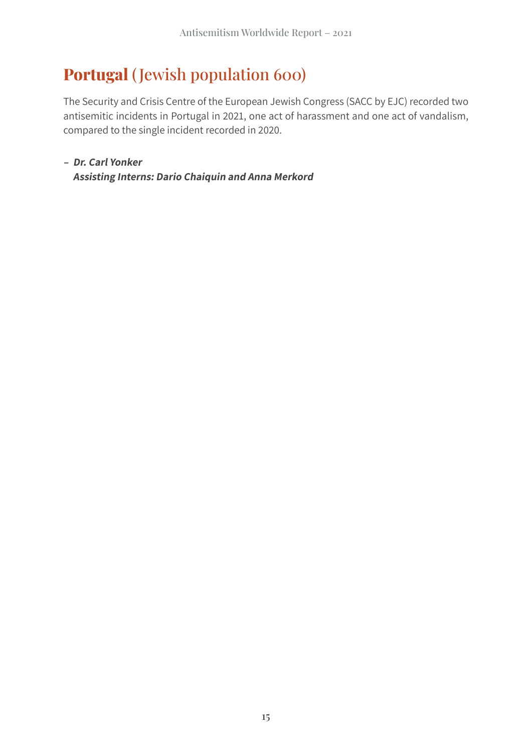# **Portugal** (Jewish population 600)

The Security and Crisis Centre of the European Jewish Congress (SACC by EJC) recorded two antisemitic incidents in Portugal in 2021, one act of harassment and one act of vandalism, compared to the single incident recorded in 2020.

– ***Dr. Carl Yonker***
***Assisting Interns: Dario Chaiquin and Anna Merkord***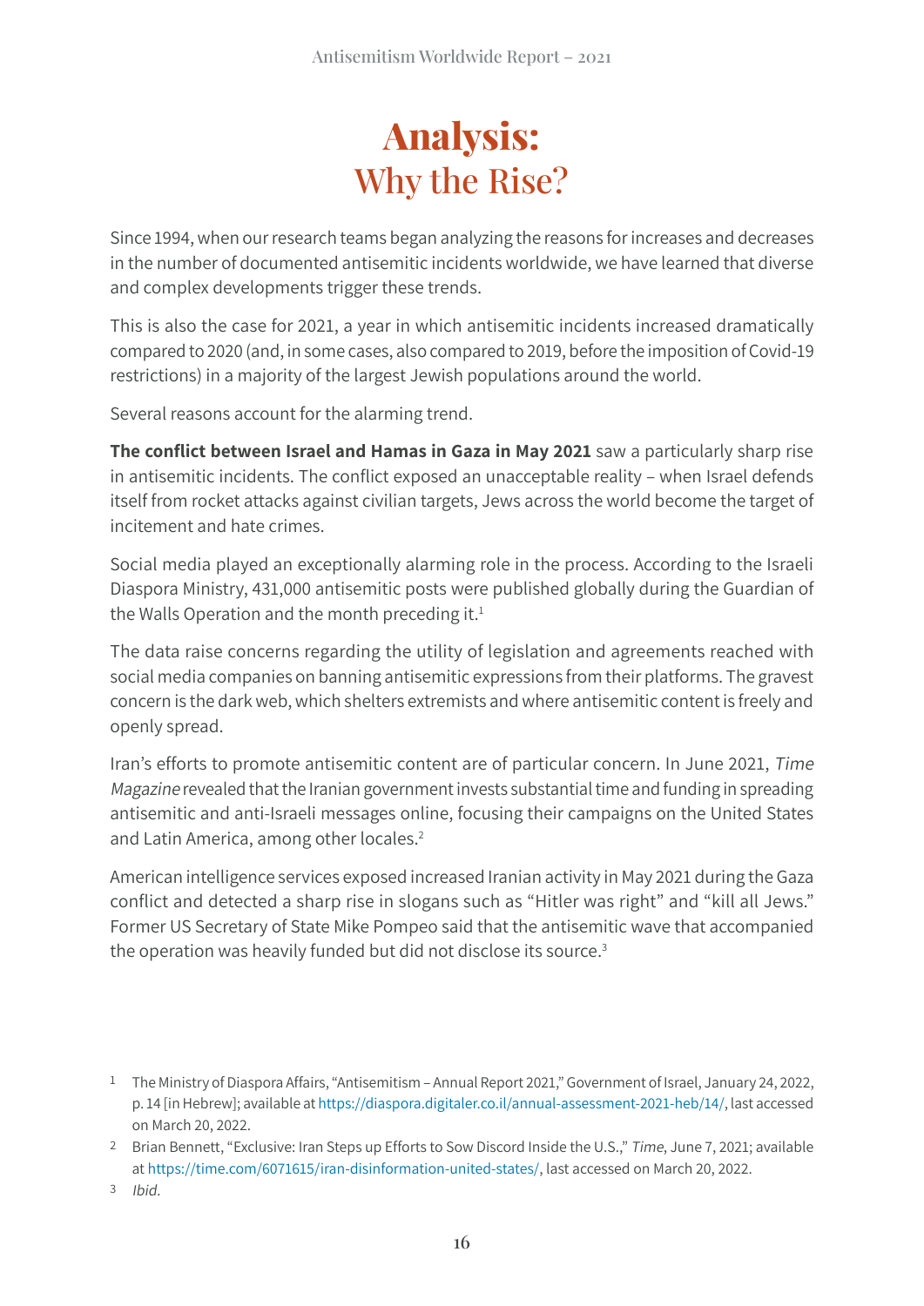# Analysis:
## Why the Rise?

Since 1994, when our research teams began analyzing the reasons for increases and decreases in the number of documented antisemitic incidents worldwide, we have learned that diverse and complex developments trigger these trends.

This is also the case for 2021, a year in which antisemitic incidents increased dramatically compared to 2020 (and, in some cases, also compared to 2019, before the imposition of Covid-19 restrictions) in a majority of the largest Jewish populations around the world.

Several reasons account for the alarming trend.

**The conflict between Israel and Hamas in Gaza in May 2021** saw a particularly sharp rise in antisemitic incidents. The conflict exposed an unacceptable reality – when Israel defends itself from rocket attacks against civilian targets, Jews across the world become the target of incitement and hate crimes.

Social media played an exceptionally alarming role in the process. According to the Israeli Diaspora Ministry, 431,000 antisemitic posts were published globally during the Guardian of the Walls Operation and the month preceding it.[1]

The data raise concerns regarding the utility of legislation and agreements reached with social media companies on banning antisemitic expressions from their platforms. The gravest concern is the dark web, which shelters extremists and where antisemitic content is freely and openly spread.

Iran's efforts to promote antisemitic content are of particular concern. In June 2021, *Time Magazine* revealed that the Iranian government invests substantial time and funding in spreading antisemitic and anti-Israeli messages online, focusing their campaigns on the United States and Latin America, among other locales.[2]

American intelligence services exposed increased Iranian activity in May 2021 during the Gaza conflict and detected a sharp rise in slogans such as "Hitler was right" and "kill all Jews." Former US Secretary of State Mike Pompeo said that the antisemitic wave that accompanied the operation was heavily funded but did not disclose its source.[3]

---

1 The Ministry of Diaspora Affairs, "Antisemitism – Annual Report 2021," Government of Israel, January 24, 2022, p. 14 [in Hebrew]; available at https://diaspora.digitaler.co.il/annual-assessment-2021-heb/14/, last accessed on March 20, 2022.

2 Brian Bennett, "Exclusive: Iran Steps up Efforts to Sow Discord Inside the U.S.," *Time*, June 7, 2021; available at https://time.com/6071615/iran-disinformation-united-states/, last accessed on March 20, 2022.

3 *Ibid.*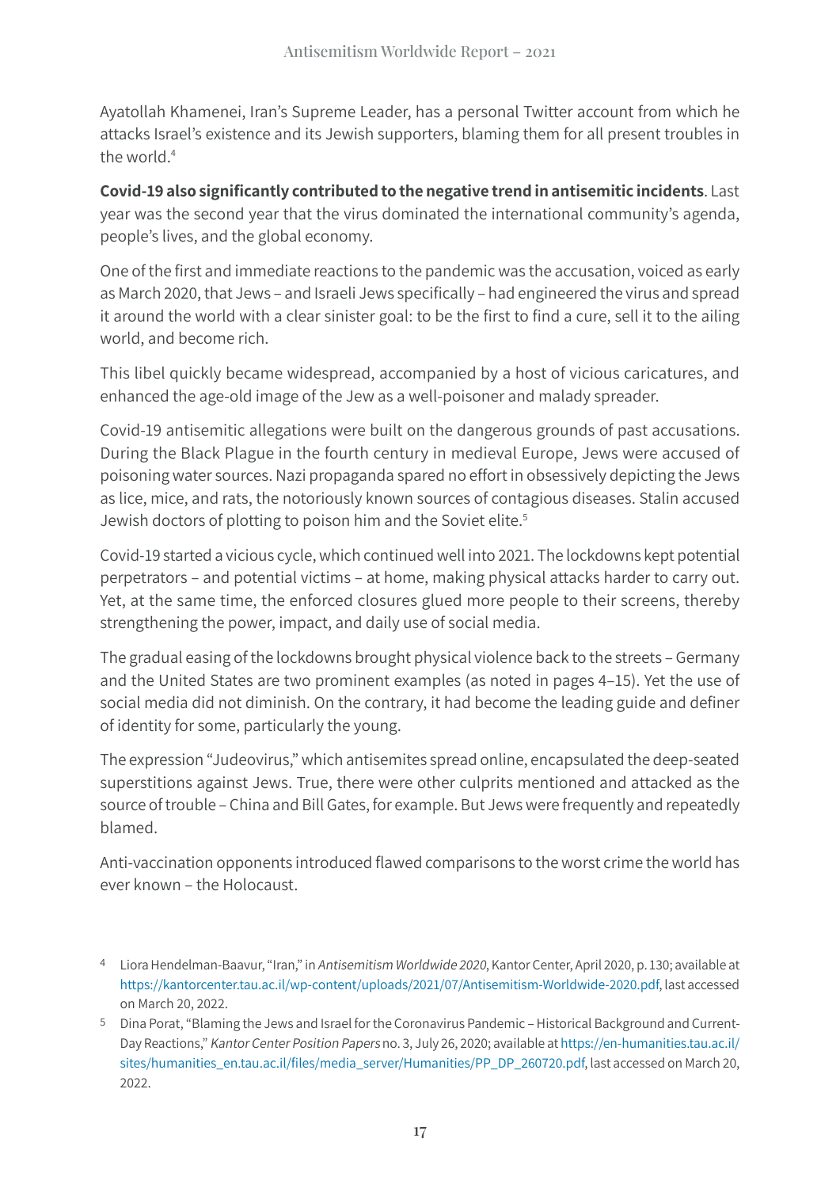Ayatollah Khamenei, Iran's Supreme Leader, has a personal Twitter account from which he attacks Israel's existence and its Jewish supporters, blaming them for all present troubles in the world.[4]

**Covid-19 also significantly contributed to the negative trend in antisemitic incidents**. Last year was the second year that the virus dominated the international community's agenda, people's lives, and the global economy.

One of the first and immediate reactions to the pandemic was the accusation, voiced as early as March 2020, that Jews – and Israeli Jews specifically – had engineered the virus and spread it around the world with a clear sinister goal: to be the first to find a cure, sell it to the ailing world, and become rich.

This libel quickly became widespread, accompanied by a host of vicious caricatures, and enhanced the age-old image of the Jew as a well-poisoner and malady spreader.

Covid-19 antisemitic allegations were built on the dangerous grounds of past accusations. During the Black Plague in the fourth century in medieval Europe, Jews were accused of poisoning water sources. Nazi propaganda spared no effort in obsessively depicting the Jews as lice, mice, and rats, the notoriously known sources of contagious diseases. Stalin accused Jewish doctors of plotting to poison him and the Soviet elite.[5]

Covid-19 started a vicious cycle, which continued well into 2021. The lockdowns kept potential perpetrators – and potential victims – at home, making physical attacks harder to carry out. Yet, at the same time, the enforced closures glued more people to their screens, thereby strengthening the power, impact, and daily use of social media.

The gradual easing of the lockdowns brought physical violence back to the streets – Germany and the United States are two prominent examples (as noted in pages 4–15). Yet the use of social media did not diminish. On the contrary, it had become the leading guide and definer of identity for some, particularly the young.

The expression "Judeovirus," which antisemites spread online, encapsulated the deep-seated superstitions against Jews. True, there were other culprits mentioned and attacked as the source of trouble – China and Bill Gates, for example. But Jews were frequently and repeatedly blamed.

Anti-vaccination opponents introduced flawed comparisons to the worst crime the world has ever known – the Holocaust.

---

[4] Liora Hendelman-Baavur, "Iran," in *Antisemitism Worldwide 2020*, Kantor Center, April 2020, p. 130; available at https://kantorcenter.tau.ac.il/wp-content/uploads/2021/07/Antisemitism-Worldwide-2020.pdf, last accessed on March 20, 2022.

[5] Dina Porat, "Blaming the Jews and Israel for the Coronavirus Pandemic – Historical Background and Current-Day Reactions," *Kantor Center Position Papers* no. 3, July 26, 2020; available at https://en-humanities.tau.ac.il/sites/humanities_en.tau.ac.il/files/media_server/Humanities/PP_DP_260720.pdf, last accessed on March 20, 2022.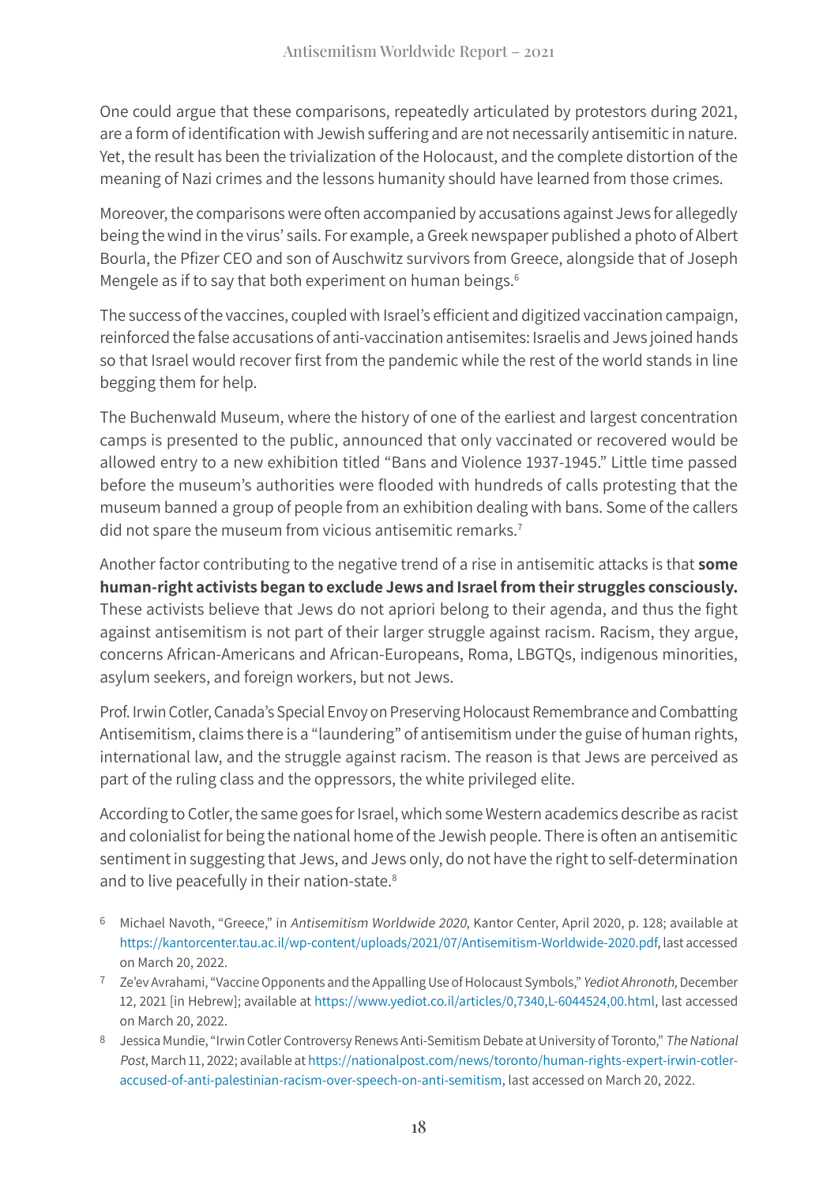One could argue that these comparisons, repeatedly articulated by protestors during 2021, are a form of identification with Jewish suffering and are not necessarily antisemitic in nature. Yet, the result has been the trivialization of the Holocaust, and the complete distortion of the meaning of Nazi crimes and the lessons humanity should have learned from those crimes.

Moreover, the comparisons were often accompanied by accusations against Jews for allegedly being the wind in the virus' sails. For example, a Greek newspaper published a photo of Albert Bourla, the Pfizer CEO and son of Auschwitz survivors from Greece, alongside that of Joseph Mengele as if to say that both experiment on human beings.[6]

The success of the vaccines, coupled with Israel's efficient and digitized vaccination campaign, reinforced the false accusations of anti-vaccination antisemites: Israelis and Jews joined hands so that Israel would recover first from the pandemic while the rest of the world stands in line begging them for help.

The Buchenwald Museum, where the history of one of the earliest and largest concentration camps is presented to the public, announced that only vaccinated or recovered would be allowed entry to a new exhibition titled "Bans and Violence 1937-1945." Little time passed before the museum's authorities were flooded with hundreds of calls protesting that the museum banned a group of people from an exhibition dealing with bans. Some of the callers did not spare the museum from vicious antisemitic remarks.[7]

Another factor contributing to the negative trend of a rise in antisemitic attacks is that **some human-right activists began to exclude Jews and Israel from their struggles consciously.** These activists believe that Jews do not apriori belong to their agenda, and thus the fight against antisemitism is not part of their larger struggle against racism. Racism, they argue, concerns African-Americans and African-Europeans, Roma, LBGTQs, indigenous minorities, asylum seekers, and foreign workers, but not Jews.

Prof. Irwin Cotler, Canada's Special Envoy on Preserving Holocaust Remembrance and Combatting Antisemitism, claims there is a "laundering" of antisemitism under the guise of human rights, international law, and the struggle against racism. The reason is that Jews are perceived as part of the ruling class and the oppressors, the white privileged elite.

According to Cotler, the same goes for Israel, which some Western academics describe as racist and colonialist for being the national home of the Jewish people. There is often an antisemitic sentiment in suggesting that Jews, and Jews only, do not have the right to self-determination and to live peacefully in their nation-state.[8]

---

[6] Michael Navoth, "Greece," in *Antisemitism Worldwide 2020*, Kantor Center, April 2020, p. 128; available at https://kantorcenter.tau.ac.il/wp-content/uploads/2021/07/Antisemitism-Worldwide-2020.pdf, last accessed on March 20, 2022.

[7] Ze'ev Avrahami, "Vaccine Opponents and the Appalling Use of Holocaust Symbols," *Yediot Ahronoth*, December 12, 2021 [in Hebrew]; available at https://www.yediot.co.il/articles/0,7340,L-6044524,00.html, last accessed on March 20, 2022.

[8] Jessica Mundie, "Irwin Cotler Controversy Renews Anti-Semitism Debate at University of Toronto," *The National Post*, March 11, 2022; available at https://nationalpost.com/news/toronto/human-rights-expert-irwin-cotler-accused-of-anti-palestinian-racism-over-speech-on-anti-semitism, last accessed on March 20, 2022.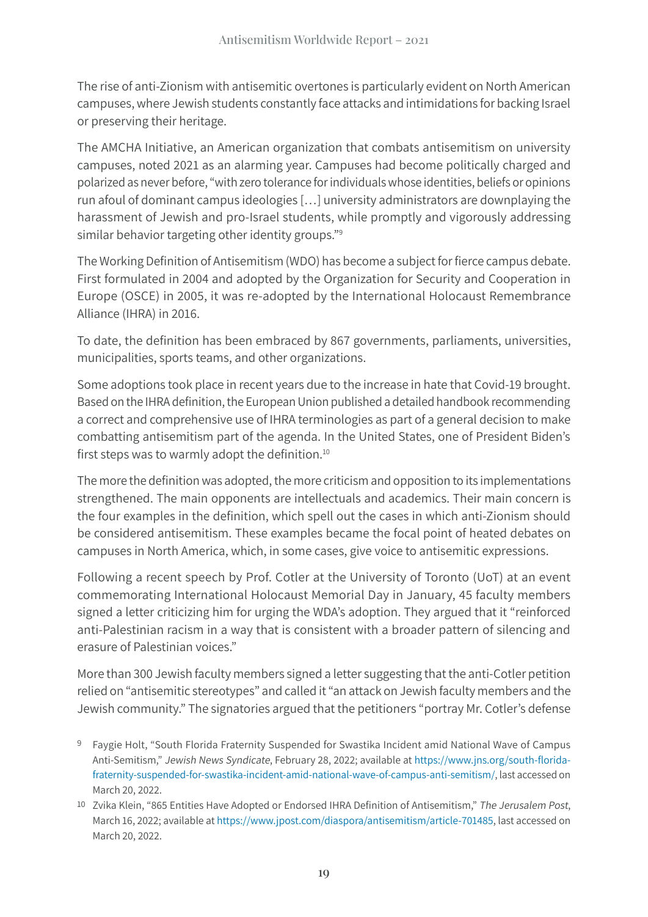The rise of anti-Zionism with antisemitic overtones is particularly evident on North American campuses, where Jewish students constantly face attacks and intimidations for backing Israel or preserving their heritage.

The AMCHA Initiative, an American organization that combats antisemitism on university campuses, noted 2021 as an alarming year. Campuses had become politically charged and polarized as never before, "with zero tolerance for individuals whose identities, beliefs or opinions run afoul of dominant campus ideologies […] university administrators are downplaying the harassment of Jewish and pro-Israel students, while promptly and vigorously addressing similar behavior targeting other identity groups."[9]

The Working Definition of Antisemitism (WDO) has become a subject for fierce campus debate. First formulated in 2004 and adopted by the Organization for Security and Cooperation in Europe (OSCE) in 2005, it was re-adopted by the International Holocaust Remembrance Alliance (IHRA) in 2016.

To date, the definition has been embraced by 867 governments, parliaments, universities, municipalities, sports teams, and other organizations.

Some adoptions took place in recent years due to the increase in hate that Covid-19 brought. Based on the IHRA definition, the European Union published a detailed handbook recommending a correct and comprehensive use of IHRA terminologies as part of a general decision to make combatting antisemitism part of the agenda. In the United States, one of President Biden's first steps was to warmly adopt the definition.[10]

The more the definition was adopted, the more criticism and opposition to its implementations strengthened. The main opponents are intellectuals and academics. Their main concern is the four examples in the definition, which spell out the cases in which anti-Zionism should be considered antisemitism. These examples became the focal point of heated debates on campuses in North America, which, in some cases, give voice to antisemitic expressions.

Following a recent speech by Prof. Cotler at the University of Toronto (UoT) at an event commemorating International Holocaust Memorial Day in January, 45 faculty members signed a letter criticizing him for urging the WDA's adoption. They argued that it "reinforced anti-Palestinian racism in a way that is consistent with a broader pattern of silencing and erasure of Palestinian voices."

More than 300 Jewish faculty members signed a letter suggesting that the anti-Cotler petition relied on "antisemitic stereotypes" and called it "an attack on Jewish faculty members and the Jewish community." The signatories argued that the petitioners "portray Mr. Cotler's defense

---

[9] Faygie Holt, "South Florida Fraternity Suspended for Swastika Incident amid National Wave of Campus Anti-Semitism," *Jewish News Syndicate*, February 28, 2022; available at https://www.jns.org/south-florida-fraternity-suspended-for-swastika-incident-amid-national-wave-of-campus-anti-semitism/, last accessed on March 20, 2022.

[10] Zvika Klein, "865 Entities Have Adopted or Endorsed IHRA Definition of Antisemitism," *The Jerusalem Post*, March 16, 2022; available at https://www.jpost.com/diaspora/antisemitism/article-701485, last accessed on March 20, 2022.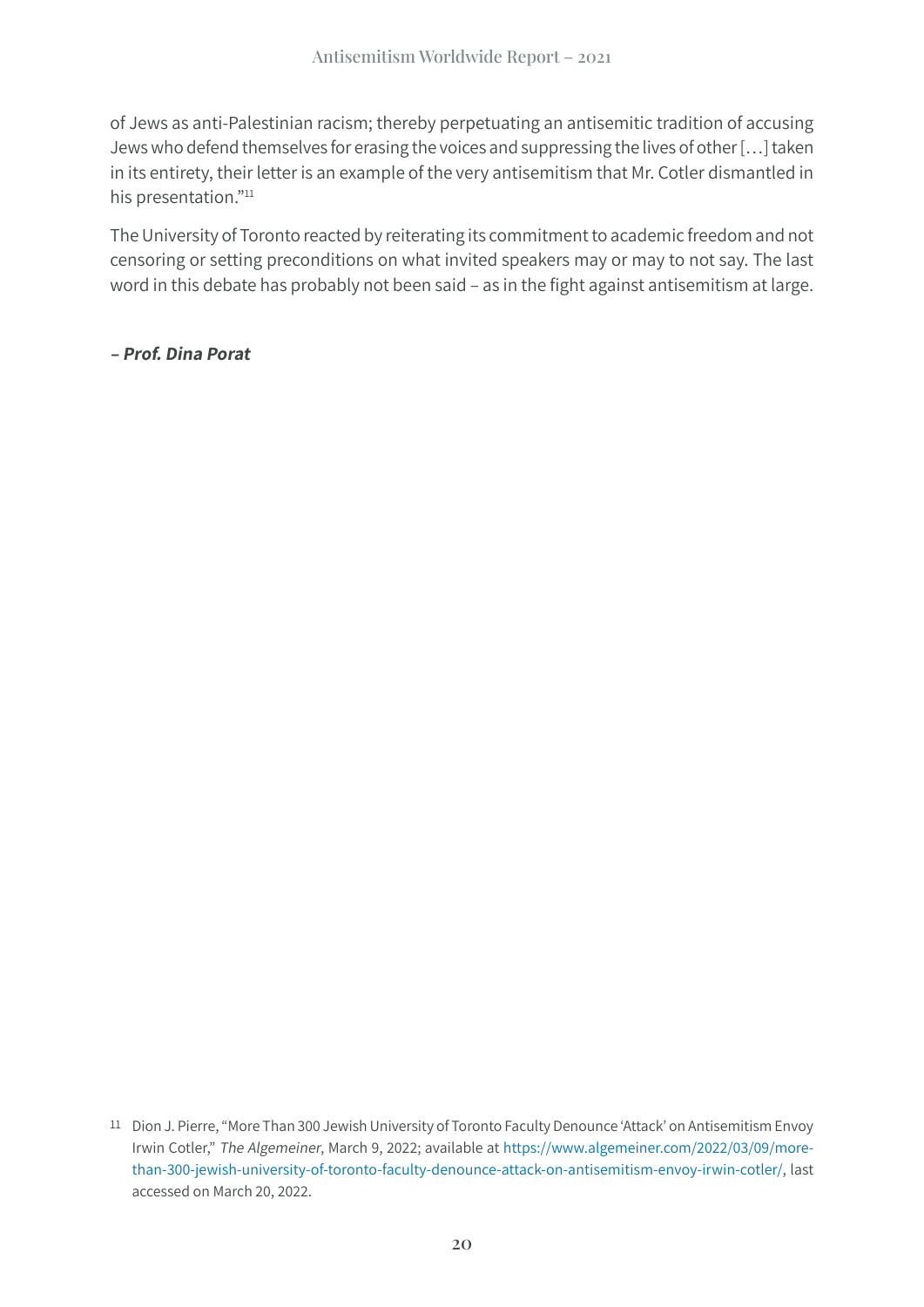of Jews as anti-Palestinian racism; thereby perpetuating an antisemitic tradition of accusing Jews who defend themselves for erasing the voices and suppressing the lives of other […] taken in its entirety, their letter is an example of the very antisemitism that Mr. Cotler dismantled in his presentation."[11]

The University of Toronto reacted by reiterating its commitment to academic freedom and not censoring or setting preconditions on what invited speakers may or may to not say. The last word in this debate has probably not been said – as in the fight against antisemitism at large.

***– Prof. Dina Porat***

[11] Dion J. Pierre, "More Than 300 Jewish University of Toronto Faculty Denounce 'Attack' on Antisemitism Envoy Irwin Cotler," *The Algemeiner*, March 9, 2022; available at https://www.algemeiner.com/2022/03/09/more-than-300-jewish-university-of-toronto-faculty-denounce-attack-on-antisemitism-envoy-irwin-cotler/, last accessed on March 20, 2022.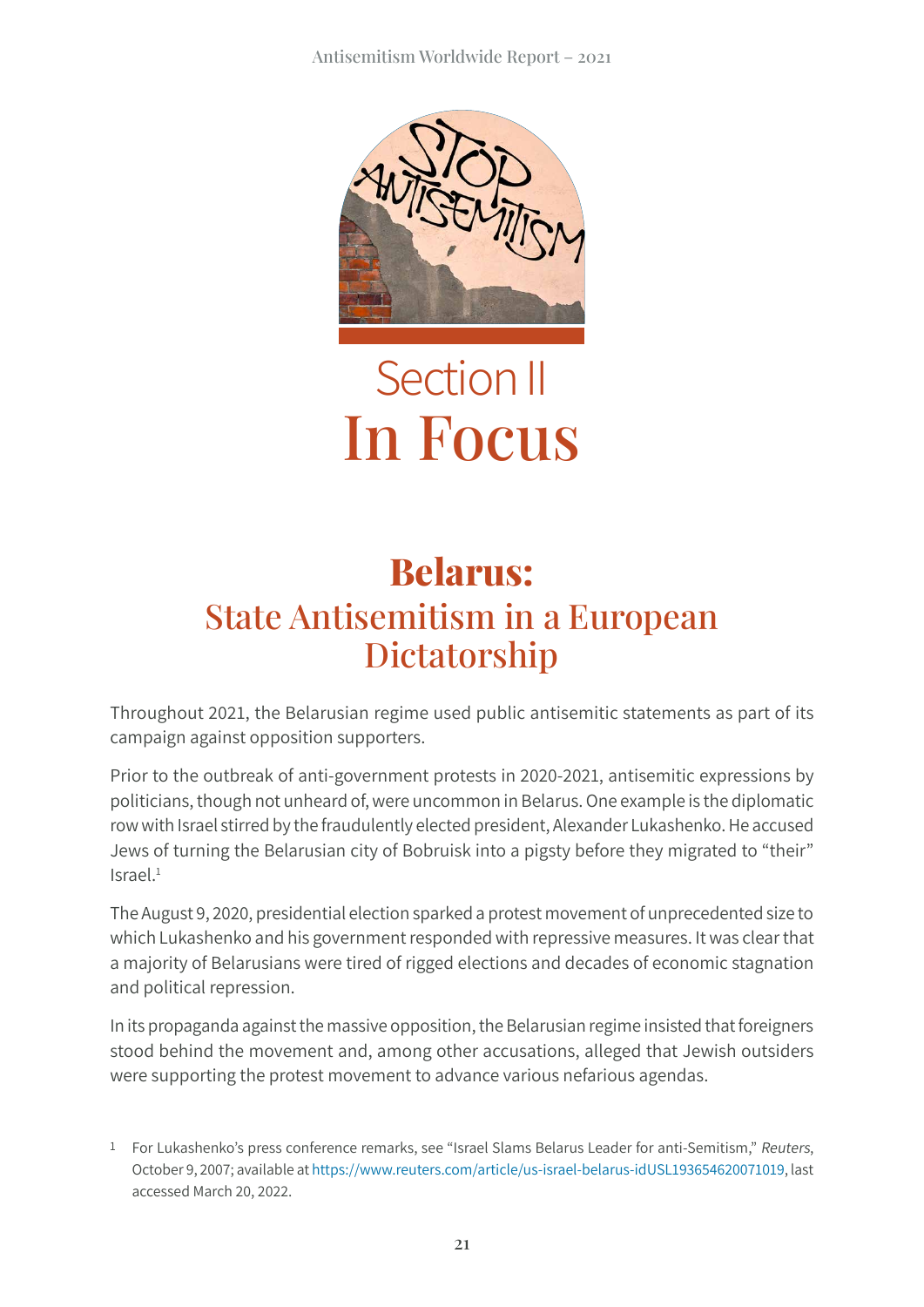# Section II
# In Focus

## Belarus:
### State Antisemitism in a European Dictatorship

Throughout 2021, the Belarusian regime used public antisemitic statements as part of its campaign against opposition supporters.

Prior to the outbreak of anti-government protests in 2020-2021, antisemitic expressions by politicians, though not unheard of, were uncommon in Belarus. One example is the diplomatic row with Israel stirred by the fraudulently elected president, Alexander Lukashenko. He accused Jews of turning the Belarusian city of Bobruisk into a pigsty before they migrated to "their" Israel.[1]

The August 9, 2020, presidential election sparked a protest movement of unprecedented size to which Lukashenko and his government responded with repressive measures. It was clear that a majority of Belarusians were tired of rigged elections and decades of economic stagnation and political repression.

In its propaganda against the massive opposition, the Belarusian regime insisted that foreigners stood behind the movement and, among other accusations, alleged that Jewish outsiders were supporting the protest movement to advance various nefarious agendas.

[1] For Lukashenko's press conference remarks, see "Israel Slams Belarus Leader for anti-Semitism," *Reuters*, October 9, 2007; available at https://www.reuters.com/article/us-israel-belarus-idUSL193654620071019, last accessed March 20, 2022.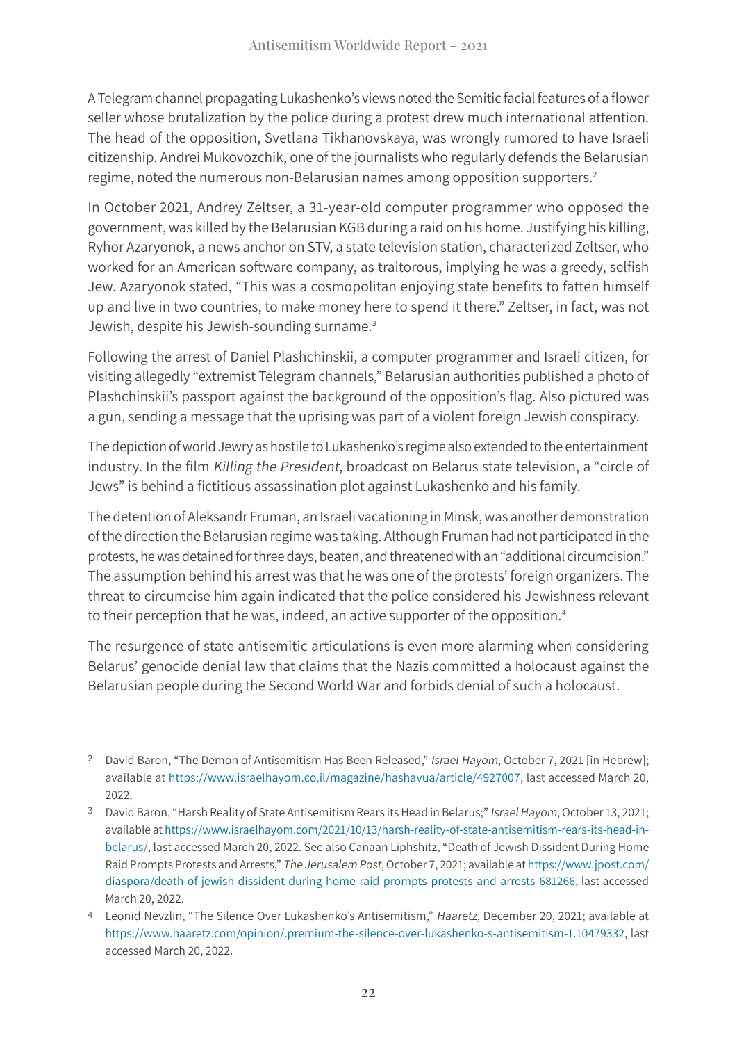A Telegram channel propagating Lukashenko's views noted the Semitic facial features of a flower seller whose brutalization by the police during a protest drew much international attention. The head of the opposition, Svetlana Tikhanovskaya, was wrongly rumored to have Israeli citizenship. Andrei Mukovozchik, one of the journalists who regularly defends the Belarusian regime, noted the numerous non-Belarusian names among opposition supporters.[2]

In October 2021, Andrey Zeltser, a 31-year-old computer programmer who opposed the government, was killed by the Belarusian KGB during a raid on his home. Justifying his killing, Ryhor Azaryonok, a news anchor on STV, a state television station, characterized Zeltser, who worked for an American software company, as traitorous, implying he was a greedy, selfish Jew. Azaryonok stated, "This was a cosmopolitan enjoying state benefits to fatten himself up and live in two countries, to make money here to spend it there." Zeltser, in fact, was not Jewish, despite his Jewish-sounding surname.[3]

Following the arrest of Daniel Plashchinskii, a computer programmer and Israeli citizen, for visiting allegedly "extremist Telegram channels," Belarusian authorities published a photo of Plashchinskii's passport against the background of the opposition's flag. Also pictured was a gun, sending a message that the uprising was part of a violent foreign Jewish conspiracy.

The depiction of world Jewry as hostile to Lukashenko's regime also extended to the entertainment industry. In the film *Killing the President*, broadcast on Belarus state television, a "circle of Jews" is behind a fictitious assassination plot against Lukashenko and his family.

The detention of Aleksandr Fruman, an Israeli vacationing in Minsk, was another demonstration of the direction the Belarusian regime was taking. Although Fruman had not participated in the protests, he was detained for three days, beaten, and threatened with an "additional circumcision." The assumption behind his arrest was that he was one of the protests' foreign organizers. The threat to circumcise him again indicated that the police considered his Jewishness relevant to their perception that he was, indeed, an active supporter of the opposition.[4]

The resurgence of state antisemitic articulations is even more alarming when considering Belarus' genocide denial law that claims that the Nazis committed a holocaust against the Belarusian people during the Second World War and forbids denial of such a holocaust.

---

[2] David Baron, "The Demon of Antisemitism Has Been Released," *Israel Hayom*, October 7, 2021 [in Hebrew]; available at https://www.israelhayom.co.il/magazine/hashavua/article/4927007, last accessed March 20, 2022.

[3] David Baron, "Harsh Reality of State Antisemitism Rears its Head in Belarus;" *Israel Hayom*, October 13, 2021; available at https://www.israelhayom.com/2021/10/13/harsh-reality-of-state-antisemitism-rears-its-head-in-belarus/, last accessed March 20, 2022. See also Canaan Liphshitz, "Death of Jewish Dissident During Home Raid Prompts Protests and Arrests," *The Jerusalem Post*, October 7, 2021; available at https://www.jpost.com/diaspora/death-of-jewish-dissident-during-home-raid-prompts-protests-and-arrests-681266, last accessed March 20, 2022.

[4] Leonid Nevzlin, "The Silence Over Lukashenko's Antisemitism," *Haaretz*, December 20, 2021; available at https://www.haaretz.com/opinion/.premium-the-silence-over-lukashenko-s-antisemitism-1.10479332, last accessed March 20, 2022.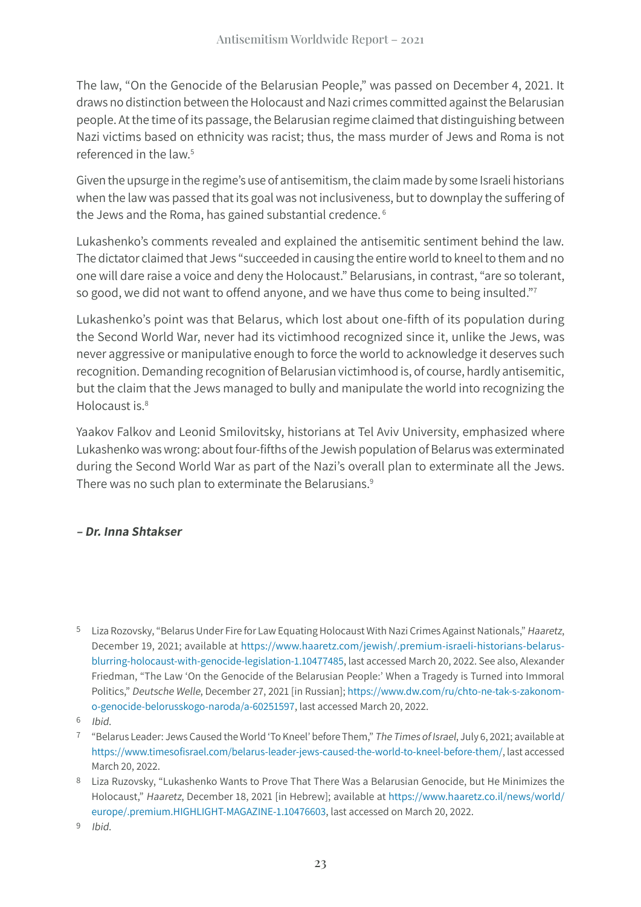The law, "On the Genocide of the Belarusian People," was passed on December 4, 2021. It draws no distinction between the Holocaust and Nazi crimes committed against the Belarusian people. At the time of its passage, the Belarusian regime claimed that distinguishing between Nazi victims based on ethnicity was racist; thus, the mass murder of Jews and Roma is not referenced in the law.[5]

Given the upsurge in the regime's use of antisemitism, the claim made by some Israeli historians when the law was passed that its goal was not inclusiveness, but to downplay the suffering of the Jews and the Roma, has gained substantial credence.[6]

Lukashenko's comments revealed and explained the antisemitic sentiment behind the law. The dictator claimed that Jews "succeeded in causing the entire world to kneel to them and no one will dare raise a voice and deny the Holocaust." Belarusians, in contrast, "are so tolerant, so good, we did not want to offend anyone, and we have thus come to being insulted."[7]

Lukashenko's point was that Belarus, which lost about one-fifth of its population during the Second World War, never had its victimhood recognized since it, unlike the Jews, was never aggressive or manipulative enough to force the world to acknowledge it deserves such recognition. Demanding recognition of Belarusian victimhood is, of course, hardly antisemitic, but the claim that the Jews managed to bully and manipulate the world into recognizing the Holocaust is.[8]

Yaakov Falkov and Leonid Smilovitsky, historians at Tel Aviv University, emphasized where Lukashenko was wrong: about four-fifths of the Jewish population of Belarus was exterminated during the Second World War as part of the Nazi's overall plan to exterminate all the Jews. There was no such plan to exterminate the Belarusians.[9]

***– Dr. Inna Shtakser***

---

5 Liza Rozovsky, "Belarus Under Fire for Law Equating Holocaust With Nazi Crimes Against Nationals," *Haaretz*, December 19, 2021; available at https://www.haaretz.com/jewish/.premium-israeli-historians-belarus-blurring-holocaust-with-genocide-legislation-1.10477485, last accessed March 20, 2022. See also, Alexander Friedman, "The Law 'On the Genocide of the Belarusian People:' When a Tragedy is Turned into Immoral Politics," *Deutsche Welle*, December 27, 2021 [in Russian]; https://www.dw.com/ru/chto-ne-tak-s-zakonom-o-genocide-belorusskogo-naroda/a-60251597, last accessed March 20, 2022.

6 *Ibid.*

7 "Belarus Leader: Jews Caused the World 'To Kneel' before Them," *The Times of Israel*, July 6, 2021; available at https://www.timesofisrael.com/belarus-leader-jews-caused-the-world-to-kneel-before-them/, last accessed March 20, 2022.

8 Liza Ruzovsky, "Lukashenko Wants to Prove That There Was a Belarusian Genocide, but He Minimizes the Holocaust," *Haaretz*, December 18, 2021 [in Hebrew]; available at https://www.haaretz.co.il/news/world/europe/.premium.HIGHLIGHT-MAGAZINE-1.10476603, last accessed on March 20, 2022.

9 *Ibid.*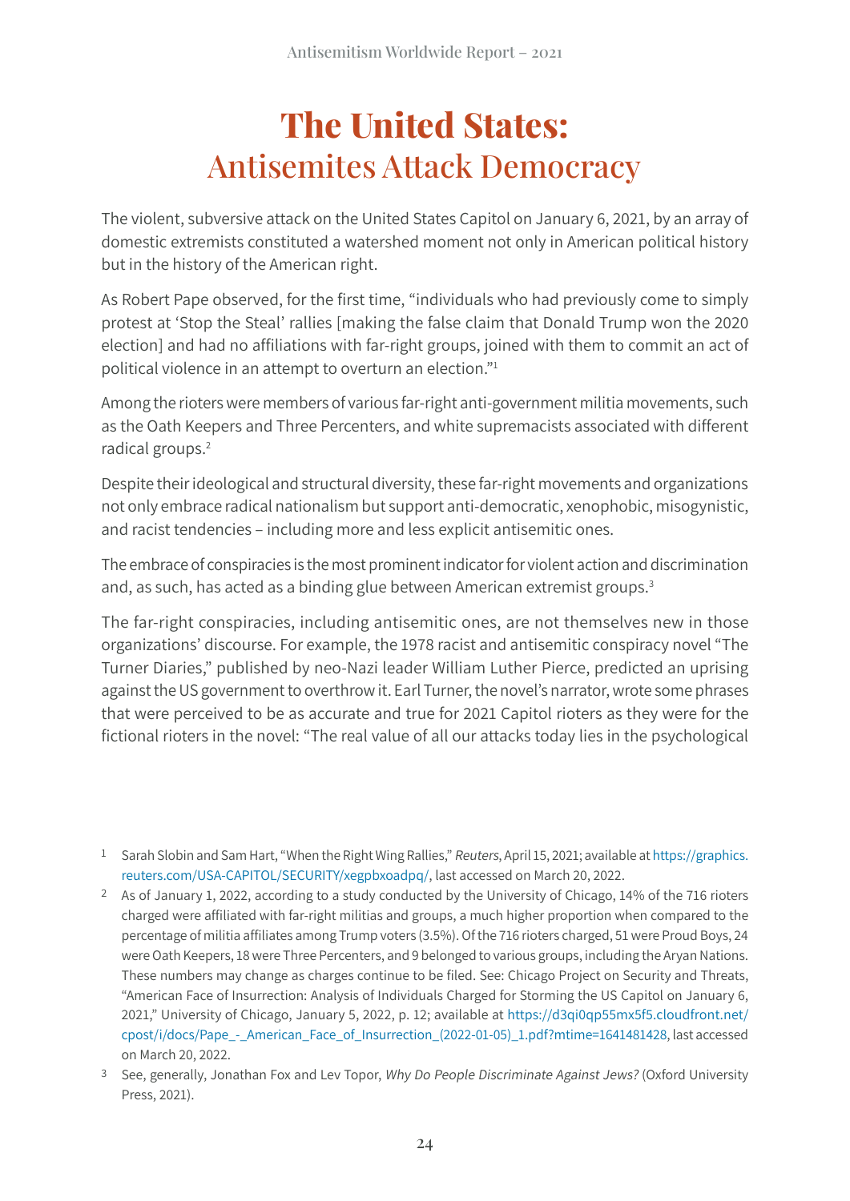# The United States: Antisemites Attack Democracy

The violent, subversive attack on the United States Capitol on January 6, 2021, by an array of domestic extremists constituted a watershed moment not only in American political history but in the history of the American right.

As Robert Pape observed, for the first time, "individuals who had previously come to simply protest at 'Stop the Steal' rallies [making the false claim that Donald Trump won the 2020 election] and had no affiliations with far-right groups, joined with them to commit an act of political violence in an attempt to overturn an election."[1]

Among the rioters were members of various far-right anti-government militia movements, such as the Oath Keepers and Three Percenters, and white supremacists associated with different radical groups.[2]

Despite their ideological and structural diversity, these far-right movements and organizations not only embrace radical nationalism but support anti-democratic, xenophobic, misogynistic, and racist tendencies – including more and less explicit antisemitic ones.

The embrace of conspiracies is the most prominent indicator for violent action and discrimination and, as such, has acted as a binding glue between American extremist groups.[3]

The far-right conspiracies, including antisemitic ones, are not themselves new in those organizations' discourse. For example, the 1978 racist and antisemitic conspiracy novel "The Turner Diaries," published by neo-Nazi leader William Luther Pierce, predicted an uprising against the US government to overthrow it. Earl Turner, the novel's narrator, wrote some phrases that were perceived to be as accurate and true for 2021 Capitol rioters as they were for the fictional rioters in the novel: "The real value of all our attacks today lies in the psychological

---

1. Sarah Slobin and Sam Hart, "When the Right Wing Rallies," *Reuters*, April 15, 2021; available at https://graphics.reuters.com/USA-CAPITOL/SECURITY/xegpbxoadpq/, last accessed on March 20, 2022.
2. As of January 1, 2022, according to a study conducted by the University of Chicago, 14% of the 716 rioters charged were affiliated with far-right militias and groups, a much higher proportion when compared to the percentage of militia affiliates among Trump voters (3.5%). Of the 716 rioters charged, 51 were Proud Boys, 24 were Oath Keepers, 18 were Three Percenters, and 9 belonged to various groups, including the Aryan Nations. These numbers may change as charges continue to be filed. See: Chicago Project on Security and Threats, "American Face of Insurrection: Analysis of Individuals Charged for Storming the US Capitol on January 6, 2021," University of Chicago, January 5, 2022, p. 12; available at https://d3qi0qp55mx5f5.cloudfront.net/cpost/i/docs/Pape_-_American_Face_of_Insurrection_(2022-01-05)_1.pdf?mtime=1641481428, last accessed on March 20, 2022.
3. See, generally, Jonathan Fox and Lev Topor, *Why Do People Discriminate Against Jews?* (Oxford University Press, 2021).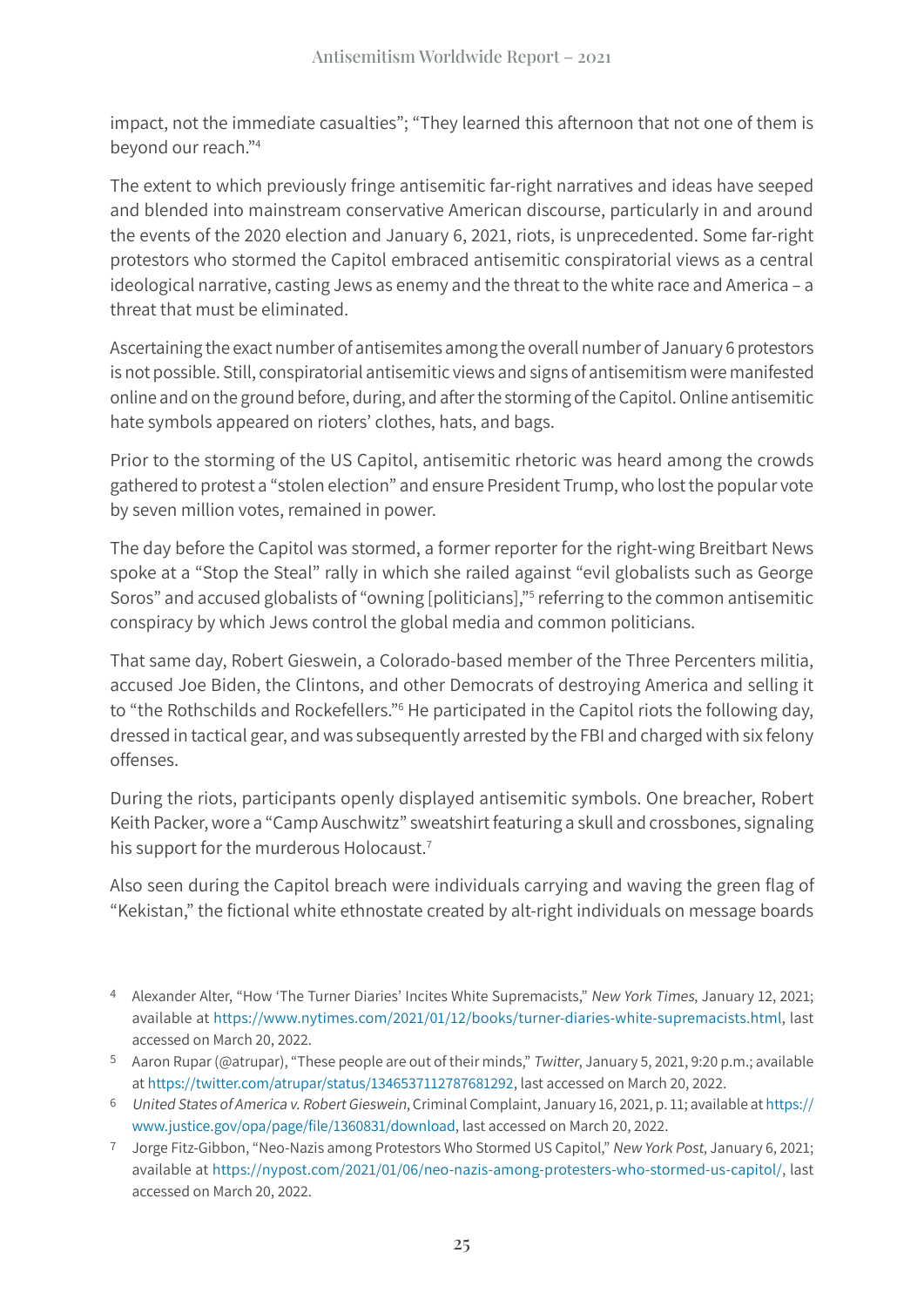impact, not the immediate casualties"; "They learned this afternoon that not one of them is beyond our reach."[4]

The extent to which previously fringe antisemitic far-right narratives and ideas have seeped and blended into mainstream conservative American discourse, particularly in and around the events of the 2020 election and January 6, 2021, riots, is unprecedented. Some far-right protestors who stormed the Capitol embraced antisemitic conspiratorial views as a central ideological narrative, casting Jews as enemy and the threat to the white race and America – a threat that must be eliminated.

Ascertaining the exact number of antisemites among the overall number of January 6 protestors is not possible. Still, conspiratorial antisemitic views and signs of antisemitism were manifested online and on the ground before, during, and after the storming of the Capitol. Online antisemitic hate symbols appeared on rioters' clothes, hats, and bags.

Prior to the storming of the US Capitol, antisemitic rhetoric was heard among the crowds gathered to protest a "stolen election" and ensure President Trump, who lost the popular vote by seven million votes, remained in power.

The day before the Capitol was stormed, a former reporter for the right-wing Breitbart News spoke at a "Stop the Steal" rally in which she railed against "evil globalists such as George Soros" and accused globalists of "owning [politicians],"[5] referring to the common antisemitic conspiracy by which Jews control the global media and common politicians.

That same day, Robert Gieswein, a Colorado-based member of the Three Percenters militia, accused Joe Biden, the Clintons, and other Democrats of destroying America and selling it to "the Rothschilds and Rockefellers."[6] He participated in the Capitol riots the following day, dressed in tactical gear, and was subsequently arrested by the FBI and charged with six felony offenses.

During the riots, participants openly displayed antisemitic symbols. One breacher, Robert Keith Packer, wore a "Camp Auschwitz" sweatshirt featuring a skull and crossbones, signaling his support for the murderous Holocaust.[7]

Also seen during the Capitol breach were individuals carrying and waving the green flag of "Kekistan," the fictional white ethnostate created by alt-right individuals on message boards

---

[4] Alexander Alter, "How 'The Turner Diaries' Incites White Supremacists," *New York Times*, January 12, 2021; available at https://www.nytimes.com/2021/01/12/books/turner-diaries-white-supremacists.html, last accessed on March 20, 2022.

[5] Aaron Rupar (@atrupar), "These people are out of their minds," *Twitter*, January 5, 2021, 9:20 p.m.; available at https://twitter.com/atrupar/status/1346537112787681292, last accessed on March 20, 2022.

[6] *United States of America v. Robert Gieswein*, Criminal Complaint, January 16, 2021, p. 11; available at https://www.justice.gov/opa/page/file/1360831/download, last accessed on March 20, 2022.

[7] Jorge Fitz-Gibbon, "Neo-Nazis among Protestors Who Stormed US Capitol," *New York Post*, January 6, 2021; available at https://nypost.com/2021/01/06/neo-nazis-among-protesters-who-stormed-us-capitol/, last accessed on March 20, 2022.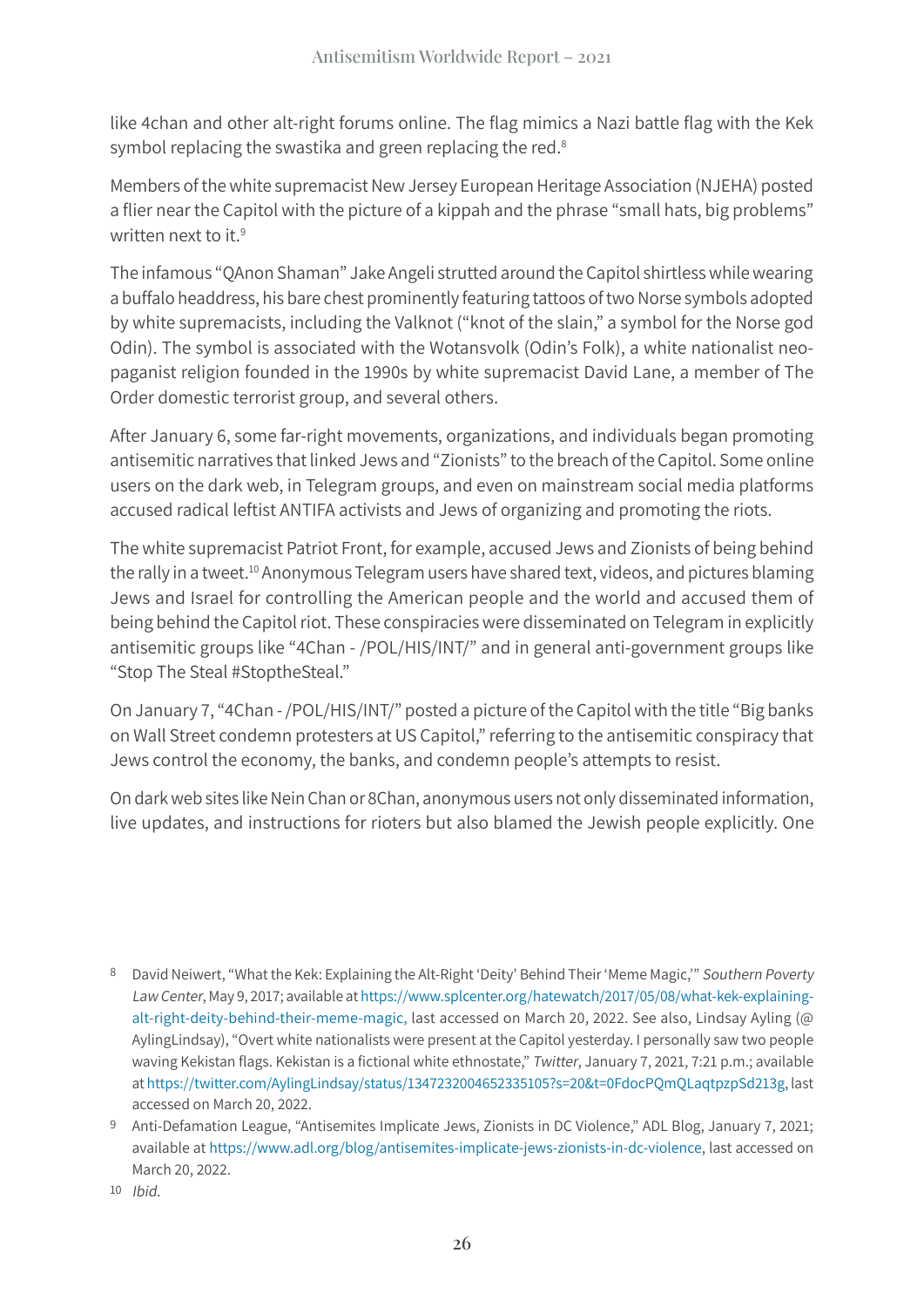like 4chan and other alt-right forums online. The flag mimics a Nazi battle flag with the Kek symbol replacing the swastika and green replacing the red.[8]

Members of the white supremacist New Jersey European Heritage Association (NJEHA) posted a flier near the Capitol with the picture of a kippah and the phrase "small hats, big problems" written next to it.[9]

The infamous "QAnon Shaman" Jake Angeli strutted around the Capitol shirtless while wearing a buffalo headdress, his bare chest prominently featuring tattoos of two Norse symbols adopted by white supremacists, including the Valknot ("knot of the slain," a symbol for the Norse god Odin). The symbol is associated with the Wotansvolk (Odin's Folk), a white nationalist neo-paganist religion founded in the 1990s by white supremacist David Lane, a member of The Order domestic terrorist group, and several others.

After January 6, some far-right movements, organizations, and individuals began promoting antisemitic narratives that linked Jews and "Zionists" to the breach of the Capitol. Some online users on the dark web, in Telegram groups, and even on mainstream social media platforms accused radical leftist ANTIFA activists and Jews of organizing and promoting the riots.

The white supremacist Patriot Front, for example, accused Jews and Zionists of being behind the rally in a tweet.[10] Anonymous Telegram users have shared text, videos, and pictures blaming Jews and Israel for controlling the American people and the world and accused them of being behind the Capitol riot. These conspiracies were disseminated on Telegram in explicitly antisemitic groups like "4Chan - /POL/HIS/INT/" and in general anti-government groups like "Stop The Steal #StoptheSteal."

On January 7, "4Chan - /POL/HIS/INT/" posted a picture of the Capitol with the title "Big banks on Wall Street condemn protesters at US Capitol," referring to the antisemitic conspiracy that Jews control the economy, the banks, and condemn people's attempts to resist.

On dark web sites like Nein Chan or 8Chan, anonymous users not only disseminated information, live updates, and instructions for rioters but also blamed the Jewish people explicitly. One

---

[8] David Neiwert, "What the Kek: Explaining the Alt-Right 'Deity' Behind Their 'Meme Magic,'" *Southern Poverty Law Center*, May 9, 2017; available at https://www.splcenter.org/hatewatch/2017/05/08/what-kek-explaining-alt-right-deity-behind-their-meme-magic, last accessed on March 20, 2022. See also, Lindsay Ayling (@AylingLindsay), "Overt white nationalists were present at the Capitol yesterday. I personally saw two people waving Kekistan flags. Kekistan is a fictional white ethnostate," *Twitter*, January 7, 2021, 7:21 p.m.; available at https://twitter.com/AylingLindsay/status/1347232004652335105?s=20&t=0FdocPQmQLaqtpzpSd213g, last accessed on March 20, 2022.

[9] Anti-Defamation League, "Antisemites Implicate Jews, Zionists in DC Violence," ADL Blog, January 7, 2021; available at https://www.adl.org/blog/antisemites-implicate-jews-zionists-in-dc-violence, last accessed on March 20, 2022.

[10] *Ibid.*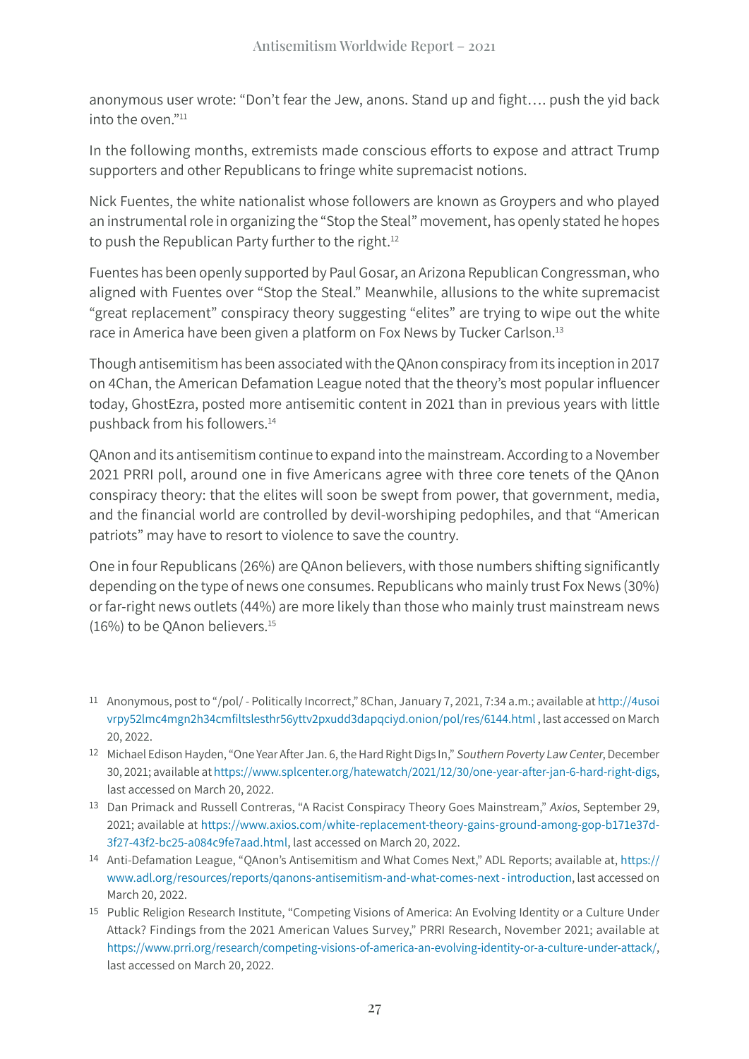anonymous user wrote: "Don't fear the Jew, anons. Stand up and fight…. push the yid back into the oven."[11]

In the following months, extremists made conscious efforts to expose and attract Trump supporters and other Republicans to fringe white supremacist notions.

Nick Fuentes, the white nationalist whose followers are known as Groypers and who played an instrumental role in organizing the "Stop the Steal" movement, has openly stated he hopes to push the Republican Party further to the right.[12]

Fuentes has been openly supported by Paul Gosar, an Arizona Republican Congressman, who aligned with Fuentes over "Stop the Steal." Meanwhile, allusions to the white supremacist "great replacement" conspiracy theory suggesting "elites" are trying to wipe out the white race in America have been given a platform on Fox News by Tucker Carlson.[13]

Though antisemitism has been associated with the QAnon conspiracy from its inception in 2017 on 4Chan, the American Defamation League noted that the theory's most popular influencer today, GhostEzra, posted more antisemitic content in 2021 than in previous years with little pushback from his followers.[14]

QAnon and its antisemitism continue to expand into the mainstream. According to a November 2021 PRRI poll, around one in five Americans agree with three core tenets of the QAnon conspiracy theory: that the elites will soon be swept from power, that government, media, and the financial world are controlled by devil-worshiping pedophiles, and that "American patriots" may have to resort to violence to save the country.

One in four Republicans (26%) are QAnon believers, with those numbers shifting significantly depending on the type of news one consumes. Republicans who mainly trust Fox News (30%) or far-right news outlets (44%) are more likely than those who mainly trust mainstream news (16%) to be QAnon believers.[15]

---

11 Anonymous, post to "/pol/ - Politically Incorrect," 8Chan, January 7, 2021, 7:34 a.m.; available at http://4usoivrpy52lmc4mgn2h34cmfiltslesthr56yttv2pxudd3dapqciyd.onion/pol/res/6144.html , last accessed on March 20, 2022.

12 Michael Edison Hayden, "One Year After Jan. 6, the Hard Right Digs In," *Southern Poverty Law Center*, December 30, 2021; available at https://www.splcenter.org/hatewatch/2021/12/30/one-year-after-jan-6-hard-right-digs, last accessed on March 20, 2022.

13 Dan Primack and Russell Contreras, "A Racist Conspiracy Theory Goes Mainstream," *Axios*, September 29, 2021; available at https://www.axios.com/white-replacement-theory-gains-ground-among-gop-b171e37d-3f27-43f2-bc25-a084c9fe7aad.html, last accessed on March 20, 2022.

14 Anti-Defamation League, "QAnon's Antisemitism and What Comes Next," ADL Reports; available at, https://www.adl.org/resources/reports/qanons-antisemitism-and-what-comes-next - introduction, last accessed on March 20, 2022.

15 Public Religion Research Institute, "Competing Visions of America: An Evolving Identity or a Culture Under Attack? Findings from the 2021 American Values Survey," PRRI Research, November 2021; available at https://www.prri.org/research/competing-visions-of-america-an-evolving-identity-or-a-culture-under-attack/, last accessed on March 20, 2022.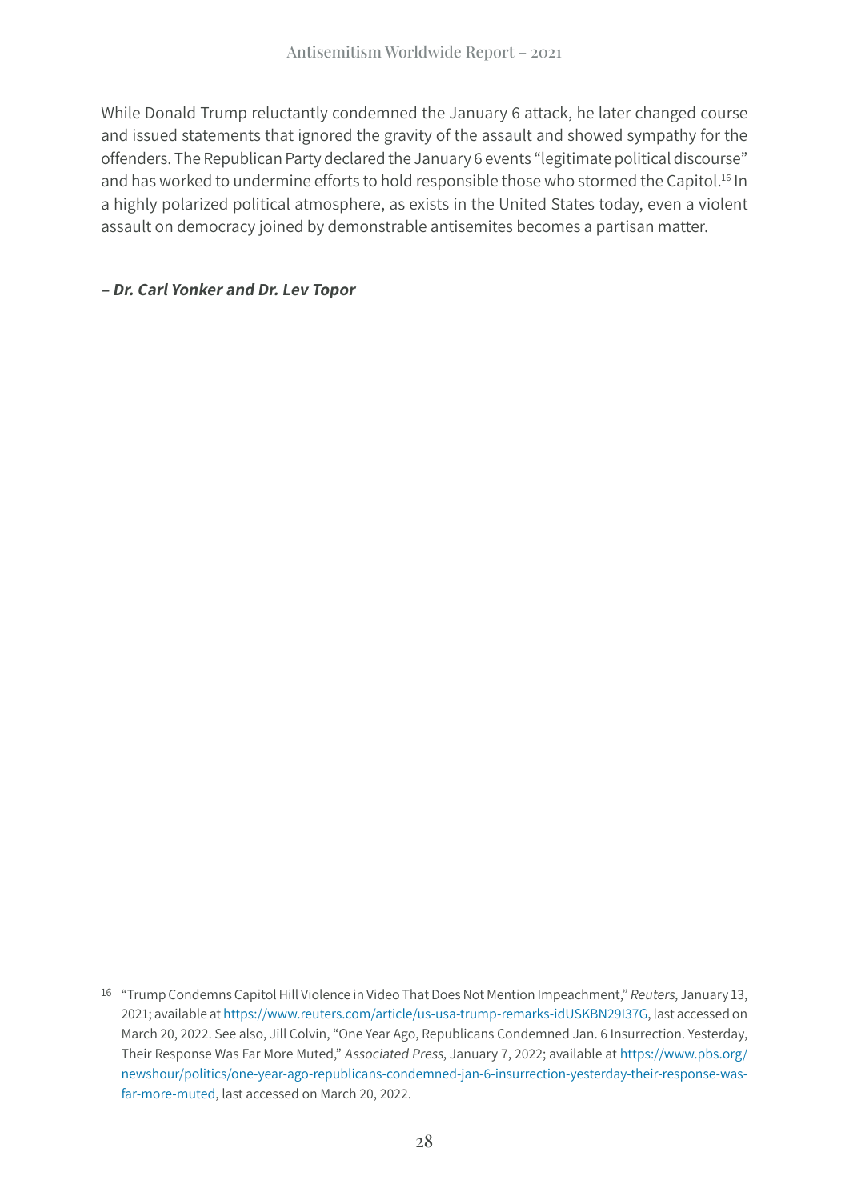While Donald Trump reluctantly condemned the January 6 attack, he later changed course and issued statements that ignored the gravity of the assault and showed sympathy for the offenders. The Republican Party declared the January 6 events "legitimate political discourse" and has worked to undermine efforts to hold responsible those who stormed the Capitol.[16] In a highly polarized political atmosphere, as exists in the United States today, even a violent assault on democracy joined by demonstrable antisemites becomes a partisan matter.

***– Dr. Carl Yonker and Dr. Lev Topor***

[16] "Trump Condemns Capitol Hill Violence in Video That Does Not Mention Impeachment," *Reuters*, January 13, 2021; available at https://www.reuters.com/article/us-usa-trump-remarks-idUSKBN29I37G, last accessed on March 20, 2022. See also, Jill Colvin, "One Year Ago, Republicans Condemned Jan. 6 Insurrection. Yesterday, Their Response Was Far More Muted," *Associated Press*, January 7, 2022; available at https://www.pbs.org/newshour/politics/one-year-ago-republicans-condemned-jan-6-insurrection-yesterday-their-response-was-far-more-muted, last accessed on March 20, 2022.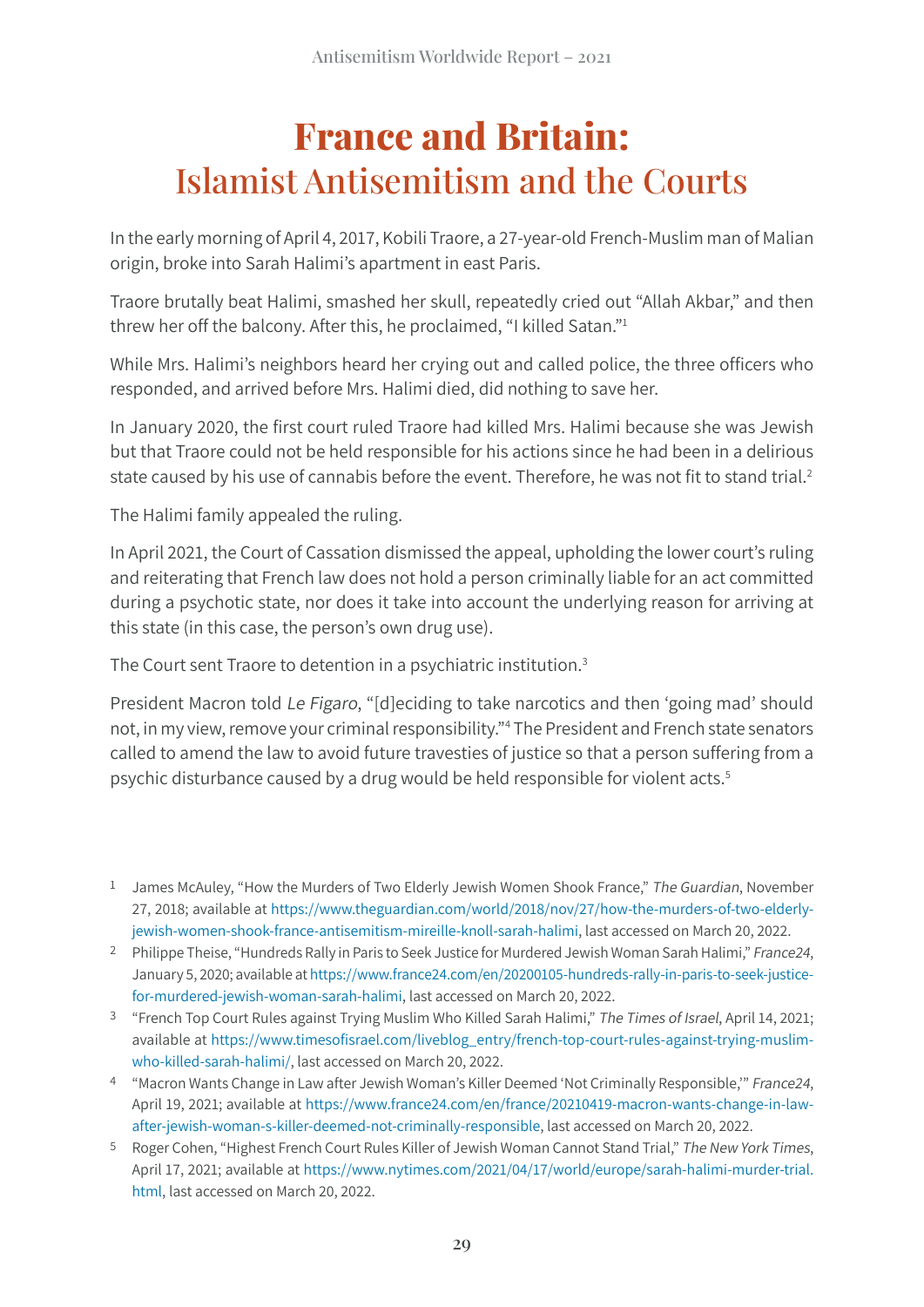# France and Britain:
## Islamist Antisemitism and the Courts

In the early morning of April 4, 2017, Kobili Traore, a 27-year-old French-Muslim man of Malian origin, broke into Sarah Halimi's apartment in east Paris.

Traore brutally beat Halimi, smashed her skull, repeatedly cried out "Allah Akbar," and then threw her off the balcony. After this, he proclaimed, "I killed Satan."[1]

While Mrs. Halimi's neighbors heard her crying out and called police, the three officers who responded, and arrived before Mrs. Halimi died, did nothing to save her.

In January 2020, the first court ruled Traore had killed Mrs. Halimi because she was Jewish but that Traore could not be held responsible for his actions since he had been in a delirious state caused by his use of cannabis before the event. Therefore, he was not fit to stand trial.[2]

The Halimi family appealed the ruling.

In April 2021, the Court of Cassation dismissed the appeal, upholding the lower court's ruling and reiterating that French law does not hold a person criminally liable for an act committed during a psychotic state, nor does it take into account the underlying reason for arriving at this state (in this case, the person's own drug use).

The Court sent Traore to detention in a psychiatric institution.[3]

President Macron told *Le Figaro*, "[d]eciding to take narcotics and then 'going mad' should not, in my view, remove your criminal responsibility."[4] The President and French state senators called to amend the law to avoid future travesties of justice so that a person suffering from a psychic disturbance caused by a drug would be held responsible for violent acts.[5]

---

1 James McAuley, "How the Murders of Two Elderly Jewish Women Shook France," *The Guardian*, November 27, 2018; available at https://www.theguardian.com/world/2018/nov/27/how-the-murders-of-two-elderly-jewish-women-shook-france-antisemitism-mireille-knoll-sarah-halimi, last accessed on March 20, 2022.

2 Philippe Theise, "Hundreds Rally in Paris to Seek Justice for Murdered Jewish Woman Sarah Halimi," *France24*, January 5, 2020; available at https://www.france24.com/en/20200105-hundreds-rally-in-paris-to-seek-justice-for-murdered-jewish-woman-sarah-halimi, last accessed on March 20, 2022.

3 "French Top Court Rules against Trying Muslim Who Killed Sarah Halimi," *The Times of Israel*, April 14, 2021; available at https://www.timesofisrael.com/liveblog_entry/french-top-court-rules-against-trying-muslim-who-killed-sarah-halimi/, last accessed on March 20, 2022.

4 "Macron Wants Change in Law after Jewish Woman's Killer Deemed 'Not Criminally Responsible,'" *France24*, April 19, 2021; available at https://www.france24.com/en/france/20210419-macron-wants-change-in-law-after-jewish-woman-s-killer-deemed-not-criminally-responsible, last accessed on March 20, 2022.

5 Roger Cohen, "Highest French Court Rules Killer of Jewish Woman Cannot Stand Trial," *The New York Times*, April 17, 2021; available at https://www.nytimes.com/2021/04/17/world/europe/sarah-halimi-murder-trial.html, last accessed on March 20, 2022.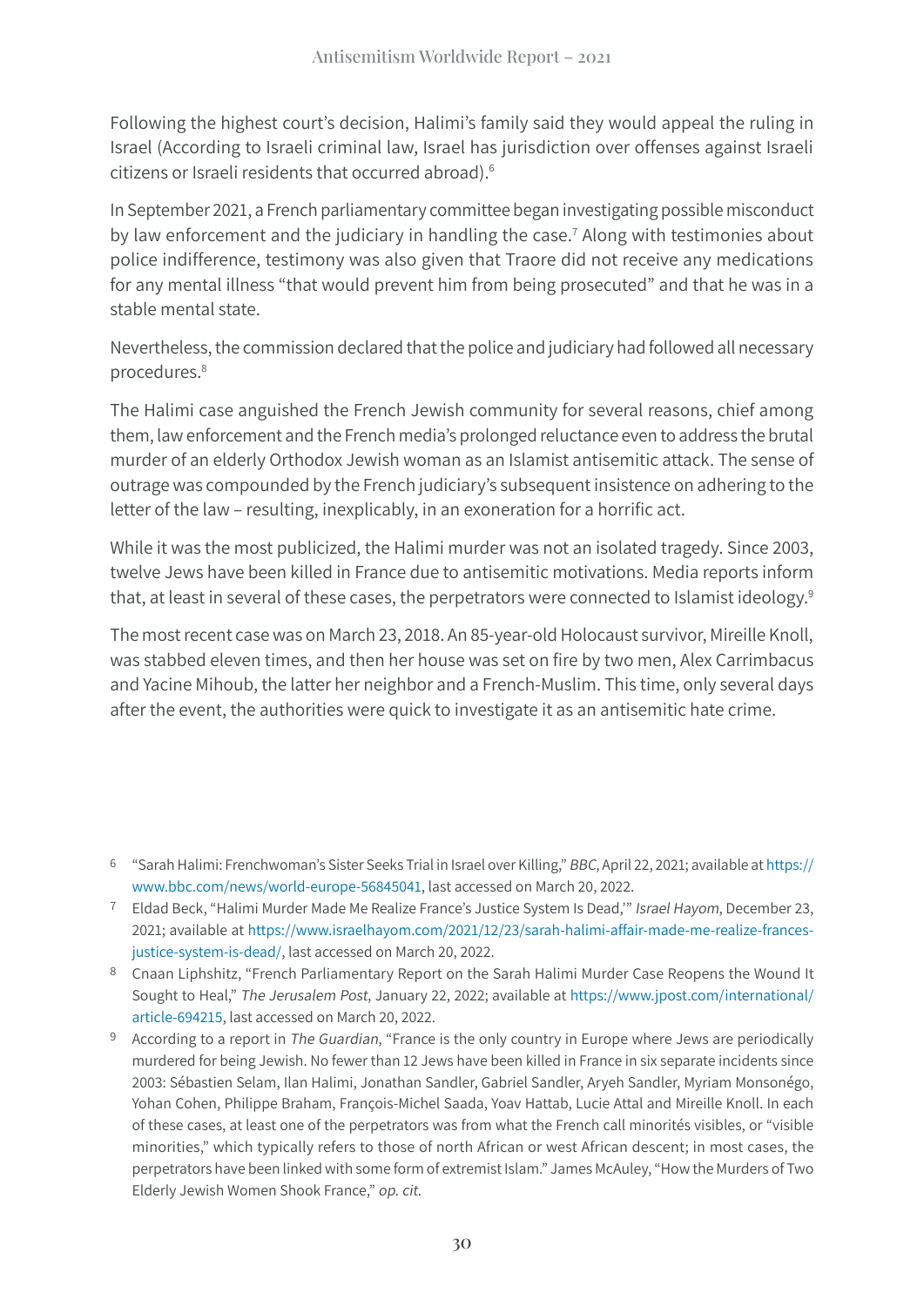Following the highest court's decision, Halimi's family said they would appeal the ruling in Israel (According to Israeli criminal law, Israel has jurisdiction over offenses against Israeli citizens or Israeli residents that occurred abroad).[6]

In September 2021, a French parliamentary committee began investigating possible misconduct by law enforcement and the judiciary in handling the case.[7] Along with testimonies about police indifference, testimony was also given that Traore did not receive any medications for any mental illness "that would prevent him from being prosecuted" and that he was in a stable mental state.

Nevertheless, the commission declared that the police and judiciary had followed all necessary procedures.[8]

The Halimi case anguished the French Jewish community for several reasons, chief among them, law enforcement and the French media's prolonged reluctance even to address the brutal murder of an elderly Orthodox Jewish woman as an Islamist antisemitic attack. The sense of outrage was compounded by the French judiciary's subsequent insistence on adhering to the letter of the law – resulting, inexplicably, in an exoneration for a horrific act.

While it was the most publicized, the Halimi murder was not an isolated tragedy. Since 2003, twelve Jews have been killed in France due to antisemitic motivations. Media reports inform that, at least in several of these cases, the perpetrators were connected to Islamist ideology.[9]

The most recent case was on March 23, 2018. An 85-year-old Holocaust survivor, Mireille Knoll, was stabbed eleven times, and then her house was set on fire by two men, Alex Carrimbacus and Yacine Mihoub, the latter her neighbor and a French-Muslim. This time, only several days after the event, the authorities were quick to investigate it as an antisemitic hate crime.

---

[6] "Sarah Halimi: Frenchwoman's Sister Seeks Trial in Israel over Killing," *BBC*, April 22, 2021; available at https://www.bbc.com/news/world-europe-56845041, last accessed on March 20, 2022.

[7] Eldad Beck, "Halimi Murder Made Me Realize France's Justice System Is Dead,'" *Israel Hayom*, December 23, 2021; available at https://www.israelhayom.com/2021/12/23/sarah-halimi-affair-made-me-realize-frances-justice-system-is-dead/, last accessed on March 20, 2022.

[8] Cnaan Liphshitz, "French Parliamentary Report on the Sarah Halimi Murder Case Reopens the Wound It Sought to Heal," *The Jerusalem Post*, January 22, 2022; available at https://www.jpost.com/international/article-694215, last accessed on March 20, 2022.

[9] According to a report in *The Guardian*, "France is the only country in Europe where Jews are periodically murdered for being Jewish. No fewer than 12 Jews have been killed in France in six separate incidents since 2003: Sébastien Selam, Ilan Halimi, Jonathan Sandler, Gabriel Sandler, Aryeh Sandler, Myriam Monsonégo, Yohan Cohen, Philippe Braham, François-Michel Saada, Yoav Hattab, Lucie Attal and Mireille Knoll. In each of these cases, at least one of the perpetrators was from what the French call minorités visibles, or "visible minorities," which typically refers to those of north African or west African descent; in most cases, the perpetrators have been linked with some form of extremist Islam." James McAuley, "How the Murders of Two Elderly Jewish Women Shook France," *op. cit.*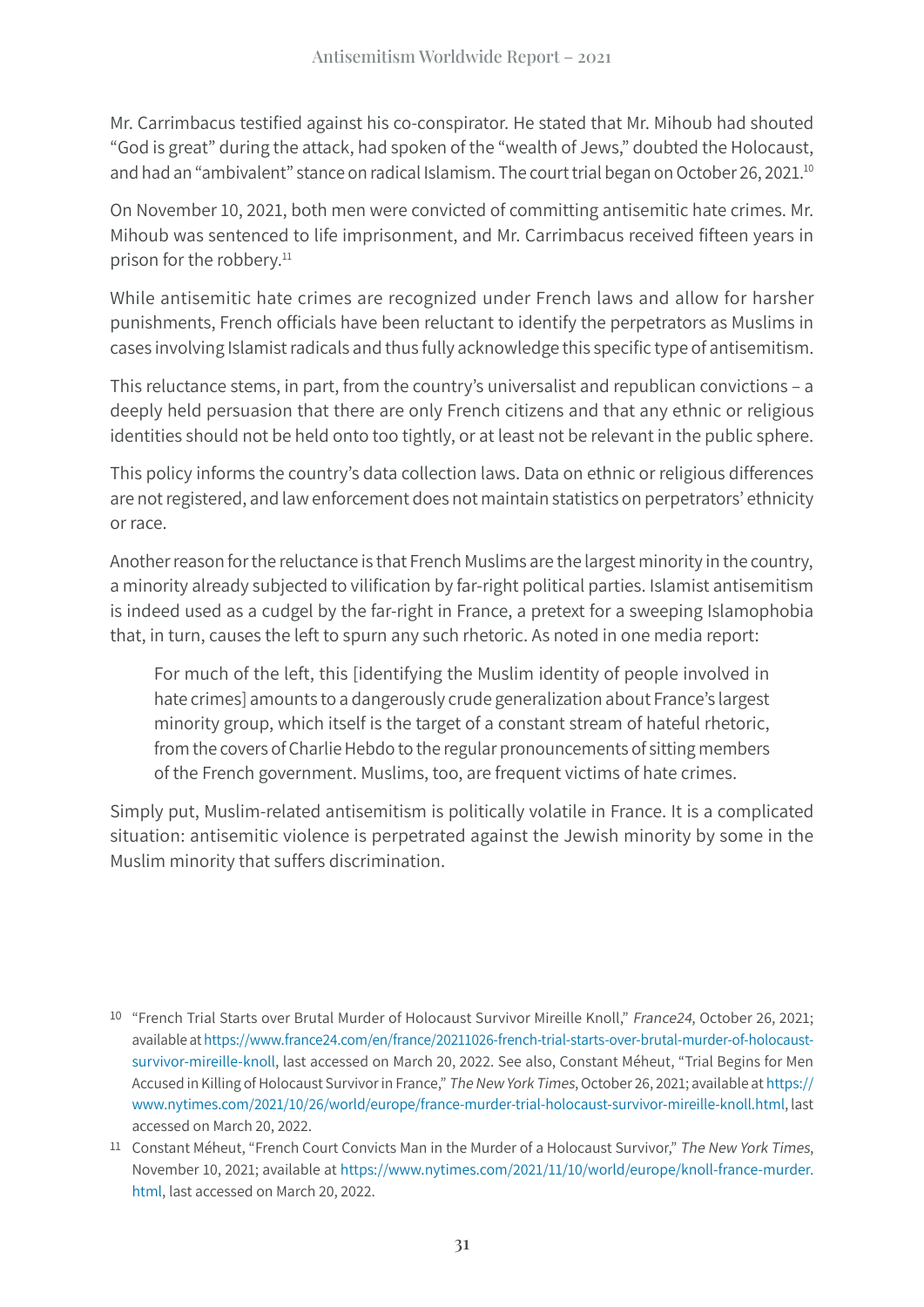Mr. Carrimbacus testified against his co-conspirator. He stated that Mr. Mihoub had shouted "God is great" during the attack, had spoken of the "wealth of Jews," doubted the Holocaust, and had an "ambivalent" stance on radical Islamism. The court trial began on October 26, 2021.[10]

On November 10, 2021, both men were convicted of committing antisemitic hate crimes. Mr. Mihoub was sentenced to life imprisonment, and Mr. Carrimbacus received fifteen years in prison for the robbery.[11]

While antisemitic hate crimes are recognized under French laws and allow for harsher punishments, French officials have been reluctant to identify the perpetrators as Muslims in cases involving Islamist radicals and thus fully acknowledge this specific type of antisemitism.

This reluctance stems, in part, from the country's universalist and republican convictions – a deeply held persuasion that there are only French citizens and that any ethnic or religious identities should not be held onto too tightly, or at least not be relevant in the public sphere.

This policy informs the country's data collection laws. Data on ethnic or religious differences are not registered, and law enforcement does not maintain statistics on perpetrators' ethnicity or race.

Another reason for the reluctance is that French Muslims are the largest minority in the country, a minority already subjected to vilification by far-right political parties. Islamist antisemitism is indeed used as a cudgel by the far-right in France, a pretext for a sweeping Islamophobia that, in turn, causes the left to spurn any such rhetoric. As noted in one media report:

> For much of the left, this [identifying the Muslim identity of people involved in hate crimes] amounts to a dangerously crude generalization about France's largest minority group, which itself is the target of a constant stream of hateful rhetoric, from the covers of Charlie Hebdo to the regular pronouncements of sitting members of the French government. Muslims, too, are frequent victims of hate crimes.

Simply put, Muslim-related antisemitism is politically volatile in France. It is a complicated situation: antisemitic violence is perpetrated against the Jewish minority by some in the Muslim minority that suffers discrimination.

---

[10] "French Trial Starts over Brutal Murder of Holocaust Survivor Mireille Knoll," *France24*, October 26, 2021; available at https://www.france24.com/en/france/20211026-french-trial-starts-over-brutal-murder-of-holocaust-survivor-mireille-knoll, last accessed on March 20, 2022. See also, Constant Méheut, "Trial Begins for Men Accused in Killing of Holocaust Survivor in France," *The New York Times*, October 26, 2021; available at https://www.nytimes.com/2021/10/26/world/europe/france-murder-trial-holocaust-survivor-mireille-knoll.html, last accessed on March 20, 2022.

[11] Constant Méheut, "French Court Convicts Man in the Murder of a Holocaust Survivor," *The New York Times*, November 10, 2021; available at https://www.nytimes.com/2021/11/10/world/europe/knoll-france-murder.html, last accessed on March 20, 2022.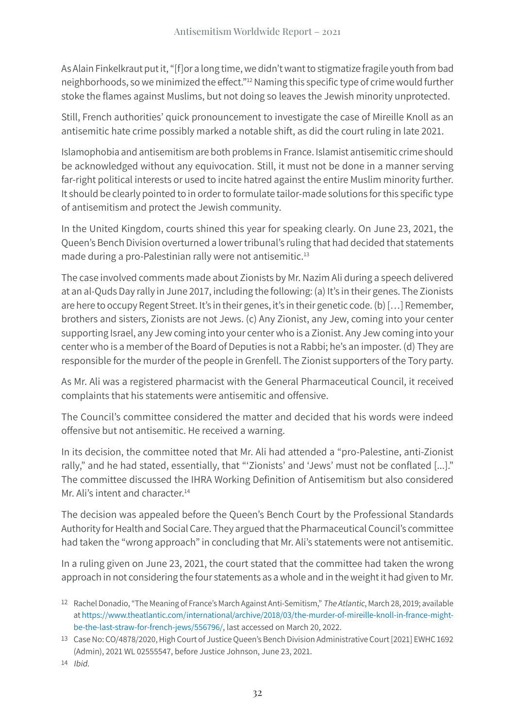As Alain Finkelkraut put it, "[f]or a long time, we didn't want to stigmatize fragile youth from bad neighborhoods, so we minimized the effect."[12] Naming this specific type of crime would further stoke the flames against Muslims, but not doing so leaves the Jewish minority unprotected.

Still, French authorities' quick pronouncement to investigate the case of Mireille Knoll as an antisemitic hate crime possibly marked a notable shift, as did the court ruling in late 2021.

Islamophobia and antisemitism are both problems in France. Islamist antisemitic crime should be acknowledged without any equivocation. Still, it must not be done in a manner serving far-right political interests or used to incite hatred against the entire Muslim minority further. It should be clearly pointed to in order to formulate tailor-made solutions for this specific type of antisemitism and protect the Jewish community.

In the United Kingdom, courts shined this year for speaking clearly. On June 23, 2021, the Queen's Bench Division overturned a lower tribunal's ruling that had decided that statements made during a pro-Palestinian rally were not antisemitic.[13]

The case involved comments made about Zionists by Mr. Nazim Ali during a speech delivered at an al-Quds Day rally in June 2017, including the following: (a) It's in their genes. The Zionists are here to occupy Regent Street. It's in their genes, it's in their genetic code. (b) […] Remember, brothers and sisters, Zionists are not Jews. (c) Any Zionist, any Jew, coming into your center supporting Israel, any Jew coming into your center who is a Zionist. Any Jew coming into your center who is a member of the Board of Deputies is not a Rabbi; he's an imposter. (d) They are responsible for the murder of the people in Grenfell. The Zionist supporters of the Tory party.

As Mr. Ali was a registered pharmacist with the General Pharmaceutical Council, it received complaints that his statements were antisemitic and offensive.

The Council's committee considered the matter and decided that his words were indeed offensive but not antisemitic. He received a warning.

In its decision, the committee noted that Mr. Ali had attended a "pro-Palestine, anti-Zionist rally," and he had stated, essentially, that "'Zionists' and 'Jews' must not be conflated [...]." The committee discussed the IHRA Working Definition of Antisemitism but also considered Mr. Ali's intent and character.[14]

The decision was appealed before the Queen's Bench Court by the Professional Standards Authority for Health and Social Care. They argued that the Pharmaceutical Council's committee had taken the "wrong approach" in concluding that Mr. Ali's statements were not antisemitic.

In a ruling given on June 23, 2021, the court stated that the committee had taken the wrong approach in not considering the four statements as a whole and in the weight it had given to Mr.

[12] Rachel Donadio, "The Meaning of France's March Against Anti-Semitism," *The Atlantic*, March 28, 2019; available at https://www.theatlantic.com/international/archive/2018/03/the-murder-of-mireille-knoll-in-france-might-be-the-last-straw-for-french-jews/556796/, last accessed on March 20, 2022.

[13] Case No: CO/4878/2020, High Court of Justice Queen's Bench Division Administrative Court [2021] EWHC 1692 (Admin), 2021 WL 02555547, before Justice Johnson, June 23, 2021.

[14] *Ibid.*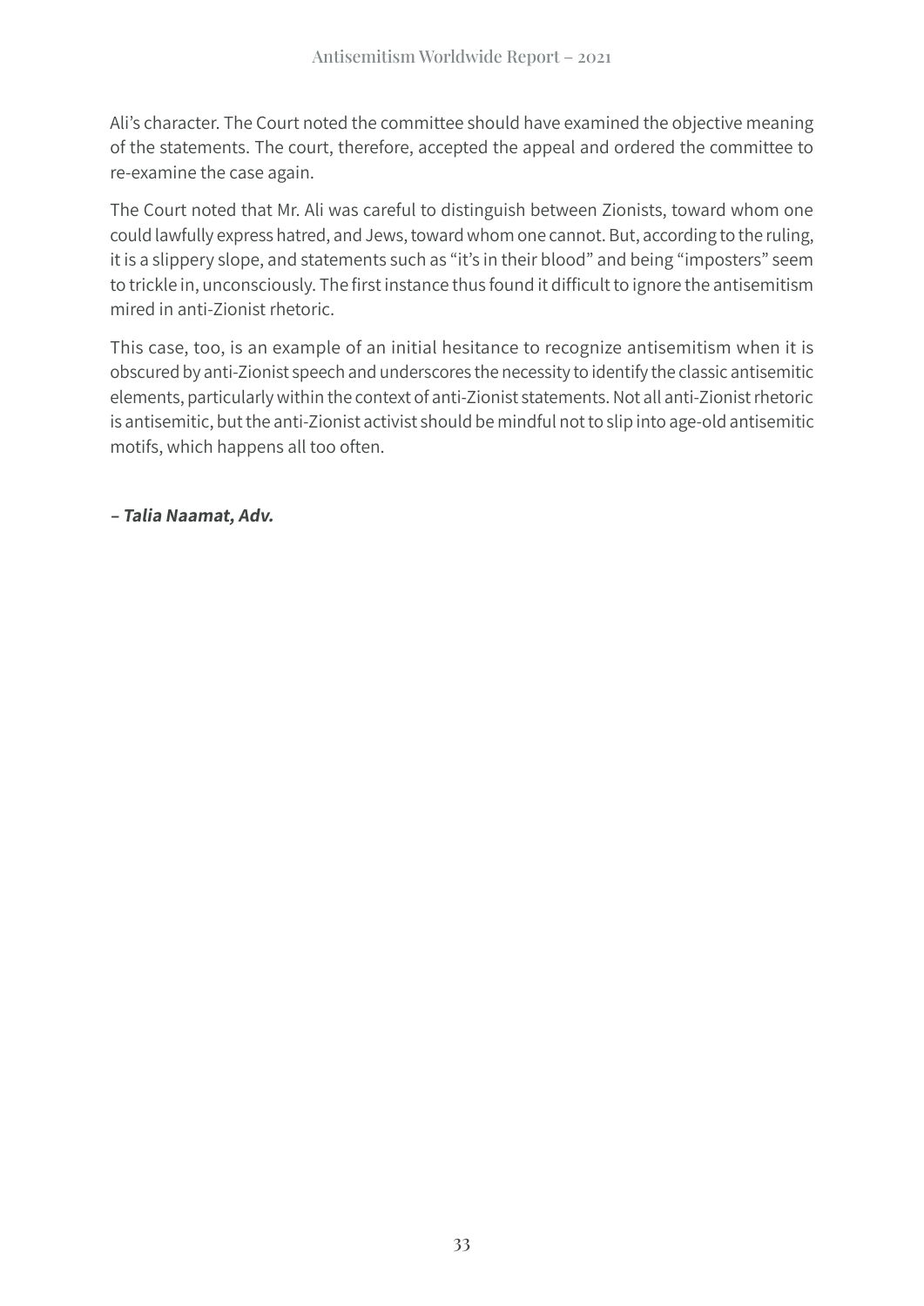Ali's character. The Court noted the committee should have examined the objective meaning of the statements. The court, therefore, accepted the appeal and ordered the committee to re-examine the case again.

The Court noted that Mr. Ali was careful to distinguish between Zionists, toward whom one could lawfully express hatred, and Jews, toward whom one cannot. But, according to the ruling, it is a slippery slope, and statements such as "it's in their blood" and being "imposters" seem to trickle in, unconsciously. The first instance thus found it difficult to ignore the antisemitism mired in anti-Zionist rhetoric.

This case, too, is an example of an initial hesitance to recognize antisemitism when it is obscured by anti-Zionist speech and underscores the necessity to identify the classic antisemitic elements, particularly within the context of anti-Zionist statements. Not all anti-Zionist rhetoric is antisemitic, but the anti-Zionist activist should be mindful not to slip into age-old antisemitic motifs, which happens all too often.

***– Talia Naamat, Adv.***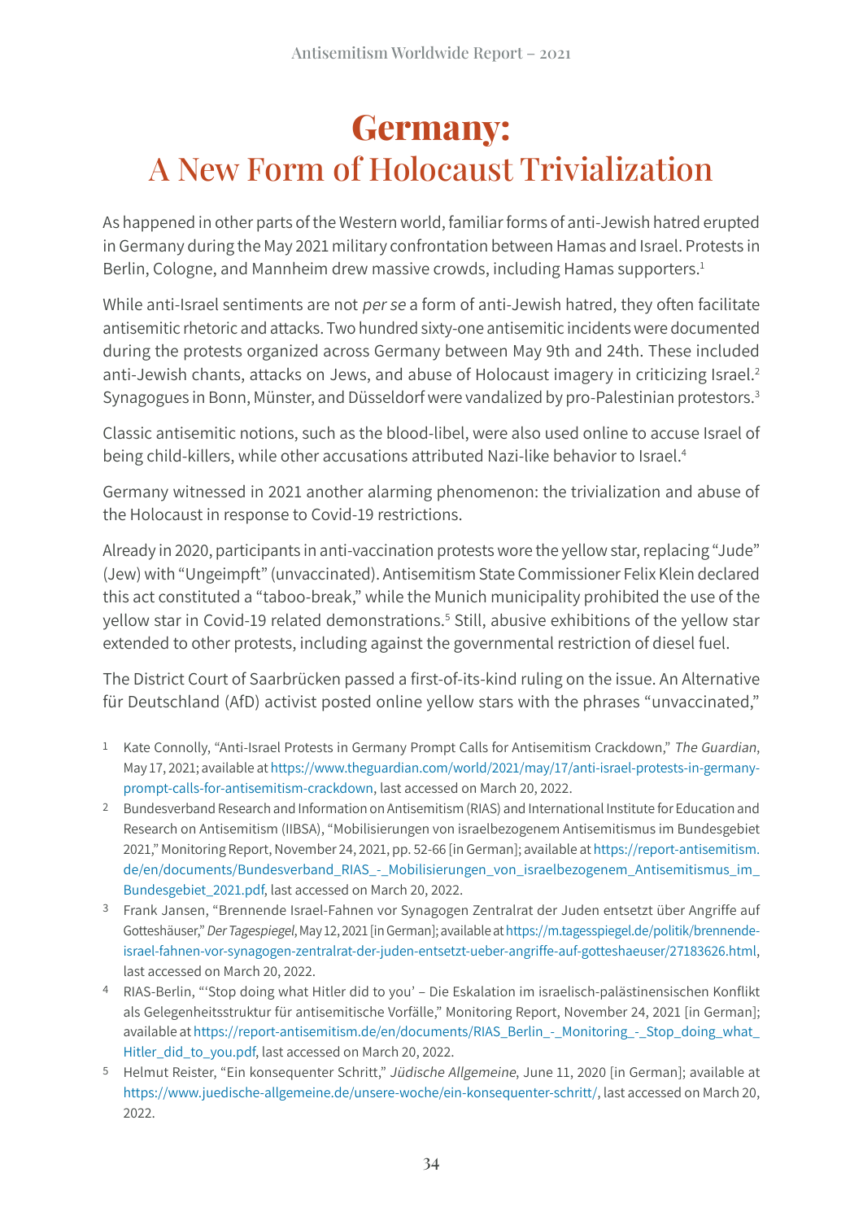# Germany: A New Form of Holocaust Trivialization

As happened in other parts of the Western world, familiar forms of anti-Jewish hatred erupted in Germany during the May 2021 military confrontation between Hamas and Israel. Protests in Berlin, Cologne, and Mannheim drew massive crowds, including Hamas supporters.[1]

While anti-Israel sentiments are not *per se* a form of anti-Jewish hatred, they often facilitate antisemitic rhetoric and attacks. Two hundred sixty-one antisemitic incidents were documented during the protests organized across Germany between May 9th and 24th. These included anti-Jewish chants, attacks on Jews, and abuse of Holocaust imagery in criticizing Israel.[2] Synagogues in Bonn, Münster, and Düsseldorf were vandalized by pro-Palestinian protestors.[3]

Classic antisemitic notions, such as the blood-libel, were also used online to accuse Israel of being child-killers, while other accusations attributed Nazi-like behavior to Israel.[4]

Germany witnessed in 2021 another alarming phenomenon: the trivialization and abuse of the Holocaust in response to Covid-19 restrictions.

Already in 2020, participants in anti-vaccination protests wore the yellow star, replacing "Jude" (Jew) with "Ungeimpft" (unvaccinated). Antisemitism State Commissioner Felix Klein declared this act constituted a "taboo-break," while the Munich municipality prohibited the use of the yellow star in Covid-19 related demonstrations.[5] Still, abusive exhibitions of the yellow star extended to other protests, including against the governmental restriction of diesel fuel.

The District Court of Saarbrücken passed a first-of-its-kind ruling on the issue. An Alternative für Deutschland (AfD) activist posted online yellow stars with the phrases "unvaccinated,"

---

1. Kate Connolly, "Anti-Israel Protests in Germany Prompt Calls for Antisemitism Crackdown," *The Guardian*, May 17, 2021; available at https://www.theguardian.com/world/2021/may/17/anti-israel-protests-in-germany-prompt-calls-for-antisemitism-crackdown, last accessed on March 20, 2022.
2. Bundesverband Research and Information on Antisemitism (RIAS) and International Institute for Education and Research on Antisemitism (IIBSA), "Mobilisierungen von israelbezogenem Antisemitismus im Bundesgebiet 2021," Monitoring Report, November 24, 2021, pp. 52-66 [in German]; available at https://report-antisemitism.de/en/documents/Bundesverband_RIAS_-_Mobilisierungen_von_israelbezogenem_Antisemitismus_im_Bundesgebiet_2021.pdf, last accessed on March 20, 2022.
3. Frank Jansen, "Brennende Israel-Fahnen vor Synagogen Zentralrat der Juden entsetzt über Angriffe auf Gotteshäuser," *Der Tagespiegel*, May 12, 2021 [in German]; available at https://m.tagesspiegel.de/politik/brennende-israel-fahnen-vor-synagogen-zentralrat-der-juden-entsetzt-ueber-angriffe-auf-gotteshaeuser/27183626.html, last accessed on March 20, 2022.
4. RIAS-Berlin, "'Stop doing what Hitler did to you' – Die Eskalation im israelisch-palästinensischen Konflikt als Gelegenheitsstruktur für antisemitische Vorfälle," Monitoring Report, November 24, 2021 [in German]; available at https://report-antisemitism.de/en/documents/RIAS_Berlin_-_Monitoring_-_Stop_doing_what_Hitler_did_to_you.pdf, last accessed on March 20, 2022.
5. Helmut Reister, "Ein konsequenter Schritt," *Jüdische Allgemeine*, June 11, 2020 [in German]; available at https://www.juedische-allgemeine.de/unsere-woche/ein-konsequenter-schritt/, last accessed on March 20, 2022.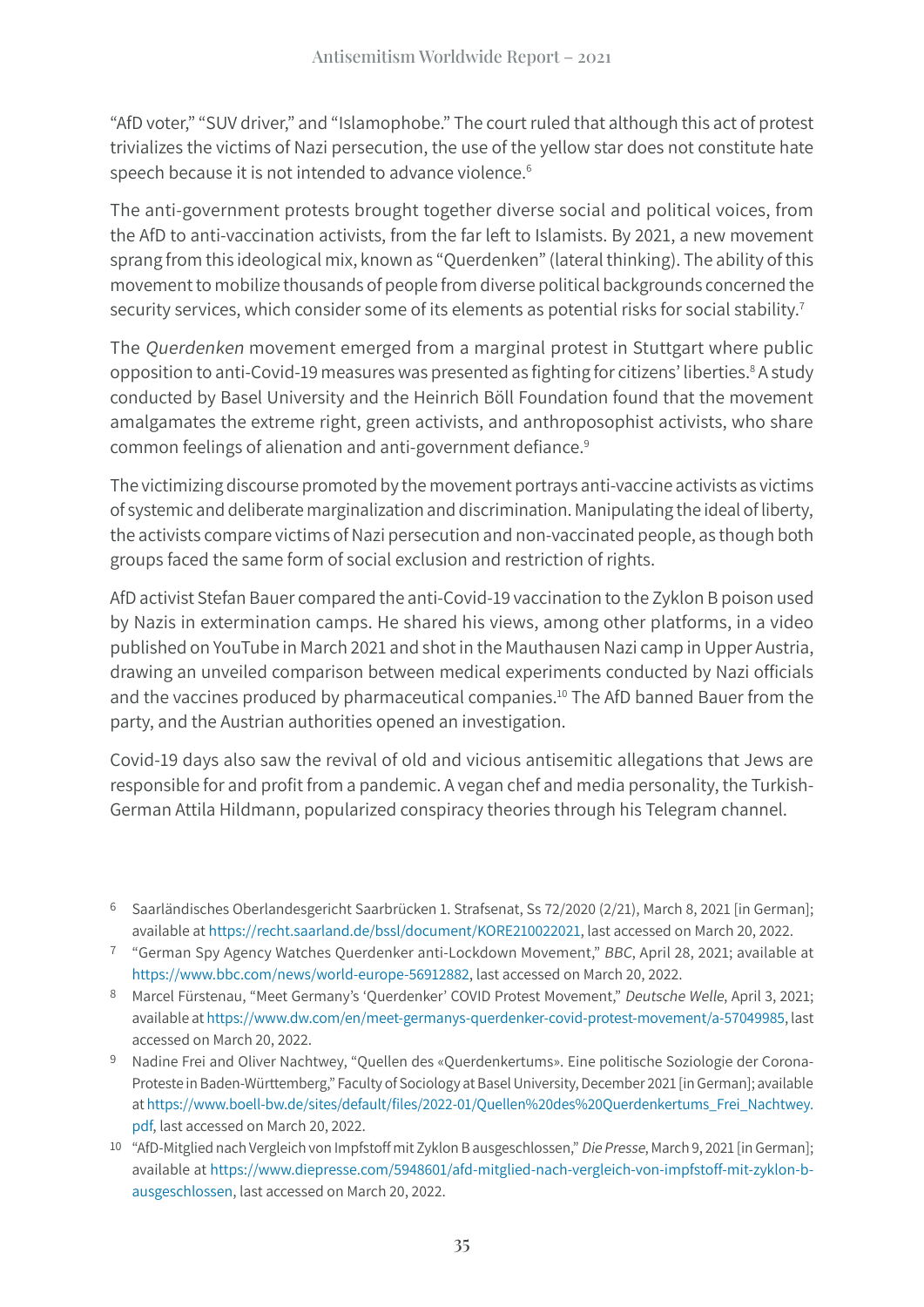"AfD voter," "SUV driver," and "Islamophobe." The court ruled that although this act of protest trivializes the victims of Nazi persecution, the use of the yellow star does not constitute hate speech because it is not intended to advance violence.[6]

The anti-government protests brought together diverse social and political voices, from the AfD to anti-vaccination activists, from the far left to Islamists. By 2021, a new movement sprang from this ideological mix, known as "Querdenken" (lateral thinking). The ability of this movement to mobilize thousands of people from diverse political backgrounds concerned the security services, which consider some of its elements as potential risks for social stability.[7]

The *Querdenken* movement emerged from a marginal protest in Stuttgart where public opposition to anti-Covid-19 measures was presented as fighting for citizens' liberties.[8] A study conducted by Basel University and the Heinrich Böll Foundation found that the movement amalgamates the extreme right, green activists, and anthroposophist activists, who share common feelings of alienation and anti-government defiance.[9]

The victimizing discourse promoted by the movement portrays anti-vaccine activists as victims of systemic and deliberate marginalization and discrimination. Manipulating the ideal of liberty, the activists compare victims of Nazi persecution and non-vaccinated people, as though both groups faced the same form of social exclusion and restriction of rights.

AfD activist Stefan Bauer compared the anti-Covid-19 vaccination to the Zyklon B poison used by Nazis in extermination camps. He shared his views, among other platforms, in a video published on YouTube in March 2021 and shot in the Mauthausen Nazi camp in Upper Austria, drawing an unveiled comparison between medical experiments conducted by Nazi officials and the vaccines produced by pharmaceutical companies.[10] The AfD banned Bauer from the party, and the Austrian authorities opened an investigation.

Covid-19 days also saw the revival of old and vicious antisemitic allegations that Jews are responsible for and profit from a pandemic. A vegan chef and media personality, the Turkish-German Attila Hildmann, popularized conspiracy theories through his Telegram channel.

---

[6] Saarländisches Oberlandesgericht Saarbrücken 1. Strafsenat, Ss 72/2020 (2/21), March 8, 2021 [in German]; available at https://recht.saarland.de/bssl/document/KORE210022021, last accessed on March 20, 2022.

[7] "German Spy Agency Watches Querdenker anti-Lockdown Movement," *BBC*, April 28, 2021; available at https://www.bbc.com/news/world-europe-56912882, last accessed on March 20, 2022.

[8] Marcel Fürstenau, "Meet Germany's 'Querdenker' COVID Protest Movement," *Deutsche Welle*, April 3, 2021; available at https://www.dw.com/en/meet-germanys-querdenker-covid-protest-movement/a-57049985, last accessed on March 20, 2022.

[9] Nadine Frei and Oliver Nachtwey, "Quellen des «Querdenkertums». Eine politische Soziologie der Corona-Proteste in Baden-Württemberg," Faculty of Sociology at Basel University, December 2021 [in German]; available at https://www.boell-bw.de/sites/default/files/2022-01/Quellen%20des%20Querdenkertums_Frei_Nachtwey.pdf, last accessed on March 20, 2022.

[10] "AfD-Mitglied nach Vergleich von Impfstoff mit Zyklon B ausgeschlossen," *Die Presse*, March 9, 2021 [in German]; available at https://www.diepresse.com/5948601/afd-mitglied-nach-vergleich-von-impfstoff-mit-zyklon-b-ausgeschlossen, last accessed on March 20, 2022.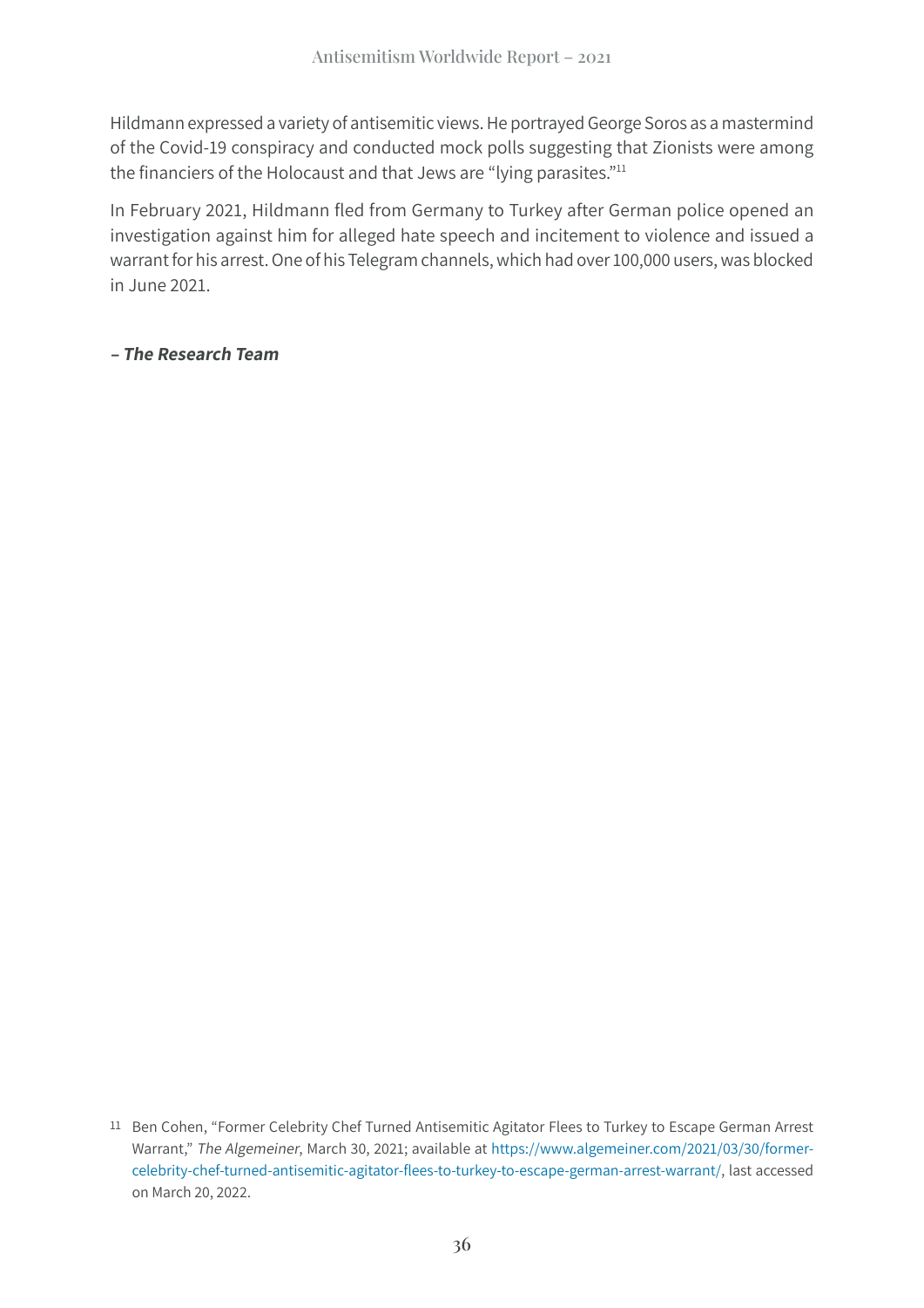Hildmann expressed a variety of antisemitic views. He portrayed George Soros as a mastermind of the Covid-19 conspiracy and conducted mock polls suggesting that Zionists were among the financiers of the Holocaust and that Jews are "lying parasites."[11]

In February 2021, Hildmann fled from Germany to Turkey after German police opened an investigation against him for alleged hate speech and incitement to violence and issued a warrant for his arrest. One of his Telegram channels, which had over 100,000 users, was blocked in June 2021.

***– The Research Team***

[11] Ben Cohen, "Former Celebrity Chef Turned Antisemitic Agitator Flees to Turkey to Escape German Arrest Warrant," *The Algemeiner*, March 30, 2021; available at https://www.algemeiner.com/2021/03/30/former-celebrity-chef-turned-antisemitic-agitator-flees-to-turkey-to-escape-german-arrest-warrant/, last accessed on March 20, 2022.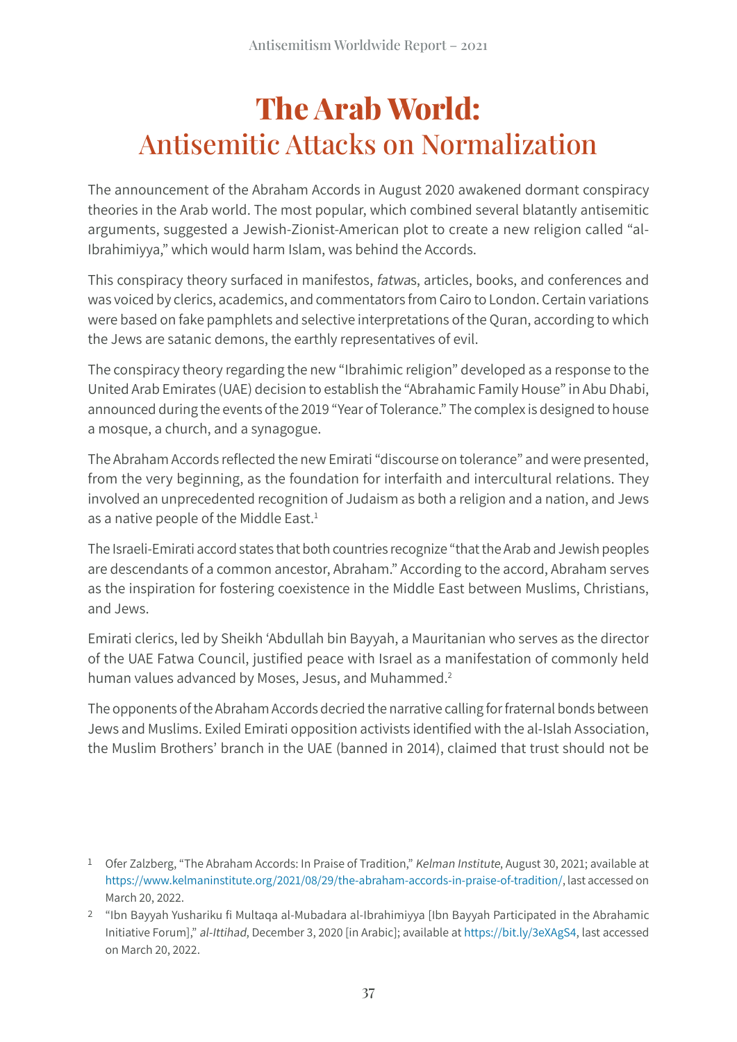# The Arab World:

## Antisemitic Attacks on Normalization

The announcement of the Abraham Accords in August 2020 awakened dormant conspiracy theories in the Arab world. The most popular, which combined several blatantly antisemitic arguments, suggested a Jewish-Zionist-American plot to create a new religion called "al-Ibrahimiyya," which would harm Islam, was behind the Accords.

This conspiracy theory surfaced in manifestos, *fatwa*s, articles, books, and conferences and was voiced by clerics, academics, and commentators from Cairo to London. Certain variations were based on fake pamphlets and selective interpretations of the Quran, according to which the Jews are satanic demons, the earthly representatives of evil.

The conspiracy theory regarding the new "Ibrahimic religion" developed as a response to the United Arab Emirates (UAE) decision to establish the "Abrahamic Family House" in Abu Dhabi, announced during the events of the 2019 "Year of Tolerance." The complex is designed to house a mosque, a church, and a synagogue.

The Abraham Accords reflected the new Emirati "discourse on tolerance" and were presented, from the very beginning, as the foundation for interfaith and intercultural relations. They involved an unprecedented recognition of Judaism as both a religion and a nation, and Jews as a native people of the Middle East.[1]

The Israeli-Emirati accord states that both countries recognize "that the Arab and Jewish peoples are descendants of a common ancestor, Abraham." According to the accord, Abraham serves as the inspiration for fostering coexistence in the Middle East between Muslims, Christians, and Jews.

Emirati clerics, led by Sheikh 'Abdullah bin Bayyah, a Mauritanian who serves as the director of the UAE Fatwa Council, justified peace with Israel as a manifestation of commonly held human values advanced by Moses, Jesus, and Muhammed.[2]

The opponents of the Abraham Accords decried the narrative calling for fraternal bonds between Jews and Muslims. Exiled Emirati opposition activists identified with the al-Islah Association, the Muslim Brothers' branch in the UAE (banned in 2014), claimed that trust should not be

---

1 Ofer Zalzberg, "The Abraham Accords: In Praise of Tradition," *Kelman Institute*, August 30, 2021; available at https://www.kelmaninstitute.org/2021/08/29/the-abraham-accords-in-praise-of-tradition/, last accessed on March 20, 2022.

2 "Ibn Bayyah Yushariku fi Multaqa al-Mubadara al-Ibrahimiyya [Ibn Bayyah Participated in the Abrahamic Initiative Forum]," *al-Ittihad*, December 3, 2020 [in Arabic]; available at https://bit.ly/3eXAgS4, last accessed on March 20, 2022.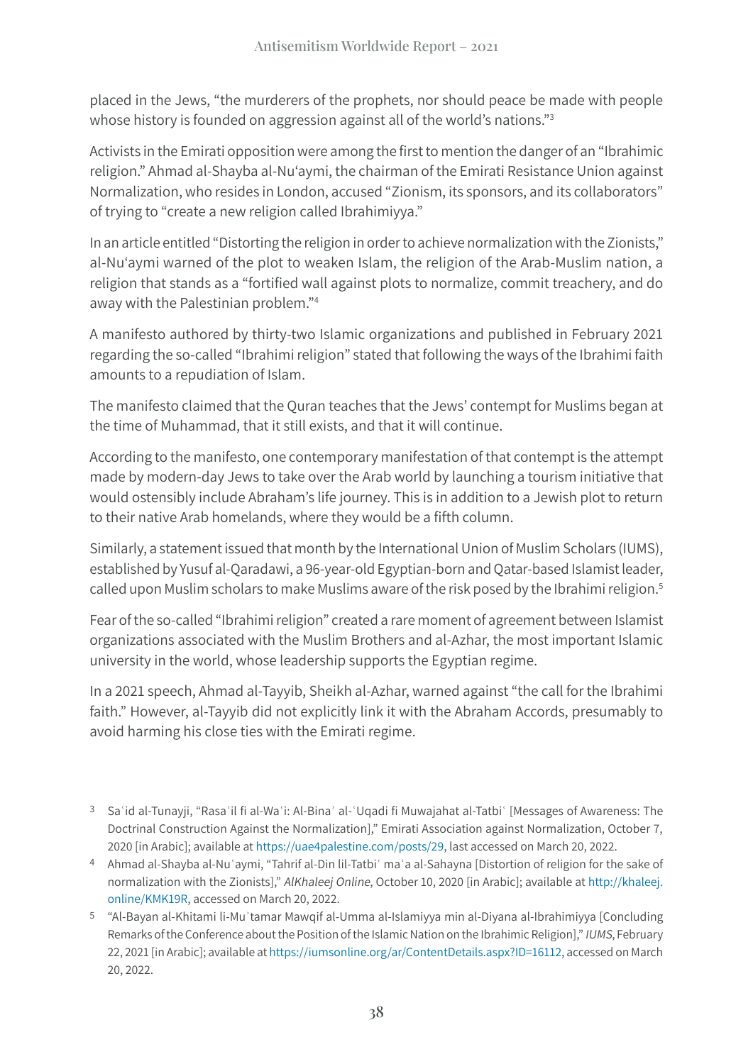placed in the Jews, “the murderers of the prophets, nor should peace be made with people whose history is founded on aggression against all of the world’s nations.”[3]

Activists in the Emirati opposition were among the first to mention the danger of an “Ibrahimic religion.” Ahmad al-Shayba al-Nu‘aymi, the chairman of the Emirati Resistance Union against Normalization, who resides in London, accused “Zionism, its sponsors, and its collaborators” of trying to “create a new religion called Ibrahimiyya.”

In an article entitled “Distorting the religion in order to achieve normalization with the Zionists,” al-Nu‘aymi warned of the plot to weaken Islam, the religion of the Arab-Muslim nation, a religion that stands as a “fortified wall against plots to normalize, commit treachery, and do away with the Palestinian problem.”[4]

A manifesto authored by thirty-two Islamic organizations and published in February 2021 regarding the so-called “Ibrahimi religion” stated that following the ways of the Ibrahimi faith amounts to a repudiation of Islam.

The manifesto claimed that the Quran teaches that the Jews’ contempt for Muslims began at the time of Muhammad, that it still exists, and that it will continue.

According to the manifesto, one contemporary manifestation of that contempt is the attempt made by modern-day Jews to take over the Arab world by launching a tourism initiative that would ostensibly include Abraham’s life journey. This is in addition to a Jewish plot to return to their native Arab homelands, where they would be a fifth column.

Similarly, a statement issued that month by the International Union of Muslim Scholars (IUMS), established by Yusuf al-Qaradawi, a 96-year-old Egyptian-born and Qatar-based Islamist leader, called upon Muslim scholars to make Muslims aware of the risk posed by the Ibrahimi religion.[5]

Fear of the so-called “Ibrahimi religion” created a rare moment of agreement between Islamist organizations associated with the Muslim Brothers and al-Azhar, the most important Islamic university in the world, whose leadership supports the Egyptian regime.

In a 2021 speech, Ahmad al-Tayyib, Sheikh al-Azhar, warned against “the call for the Ibrahimi faith.” However, al-Tayyib did not explicitly link it with the Abraham Accords, presumably to avoid harming his close ties with the Emirati regime.

---

[3] Saʿid al-Tunayji, “Rasaʾil fi al-Waʿi: Al-Binaʾ al-ʿUqadi fi Muwajahat al-Tatbiʿ [Messages of Awareness: The Doctrinal Construction Against the Normalization],” Emirati Association against Normalization, October 7, 2020 [in Arabic]; available at https://uae4palestine.com/posts/29, last accessed on March 20, 2022.

[4] Ahmad al-Shayba al-Nuʿaymi, “Tahrif al-Din lil-Tatbiʿ maʿa al-Sahayna [Distortion of religion for the sake of normalization with the Zionists],” *AlKhaleej Online*, October 10, 2020 [in Arabic]; available at http://khaleej.online/KMK19R, accessed on March 20, 2022.

[5] “Al-Bayan al-Khitami li-Muʾtamar Mawqif al-Umma al-Islamiyya min al-Diyana al-Ibrahimiyya [Concluding Remarks of the Conference about the Position of the Islamic Nation on the Ibrahimic Religion],” *IUMS*, February 22, 2021 [in Arabic]; available at https://iumsonline.org/ar/ContentDetails.aspx?ID=16112, accessed on March 20, 2022.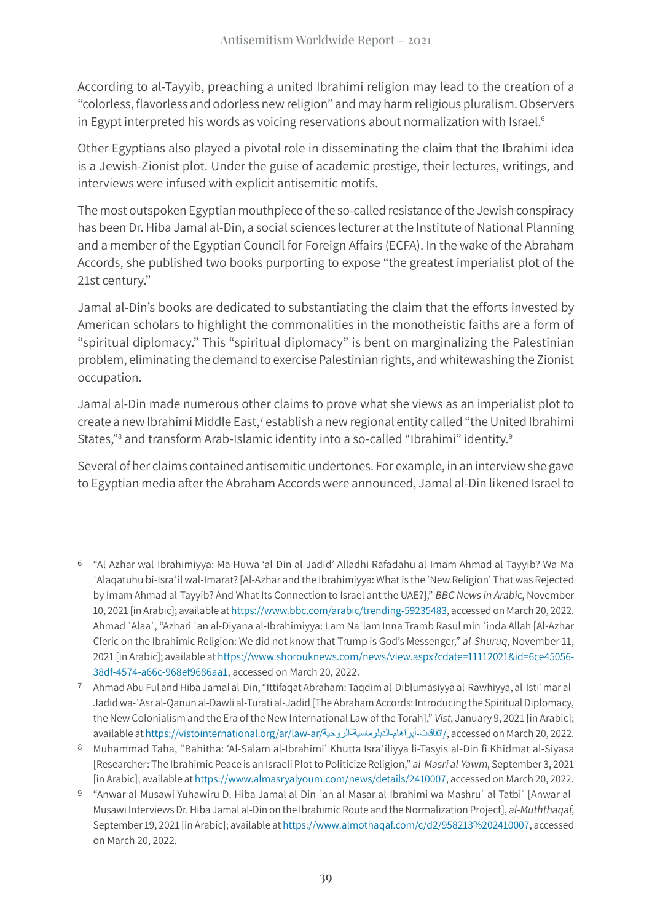According to al-Tayyib, preaching a united Ibrahimi religion may lead to the creation of a "colorless, flavorless and odorless new religion" and may harm religious pluralism. Observers in Egypt interpreted his words as voicing reservations about normalization with Israel.[6]

Other Egyptians also played a pivotal role in disseminating the claim that the Ibrahimi idea is a Jewish-Zionist plot. Under the guise of academic prestige, their lectures, writings, and interviews were infused with explicit antisemitic motifs.

The most outspoken Egyptian mouthpiece of the so-called resistance of the Jewish conspiracy has been Dr. Hiba Jamal al-Din, a social sciences lecturer at the Institute of National Planning and a member of the Egyptian Council for Foreign Affairs (ECFA). In the wake of the Abraham Accords, she published two books purporting to expose "the greatest imperialist plot of the 21st century."

Jamal al-Din's books are dedicated to substantiating the claim that the efforts invested by American scholars to highlight the commonalities in the monotheistic faiths are a form of "spiritual diplomacy." This "spiritual diplomacy" is bent on marginalizing the Palestinian problem, eliminating the demand to exercise Palestinian rights, and whitewashing the Zionist occupation.

Jamal al-Din made numerous other claims to prove what she views as an imperialist plot to create a new Ibrahimi Middle East,[7] establish a new regional entity called "the United Ibrahimi States,"[8] and transform Arab-Islamic identity into a so-called "Ibrahimi" identity.[9]

Several of her claims contained antisemitic undertones. For example, in an interview she gave to Egyptian media after the Abraham Accords were announced, Jamal al-Din likened Israel to

---

6 "Al-Azhar wal-Ibrahimiyya: Ma Huwa 'al-Din al-Jadid' Alladhi Rafadahu al-Imam Ahmad al-Tayyib? Wa-Ma ʿAlaqatuhu bi-Israʾil wal-Imarat? [Al-Azhar and the Ibrahimiyya: What is the 'New Religion' That was Rejected by Imam Ahmad al-Tayyib? And What Its Connection to Israel ant the UAE?]," *BBC News in Arabic*, November 10, 2021 [in Arabic]; available at https://www.bbc.com/arabic/trending-59235483, accessed on March 20, 2022. Ahmad ʿAlaaʾ, "Azhari ʿan al-Diyana al-Ibrahimiyya: Lam Naʿlam Inna Tramb Rasul min ʿinda Allah [Al-Azhar Cleric on the Ibrahimi Religion: We did not know that Trump is God's Messenger," *al-Shuruq*, November 11, 2021 [in Arabic]; available at https://www.shorouknews.com/news/view.aspx?cdate=11112021&id=6ce45056-38df-4574-a66c-968ef9686aa1, accessed on March 20, 2022.

7 Ahmad Abu Ful and Hiba Jamal al-Din, "Ittifaqat Abraham: Taqdim al-Diblumasiyya al-Rawhiyya, al-Istiʿmar al-Jadid wa-ʿAsr al-Qanun al-Dawli al-Turati al-Jadid [The Abraham Accords: Introducing the Spiritual Diplomacy, the New Colonialism and the Era of the New International Law of the Torah]," *Vist*, January 9, 2021 [in Arabic]; available at https://vistointernational.org/ar/law-ar/اتفاقات-أبراهام-الدبلوماسية-الروحية/, accessed on March 20, 2022.

8 Muhammad Taha, "Bahitha: 'Al-Salam al-Ibrahimi' Khutta Israʾiliyya li-Tasyis al-Din fi Khidmat al-Siyasa [Researcher: The Ibrahimic Peace is an Israeli Plot to Politicize Religion," *al-Masri al-Yawm*, September 3, 2021 [in Arabic]; available at https://www.almasryalyoum.com/news/details/2410007, accessed on March 20, 2022.

9 "Anwar al-Musawi Yuhawiru D. Hiba Jamal al-Din ʿan al-Masar al-Ibrahimi wa-Mashruʿ al-Tatbiʿ [Anwar al-Musawi Interviews Dr. Hiba Jamal al-Din on the Ibrahimic Route and the Normalization Project], *al-Muththaqaf*, September 19, 2021 [in Arabic]; available at https://www.almothaqaf.com/c/d2/958213%202410007, accessed on March 20, 2022.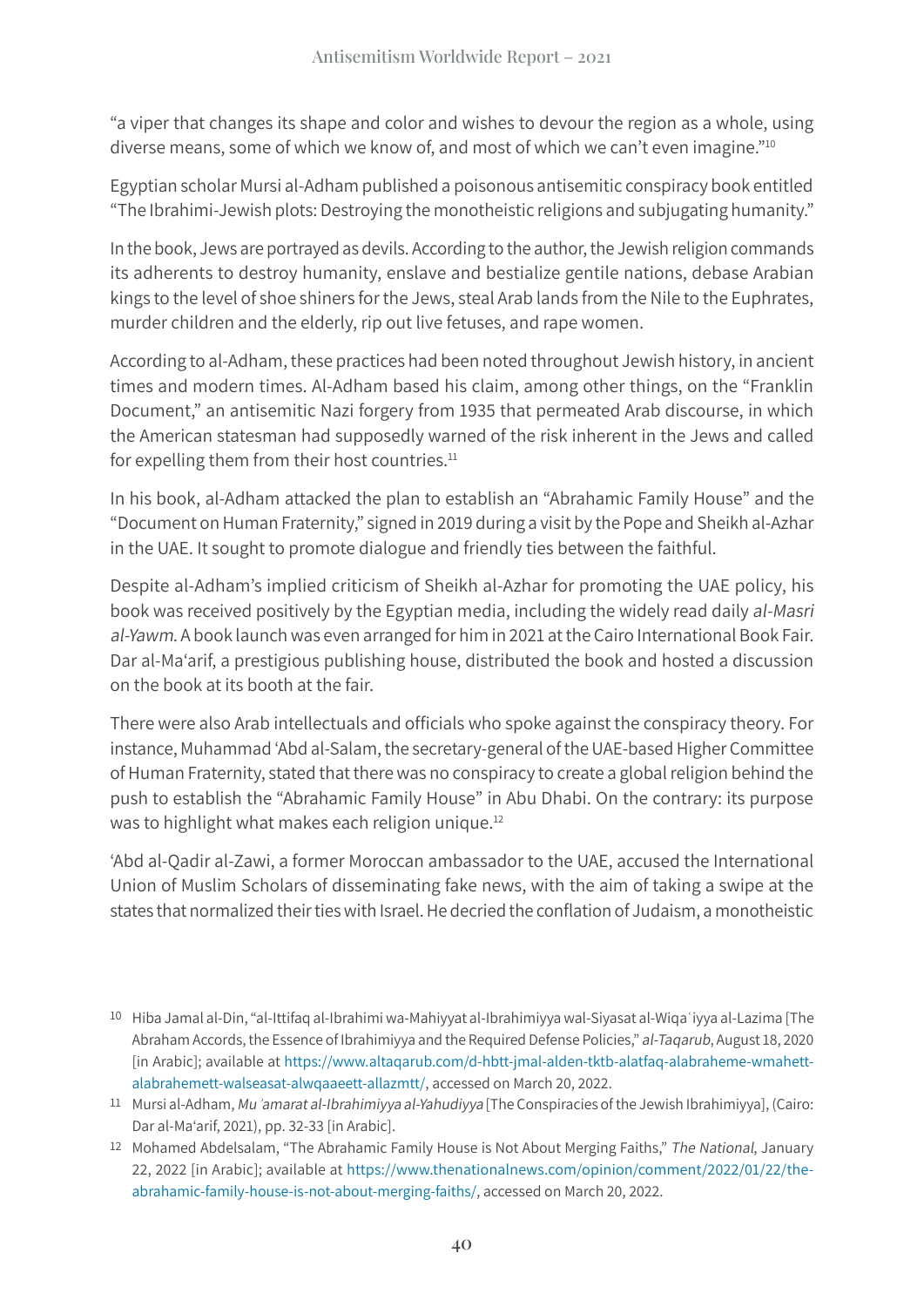"a viper that changes its shape and color and wishes to devour the region as a whole, using diverse means, some of which we know of, and most of which we can't even imagine."[10]

Egyptian scholar Mursi al-Adham published a poisonous antisemitic conspiracy book entitled "The Ibrahimi-Jewish plots: Destroying the monotheistic religions and subjugating humanity."

In the book, Jews are portrayed as devils. According to the author, the Jewish religion commands its adherents to destroy humanity, enslave and bestialize gentile nations, debase Arabian kings to the level of shoe shiners for the Jews, steal Arab lands from the Nile to the Euphrates, murder children and the elderly, rip out live fetuses, and rape women.

According to al-Adham, these practices had been noted throughout Jewish history, in ancient times and modern times. Al-Adham based his claim, among other things, on the "Franklin Document," an antisemitic Nazi forgery from 1935 that permeated Arab discourse, in which the American statesman had supposedly warned of the risk inherent in the Jews and called for expelling them from their host countries.[11]

In his book, al-Adham attacked the plan to establish an "Abrahamic Family House" and the "Document on Human Fraternity," signed in 2019 during a visit by the Pope and Sheikh al-Azhar in the UAE. It sought to promote dialogue and friendly ties between the faithful.

Despite al-Adham's implied criticism of Sheikh al-Azhar for promoting the UAE policy, his book was received positively by the Egyptian media, including the widely read daily *al-Masri al-Yawm*. A book launch was even arranged for him in 2021 at the Cairo International Book Fair. Dar al-Ma'arif, a prestigious publishing house, distributed the book and hosted a discussion on the book at its booth at the fair.

There were also Arab intellectuals and officials who spoke against the conspiracy theory. For instance, Muhammad 'Abd al-Salam, the secretary-general of the UAE-based Higher Committee of Human Fraternity, stated that there was no conspiracy to create a global religion behind the push to establish the "Abrahamic Family House" in Abu Dhabi. On the contrary: its purpose was to highlight what makes each religion unique.[12]

'Abd al-Qadir al-Zawi, a former Moroccan ambassador to the UAE, accused the International Union of Muslim Scholars of disseminating fake news, with the aim of taking a swipe at the states that normalized their ties with Israel. He decried the conflation of Judaism, a monotheistic

---

[10] Hiba Jamal al-Din, "al-Ittifaq al-Ibrahimi wa-Mahiyyat al-Ibrahimiyya wal-Siyasat al-Wiqa'iyya al-Lazima [The Abraham Accords, the Essence of Ibrahimiyya and the Required Defense Policies," *al-Taqarub*, August 18, 2020 [in Arabic]; available at https://www.altaqarub.com/d-hbtt-jmal-alden-tktb-alatfaq-alabraheme-wmahett-alabrahemett-walseasat-alwqaaeett-allazmtt/, accessed on March 20, 2022.

[11] Mursi al-Adham, *Mu'amarat al-Ibrahimiyya al-Yahudiyya* [The Conspiracies of the Jewish Ibrahimiyya], (Cairo: Dar al-Ma'arif, 2021), pp. 32-33 [in Arabic].

[12] Mohamed Abdelsalam, "The Abrahamic Family House is Not About Merging Faiths," *The National*, January 22, 2022 [in Arabic]; available at https://www.thenationalnews.com/opinion/comment/2022/01/22/the-abrahamic-family-house-is-not-about-merging-faiths/, accessed on March 20, 2022.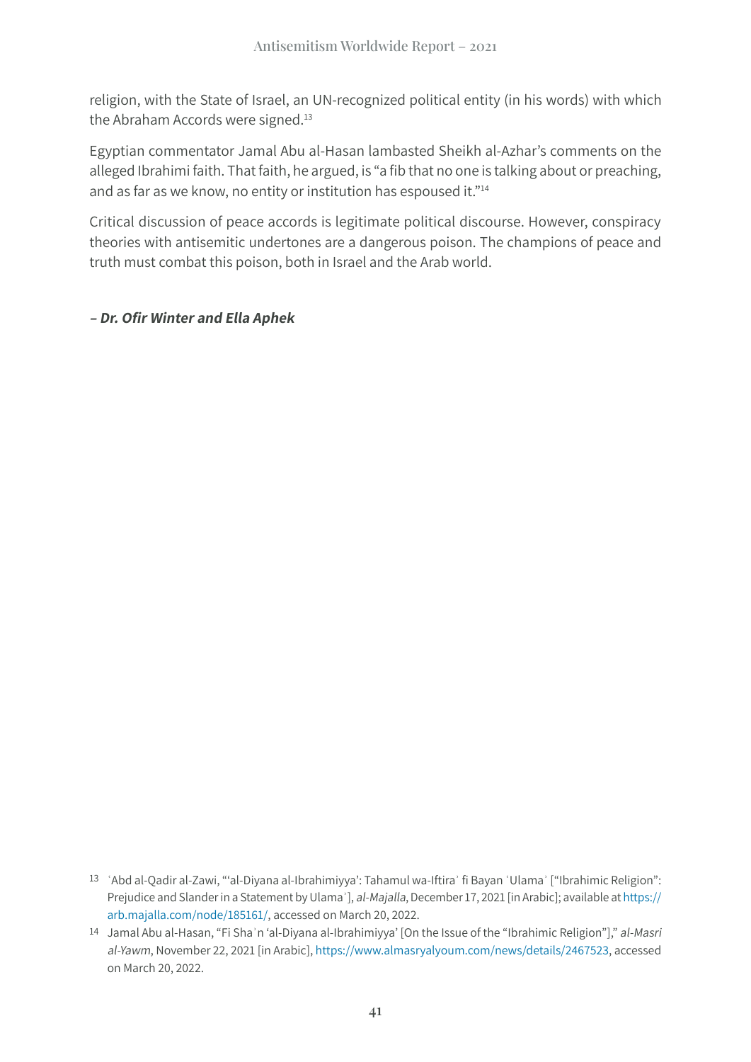religion, with the State of Israel, an UN-recognized political entity (in his words) with which the Abraham Accords were signed.[13]

Egyptian commentator Jamal Abu al-Hasan lambasted Sheikh al-Azhar's comments on the alleged Ibrahimi faith. That faith, he argued, is "a fib that no one is talking about or preaching, and as far as we know, no entity or institution has espoused it."[14]

Critical discussion of peace accords is legitimate political discourse. However, conspiracy theories with antisemitic undertones are a dangerous poison. The champions of peace and truth must combat this poison, both in Israel and the Arab world.

***– Dr. Ofir Winter and Ella Aphek***

---

[13] ʿAbd al-Qadir al-Zawi, "'al-Diyana al-Ibrahimiyya': Tahamul wa-Iftiraʾ fi Bayan ʿUlamaʾ ["Ibrahimic Religion": Prejudice and Slander in a Statement by Ulamaʾ], *al-Majalla*, December 17, 2021 [in Arabic]; available at https://arb.majalla.com/node/185161/, accessed on March 20, 2022.

[14] Jamal Abu al-Hasan, "Fi Shaʾn 'al-Diyana al-Ibrahimiyya' [On the Issue of the "Ibrahimic Religion"]," *al-Masri al-Yawm*, November 22, 2021 [in Arabic], https://www.almasryalyoum.com/news/details/2467523, accessed on March 20, 2022.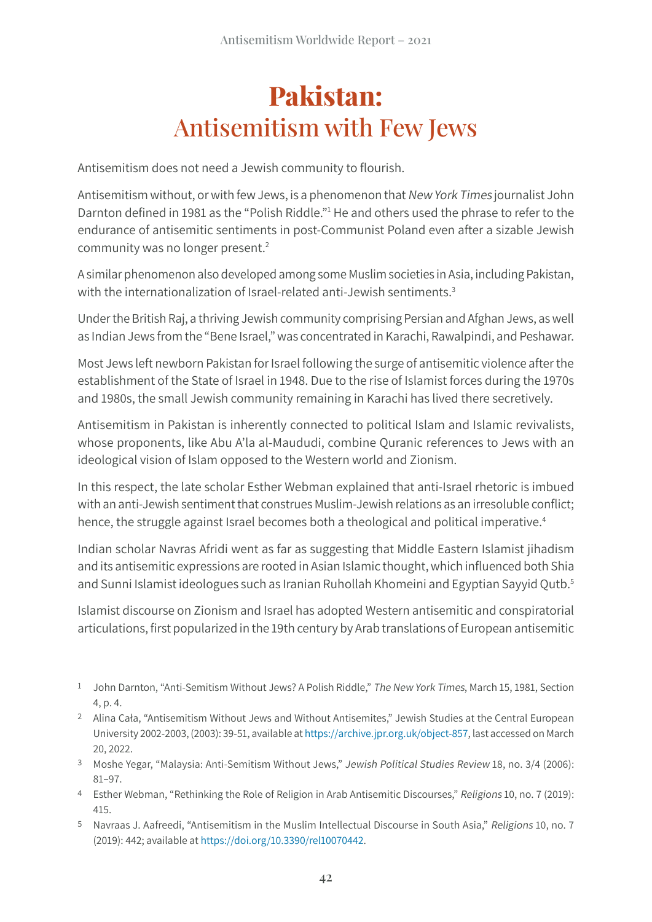# Pakistan: Antisemitism with Few Jews

Antisemitism does not need a Jewish community to flourish.

Antisemitism without, or with few Jews, is a phenomenon that *New York Times* journalist John Darnton defined in 1981 as the "Polish Riddle."[1] He and others used the phrase to refer to the endurance of antisemitic sentiments in post-Communist Poland even after a sizable Jewish community was no longer present.[2]

A similar phenomenon also developed among some Muslim societies in Asia, including Pakistan, with the internationalization of Israel-related anti-Jewish sentiments.[3]

Under the British Raj, a thriving Jewish community comprising Persian and Afghan Jews, as well as Indian Jews from the "Bene Israel," was concentrated in Karachi, Rawalpindi, and Peshawar.

Most Jews left newborn Pakistan for Israel following the surge of antisemitic violence after the establishment of the State of Israel in 1948. Due to the rise of Islamist forces during the 1970s and 1980s, the small Jewish community remaining in Karachi has lived there secretively.

Antisemitism in Pakistan is inherently connected to political Islam and Islamic revivalists, whose proponents, like Abu A'la al-Maududi, combine Quranic references to Jews with an ideological vision of Islam opposed to the Western world and Zionism.

In this respect, the late scholar Esther Webman explained that anti-Israel rhetoric is imbued with an anti-Jewish sentiment that construes Muslim-Jewish relations as an irresoluble conflict; hence, the struggle against Israel becomes both a theological and political imperative.[4]

Indian scholar Navras Afridi went as far as suggesting that Middle Eastern Islamist jihadism and its antisemitic expressions are rooted in Asian Islamic thought, which influenced both Shia and Sunni Islamist ideologues such as Iranian Ruhollah Khomeini and Egyptian Sayyid Qutb.[5]

Islamist discourse on Zionism and Israel has adopted Western antisemitic and conspiratorial articulations, first popularized in the 19th century by Arab translations of European antisemitic

---

1 John Darnton, "Anti-Semitism Without Jews? A Polish Riddle," *The New York Times*, March 15, 1981, Section 4, p. 4.

2 Alina Cała, "Antisemitism Without Jews and Without Antisemites," Jewish Studies at the Central European University 2002-2003, (2003): 39-51, available at https://archive.jpr.org.uk/object-857, last accessed on March 20, 2022.

3 Moshe Yegar, "Malaysia: Anti-Semitism Without Jews," *Jewish Political Studies Review* 18, no. 3/4 (2006): 81–97.

4 Esther Webman, "Rethinking the Role of Religion in Arab Antisemitic Discourses," *Religions* 10, no. 7 (2019): 415.

5 Navraas J. Aafreedi, "Antisemitism in the Muslim Intellectual Discourse in South Asia," *Religions* 10, no. 7 (2019): 442; available at https://doi.org/10.3390/rel10070442.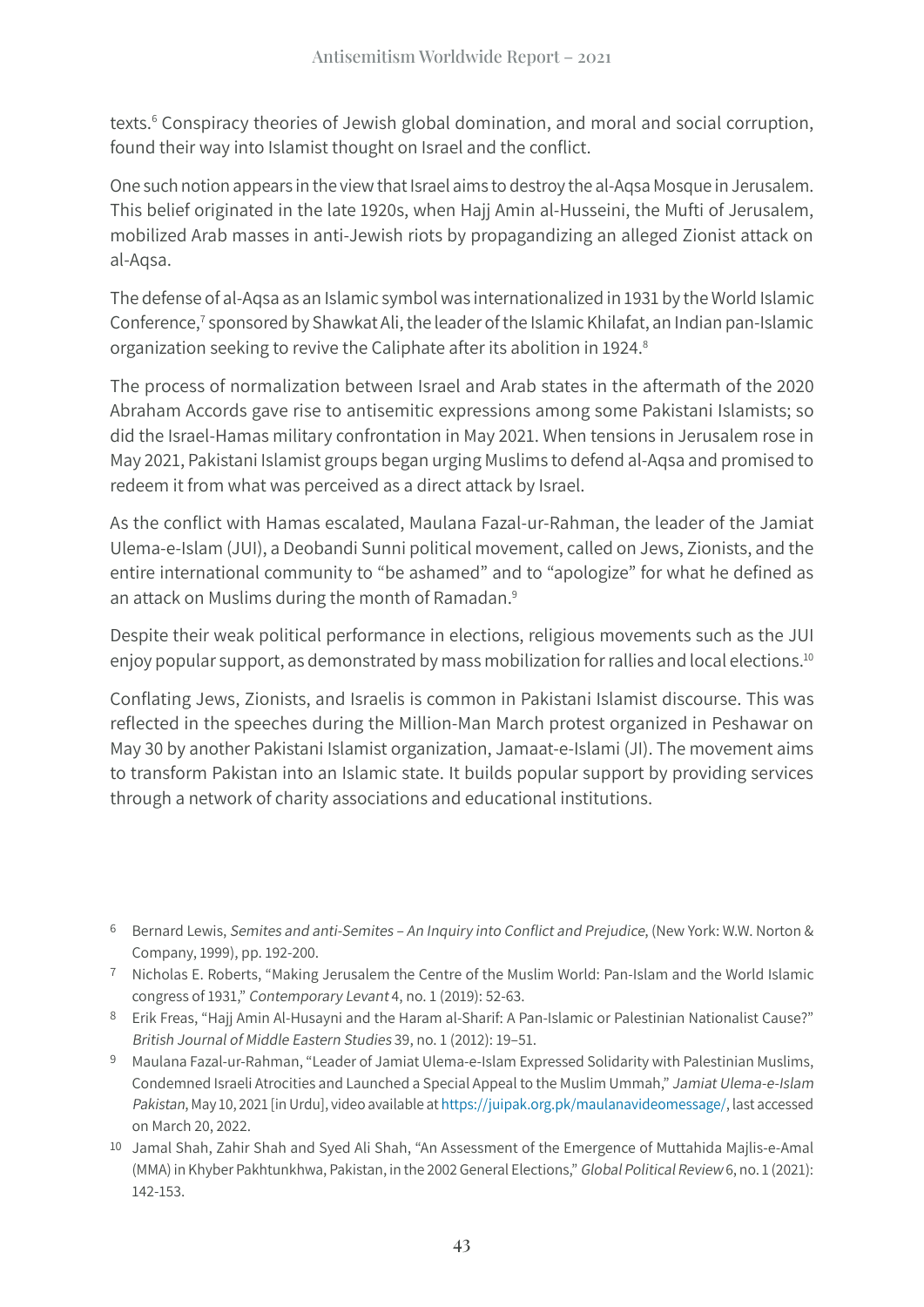texts.[6] Conspiracy theories of Jewish global domination, and moral and social corruption, found their way into Islamist thought on Israel and the conflict.

One such notion appears in the view that Israel aims to destroy the al-Aqsa Mosque in Jerusalem. This belief originated in the late 1920s, when Hajj Amin al-Husseini, the Mufti of Jerusalem, mobilized Arab masses in anti-Jewish riots by propagandizing an alleged Zionist attack on al-Aqsa.

The defense of al-Aqsa as an Islamic symbol was internationalized in 1931 by the World Islamic Conference,[7] sponsored by Shawkat Ali, the leader of the Islamic Khilafat, an Indian pan-Islamic organization seeking to revive the Caliphate after its abolition in 1924.[8]

The process of normalization between Israel and Arab states in the aftermath of the 2020 Abraham Accords gave rise to antisemitic expressions among some Pakistani Islamists; so did the Israel-Hamas military confrontation in May 2021. When tensions in Jerusalem rose in May 2021, Pakistani Islamist groups began urging Muslims to defend al-Aqsa and promised to redeem it from what was perceived as a direct attack by Israel.

As the conflict with Hamas escalated, Maulana Fazal-ur-Rahman, the leader of the Jamiat Ulema-e-Islam (JUI), a Deobandi Sunni political movement, called on Jews, Zionists, and the entire international community to "be ashamed" and to "apologize" for what he defined as an attack on Muslims during the month of Ramadan.[9]

Despite their weak political performance in elections, religious movements such as the JUI enjoy popular support, as demonstrated by mass mobilization for rallies and local elections.[10]

Conflating Jews, Zionists, and Israelis is common in Pakistani Islamist discourse. This was reflected in the speeches during the Million-Man March protest organized in Peshawar on May 30 by another Pakistani Islamist organization, Jamaat-e-Islami (JI). The movement aims to transform Pakistan into an Islamic state. It builds popular support by providing services through a network of charity associations and educational institutions.

---

[6] Bernard Lewis, *Semites and anti-Semites – An Inquiry into Conflict and Prejudice*, (New York: W.W. Norton & Company, 1999), pp. 192-200.

[7] Nicholas E. Roberts, "Making Jerusalem the Centre of the Muslim World: Pan-Islam and the World Islamic congress of 1931," *Contemporary Levant* 4, no. 1 (2019): 52-63.

[8] Erik Freas, "Hajj Amin Al-Husayni and the Haram al-Sharif: A Pan-Islamic or Palestinian Nationalist Cause?" *British Journal of Middle Eastern Studies* 39, no. 1 (2012): 19–51.

[9] Maulana Fazal-ur-Rahman, "Leader of Jamiat Ulema-e-Islam Expressed Solidarity with Palestinian Muslims, Condemned Israeli Atrocities and Launched a Special Appeal to the Muslim Ummah," *Jamiat Ulema-e-Islam Pakistan*, May 10, 2021 [in Urdu], video available at https://juipak.org.pk/maulanavideomessage/, last accessed on March 20, 2022.

[10] Jamal Shah, Zahir Shah and Syed Ali Shah, "An Assessment of the Emergence of Muttahida Majlis-e-Amal (MMA) in Khyber Pakhtunkhwa, Pakistan, in the 2002 General Elections," *Global Political Review* 6, no. 1 (2021): 142-153.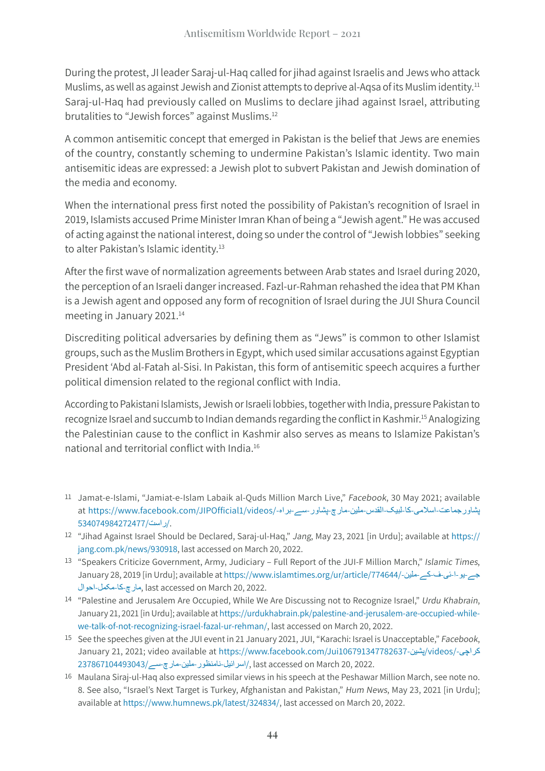During the protest, JI leader Saraj-ul-Haq called for jihad against Israelis and Jews who attack Muslims, as well as against Jewish and Zionist attempts to deprive al-Aqsa of its Muslim identity.[11] Saraj-ul-Haq had previously called on Muslims to declare jihad against Israel, attributing brutalities to "Jewish forces" against Muslims.[12]

A common antisemitic concept that emerged in Pakistan is the belief that Jews are enemies of the country, constantly scheming to undermine Pakistan's Islamic identity. Two main antisemitic ideas are expressed: a Jewish plot to subvert Pakistan and Jewish domination of the media and economy.

When the international press first noted the possibility of Pakistan's recognition of Israel in 2019, Islamists accused Prime Minister Imran Khan of being a "Jewish agent." He was accused of acting against the national interest, doing so under the control of "Jewish lobbies" seeking to alter Pakistan's Islamic identity.[13]

After the first wave of normalization agreements between Arab states and Israel during 2020, the perception of an Israeli danger increased. Fazl-ur-Rahman rehashed the idea that PM Khan is a Jewish agent and opposed any form of recognition of Israel during the JUI Shura Council meeting in January 2021.[14]

Discrediting political adversaries by defining them as "Jews" is common to other Islamist groups, such as the Muslim Brothers in Egypt, which used similar accusations against Egyptian President 'Abd al-Fatah al-Sisi. In Pakistan, this form of antisemitic speech acquires a further political dimension related to the regional conflict with India.

According to Pakistani Islamists, Jewish or Israeli lobbies, together with India, pressure Pakistan to recognize Israel and succumb to Indian demands regarding the conflict in Kashmir.[15] Analogizing the Palestinian cause to the conflict in Kashmir also serves as means to Islamize Pakistan's national and territorial conflict with India.[16]

---

11 Jamat-e-Islami, "Jamiat-e-Islam Labaik al-Quds Million March Live," *Facebook*, 30 May 2021; available at https://www.facebook.com/JIPOfficial1/videos/-پشاور-جماعت-اسلامی-کا-لبیک-القدس-ملین-مارچ-پشاور-سے-براہ/راست/534074984272477/.

12 "Jihad Against Israel Should be Declared, Saraj-ul-Haq," *Jang*, May 23, 2021 [in Urdu]; available at https://jang.com.pk/news/930918, last accessed on March 20, 2022.

13 "Speakers Criticize Government, Army, Judiciary – Full Report of the JUI-F Million March," *Islamic Times*, January 28, 2019 [in Urdu]; available at https://www.islamtimes.org/ur/article/774644/-جے-یو-ا-ئی-ف-کے-ملین-مارچ-کا-مکمل-احوال, last accessed on March 20, 2022.

14 "Palestine and Jerusalem Are Occupied, While We Are Discussing not to Recognize Israel," *Urdu Khabrain*, January 21, 2021 [in Urdu]; available at https://urdukhabrain.pk/palestine-and-jerusalem-are-occupied-while-we-talk-of-not-recognizing-israel-fazal-ur-rehman/, last accessed on March 20, 2022.

15 See the speeches given at the JUI event in 21 January 2021, JUI, "Karachi: Israel is Unacceptable," *Facebook*, January 21, 2021; video available at https://www.facebook.com/Jui106791347782637-پشین/videos/-کراچی-اسرائیل-نامنظور-ملین-مارچ-سے/237867104493043/, last accessed on March 20, 2022.

16 Maulana Siraj-ul-Haq also expressed similar views in his speech at the Peshawar Million March, see note no. 8. See also, "Israel's Next Target is Turkey, Afghanistan and Pakistan," *Hum News*, May 23, 2021 [in Urdu]; available at https://www.humnews.pk/latest/324834/, last accessed on March 20, 2022.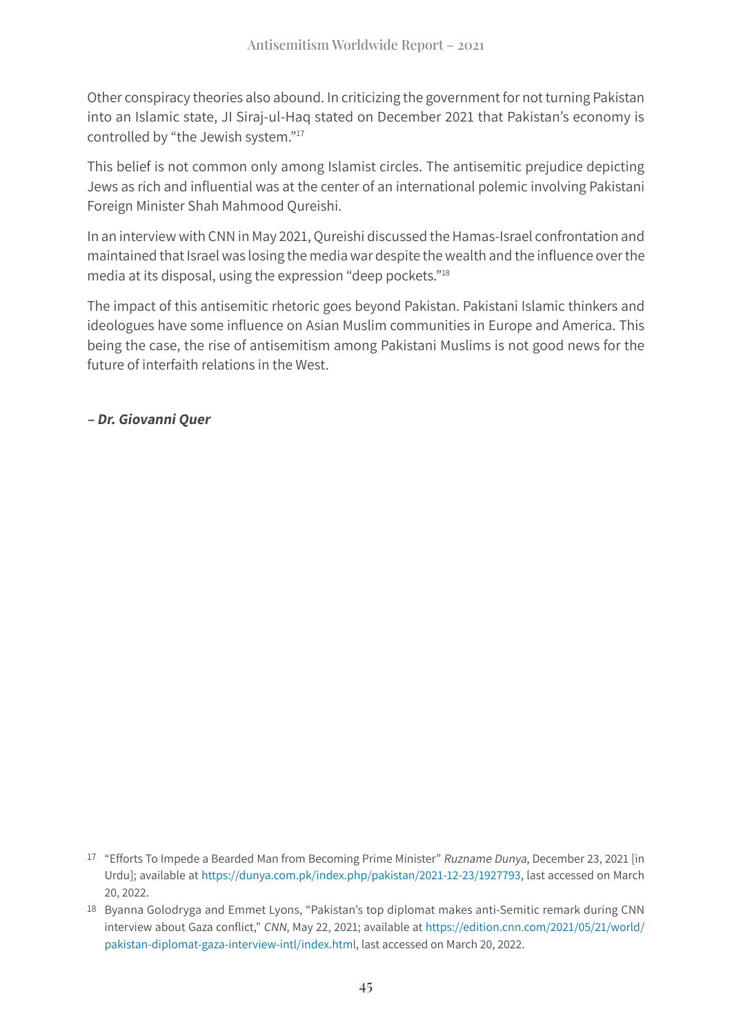Other conspiracy theories also abound. In criticizing the government for not turning Pakistan into an Islamic state, JI Siraj-ul-Haq stated on December 2021 that Pakistan's economy is controlled by "the Jewish system."[17]

This belief is not common only among Islamist circles. The antisemitic prejudice depicting Jews as rich and influential was at the center of an international polemic involving Pakistani Foreign Minister Shah Mahmood Qureishi.

In an interview with CNN in May 2021, Qureishi discussed the Hamas-Israel confrontation and maintained that Israel was losing the media war despite the wealth and the influence over the media at its disposal, using the expression "deep pockets."[18]

The impact of this antisemitic rhetoric goes beyond Pakistan. Pakistani Islamic thinkers and ideologues have some influence on Asian Muslim communities in Europe and America. This being the case, the rise of antisemitism among Pakistani Muslims is not good news for the future of interfaith relations in the West.

***– Dr. Giovanni Quer***

---

[17] "Efforts To Impede a Bearded Man from Becoming Prime Minister" *Ruzname Dunya*, December 23, 2021 [in Urdu]; available at https://dunya.com.pk/index.php/pakistan/2021-12-23/1927793, last accessed on March 20, 2022.

[18] Byanna Golodryga and Emmet Lyons, "Pakistan's top diplomat makes anti-Semitic remark during CNN interview about Gaza conflict," *CNN*, May 22, 2021; available at https://edition.cnn.com/2021/05/21/world/pakistan-diplomat-gaza-interview-intl/index.html, last accessed on March 20, 2022.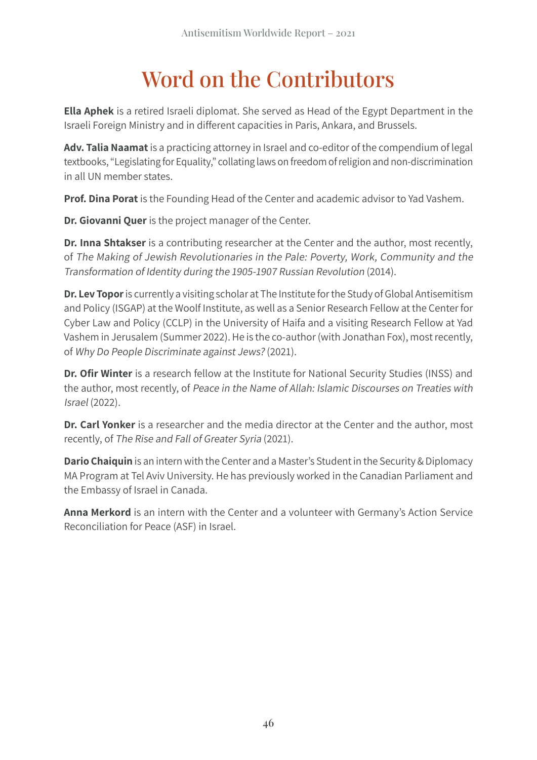# Word on the Contributors

**Ella Aphek** is a retired Israeli diplomat. She served as Head of the Egypt Department in the Israeli Foreign Ministry and in different capacities in Paris, Ankara, and Brussels.

**Adv. Talia Naamat** is a practicing attorney in Israel and co-editor of the compendium of legal textbooks, "Legislating for Equality," collating laws on freedom of religion and non-discrimination in all UN member states.

**Prof. Dina Porat** is the Founding Head of the Center and academic advisor to Yad Vashem.

**Dr. Giovanni Quer** is the project manager of the Center.

**Dr. Inna Shtakser** is a contributing researcher at the Center and the author, most recently, of *The Making of Jewish Revolutionaries in the Pale: Poverty, Work, Community and the Transformation of Identity during the 1905-1907 Russian Revolution* (2014).

**Dr. Lev Topor** is currently a visiting scholar at The Institute for the Study of Global Antisemitism and Policy (ISGAP) at the Woolf Institute, as well as a Senior Research Fellow at the Center for Cyber Law and Policy (CCLP) in the University of Haifa and a visiting Research Fellow at Yad Vashem in Jerusalem (Summer 2022). He is the co-author (with Jonathan Fox), most recently, of *Why Do People Discriminate against Jews?* (2021).

**Dr. Ofir Winter** is a research fellow at the Institute for National Security Studies (INSS) and the author, most recently, of *Peace in the Name of Allah: Islamic Discourses on Treaties with Israel* (2022).

**Dr. Carl Yonker** is a researcher and the media director at the Center and the author, most recently, of *The Rise and Fall of Greater Syria* (2021).

**Dario Chaiquin** is an intern with the Center and a Master's Student in the Security & Diplomacy MA Program at Tel Aviv University. He has previously worked in the Canadian Parliament and the Embassy of Israel in Canada.

**Anna Merkord** is an intern with the Center and a volunteer with Germany's Action Service Reconciliation for Peace (ASF) in Israel.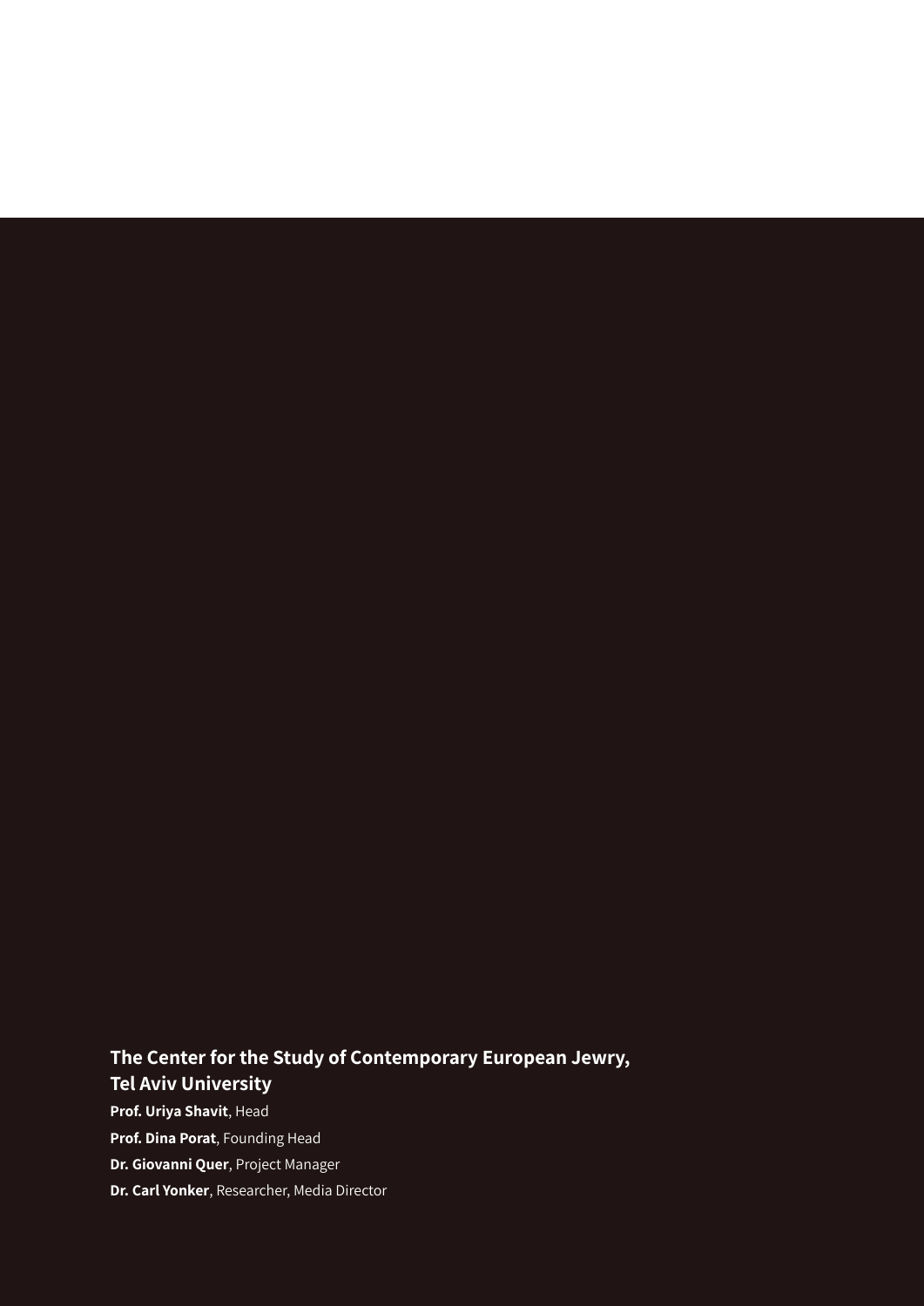**The Center for the Study of Contemporary European Jewry, Tel Aviv University**

**Prof. Uriya Shavit**, Head

**Prof. Dina Porat**, Founding Head

**Dr. Giovanni Quer**, Project Manager

**Dr. Carl Yonker**, Researcher, Media Director